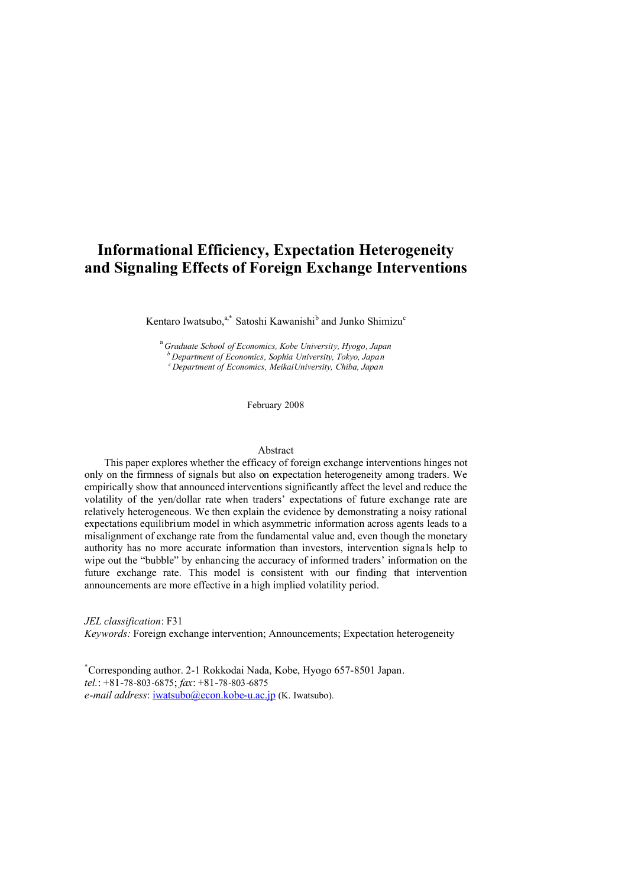# Informational Efficiency, Expectation Heterogeneity and Signaling Effects of Foreign Exchange Interventions

Kentaro Iwatsubo,[a,*] Satoshi Kawanishi[b] and Junko Shimizu[c]

[a] *Graduate School of Economics, Kobe University, Hyogo, Japan*
[b] *Department of Economics, Sophia University, Tokyo, Japan*
[c] *Department of Economics, MeikaiUniversity, Chiba, Japan*

February 2008

## Abstract

This paper explores whether the efficacy of foreign exchange interventions hinges not only on the firmness of signals but also on expectation heterogeneity among traders. We empirically show that announced interventions significantly affect the level and reduce the volatility of the yen/dollar rate when traders' expectations of future exchange rate are relatively heterogeneous. We then explain the evidence by demonstrating a noisy rational expectations equilibrium model in which asymmetric information across agents leads to a misalignment of exchange rate from the fundamental value and, even though the monetary authority has no more accurate information than investors, intervention signals help to wipe out the "bubble" by enhancing the accuracy of informed traders' information on the future exchange rate. This model is consistent with our finding that intervention announcements are more effective in a high implied volatility period.

*JEL classification*: F31
*Keywords:* Foreign exchange intervention; Announcements; Expectation heterogeneity

[*] Corresponding author. 2-1 Rokkodai Nada, Kobe, Hyogo 657-8501 Japan.
*tel.*: +81-78-803-6875; *fax*: +81-78-803-6875
*e-mail address*: iwatsubo@econ.kobe-u.ac.jp (K. Iwatsubo).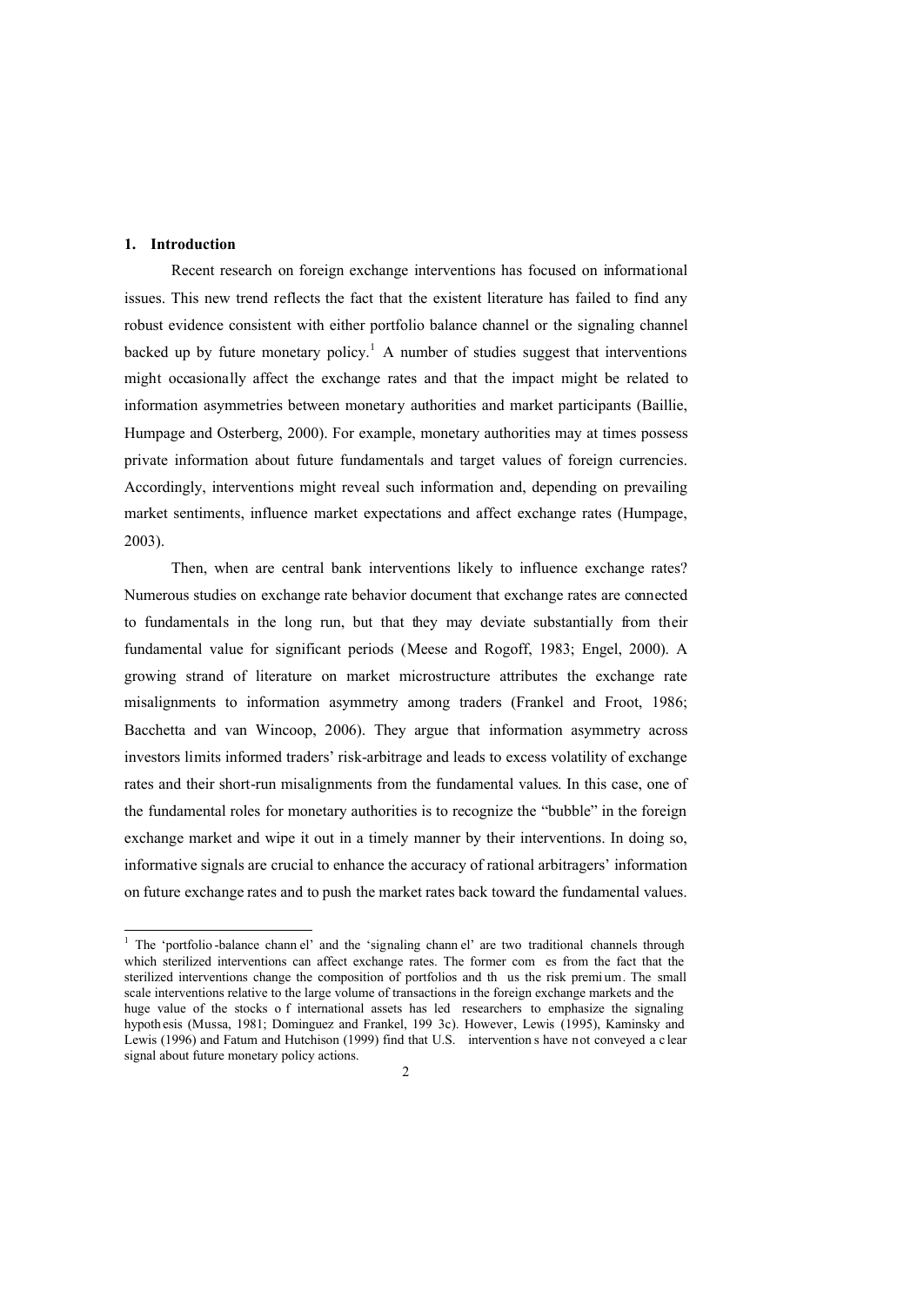## 1. Introduction

Recent research on foreign exchange interventions has focused on informational issues. This new trend reflects the fact that the existent literature has failed to find any robust evidence consistent with either portfolio balance channel or the signaling channel backed up by future monetary policy.[1] A number of studies suggest that interventions might occasionally affect the exchange rates and that the impact might be related to information asymmetries between monetary authorities and market participants (Baillie, Humpage and Osterberg, 2000). For example, monetary authorities may at times possess private information about future fundamentals and target values of foreign currencies. Accordingly, interventions might reveal such information and, depending on prevailing market sentiments, influence market expectations and affect exchange rates (Humpage, 2003).

Then, when are central bank interventions likely to influence exchange rates? Numerous studies on exchange rate behavior document that exchange rates are connected to fundamentals in the long run, but that they may deviate substantially from their fundamental value for significant periods (Meese and Rogoff, 1983; Engel, 2000). A growing strand of literature on market microstructure attributes the exchange rate misalignments to information asymmetry among traders (Frankel and Froot, 1986; Bacchetta and van Wincoop, 2006). They argue that information asymmetry across investors limits informed traders' risk-arbitrage and leads to excess volatility of exchange rates and their short-run misalignments from the fundamental values. In this case, one of the fundamental roles for monetary authorities is to recognize the "bubble" in the foreign exchange market and wipe it out in a timely manner by their interventions. In doing so, informative signals are crucial to enhance the accuracy of rational arbitragers' information on future exchange rates and to push the market rates back toward the fundamental values.

[1] The 'portfolio-balance channel' and the 'signaling channel' are two traditional channels through which sterilized interventions can affect exchange rates. The former comes from the fact that the sterilized interventions change the composition of portfolios and thus the risk premium. The small scale interventions relative to the large volume of transactions in the foreign exchange markets and the huge value of the stocks of international assets has led researchers to emphasize the signaling hypothesis (Mussa, 1981; Dominguez and Frankel, 1993c). However, Lewis (1995), Kaminsky and Lewis (1996) and Fatum and Hutchison (1999) find that U.S. interventions have not conveyed a clear signal about future monetary policy actions.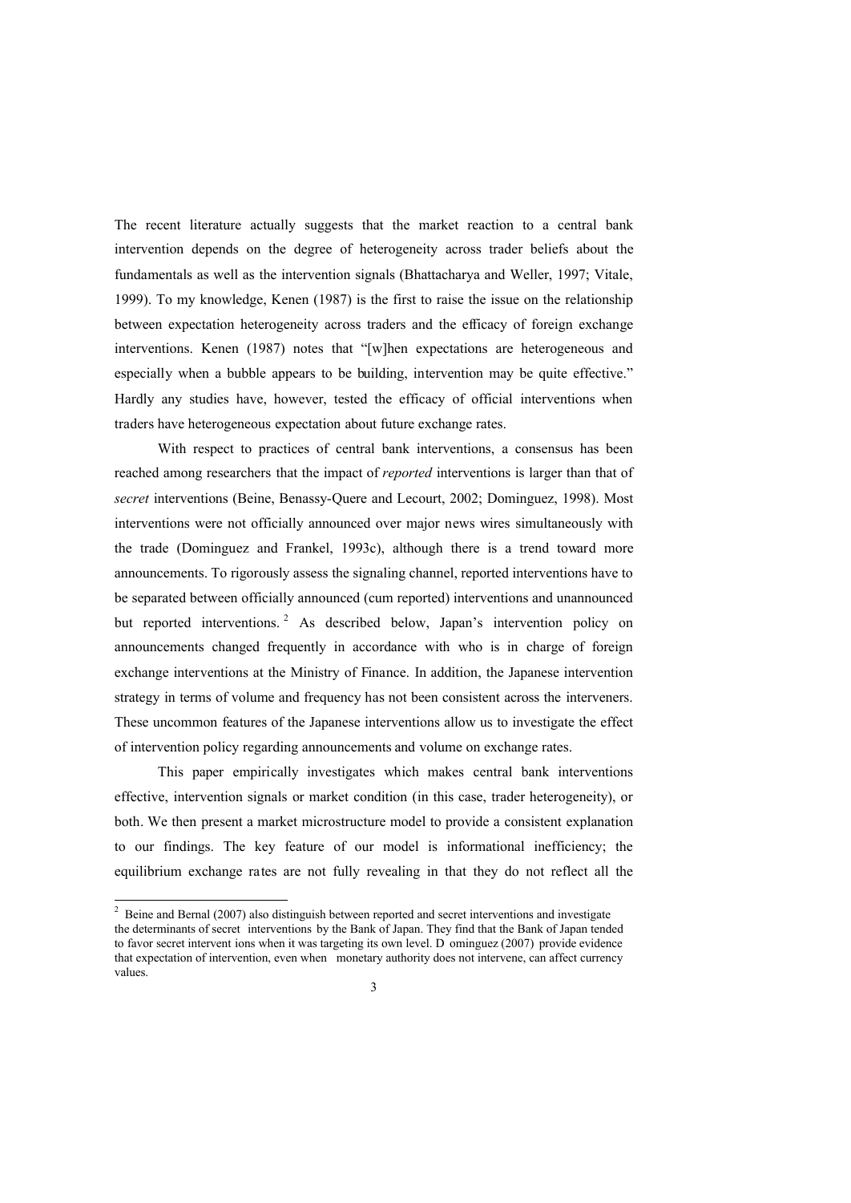The recent literature actually suggests that the market reaction to a central bank intervention depends on the degree of heterogeneity across trader beliefs about the fundamentals as well as the intervention signals (Bhattacharya and Weller, 1997; Vitale, 1999). To my knowledge, Kenen (1987) is the first to raise the issue on the relationship between expectation heterogeneity across traders and the efficacy of foreign exchange interventions. Kenen (1987) notes that "[w]hen expectations are heterogeneous and especially when a bubble appears to be building, intervention may be quite effective." Hardly any studies have, however, tested the efficacy of official interventions when traders have heterogeneous expectation about future exchange rates.

With respect to practices of central bank interventions, a consensus has been reached among researchers that the impact of *reported* interventions is larger than that of *secret* interventions (Beine, Benassy-Quere and Lecourt, 2002; Dominguez, 1998). Most interventions were not officially announced over major news wires simultaneously with the trade (Dominguez and Frankel, 1993c), although there is a trend toward more announcements. To rigorously assess the signaling channel, reported interventions have to be separated between officially announced (cum reported) interventions and unannounced but reported interventions.[2] As described below, Japan's intervention policy on announcements changed frequently in accordance with who is in charge of foreign exchange interventions at the Ministry of Finance. In addition, the Japanese intervention strategy in terms of volume and frequency has not been consistent across the interveners. These uncommon features of the Japanese interventions allow us to investigate the effect of intervention policy regarding announcements and volume on exchange rates.

This paper empirically investigates which makes central bank interventions effective, intervention signals or market condition (in this case, trader heterogeneity), or both. We then present a market microstructure model to provide a consistent explanation to our findings. The key feature of our model is informational inefficiency; the equilibrium exchange rates are not fully revealing in that they do not reflect all the

[2] Beine and Bernal (2007) also distinguish between reported and secret interventions and investigate the determinants of secret interventions by the Bank of Japan. They find that the Bank of Japan tended to favor secret interventions when it was targeting its own level. Dominguez (2007) provide evidence that expectation of intervention, even when monetary authority does not intervene, can affect currency values.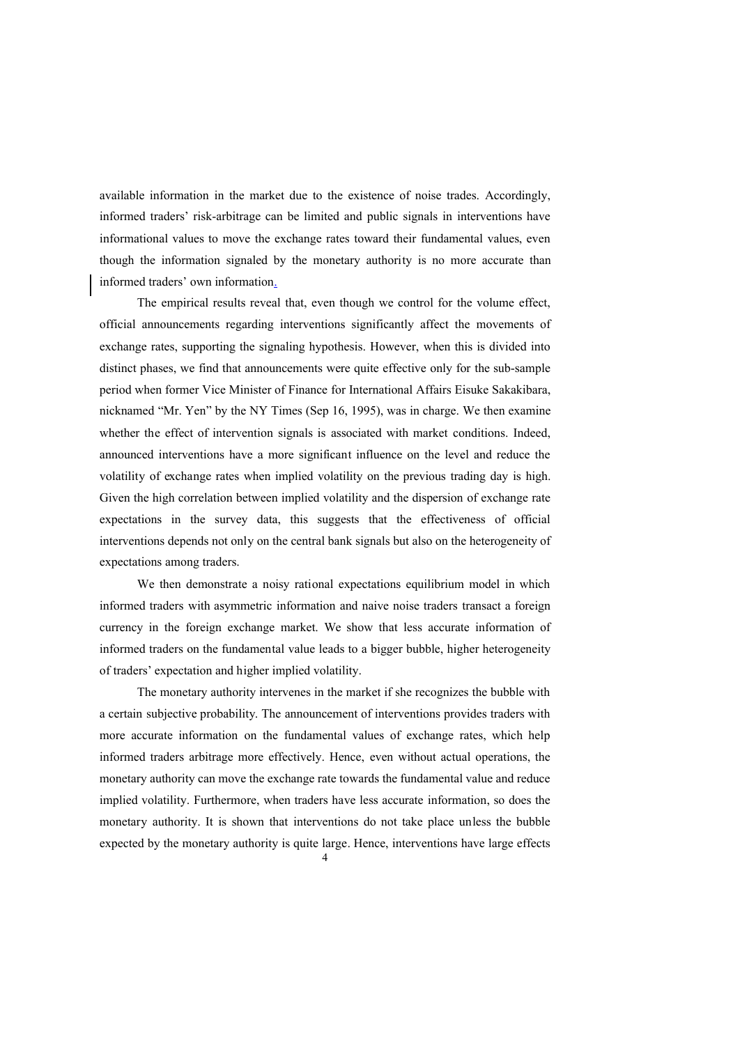available information in the market due to the existence of noise trades. Accordingly, informed traders' risk-arbitrage can be limited and public signals in interventions have informational values to move the exchange rates toward their fundamental values, even though the information signaled by the monetary authority is no more accurate than informed traders' own information.

The empirical results reveal that, even though we control for the volume effect, official announcements regarding interventions significantly affect the movements of exchange rates, supporting the signaling hypothesis. However, when this is divided into distinct phases, we find that announcements were quite effective only for the sub-sample period when former Vice Minister of Finance for International Affairs Eisuke Sakakibara, nicknamed "Mr. Yen" by the NY Times (Sep 16, 1995), was in charge. We then examine whether the effect of intervention signals is associated with market conditions. Indeed, announced interventions have a more significant influence on the level and reduce the volatility of exchange rates when implied volatility on the previous trading day is high. Given the high correlation between implied volatility and the dispersion of exchange rate expectations in the survey data, this suggests that the effectiveness of official interventions depends not only on the central bank signals but also on the heterogeneity of expectations among traders.

We then demonstrate a noisy rational expectations equilibrium model in which informed traders with asymmetric information and naive noise traders transact a foreign currency in the foreign exchange market. We show that less accurate information of informed traders on the fundamental value leads to a bigger bubble, higher heterogeneity of traders' expectation and higher implied volatility.

The monetary authority intervenes in the market if she recognizes the bubble with a certain subjective probability. The announcement of interventions provides traders with more accurate information on the fundamental values of exchange rates, which help informed traders arbitrage more effectively. Hence, even without actual operations, the monetary authority can move the exchange rate towards the fundamental value and reduce implied volatility. Furthermore, when traders have less accurate information, so does the monetary authority. It is shown that interventions do not take place unless the bubble expected by the monetary authority is quite large. Hence, interventions have large effects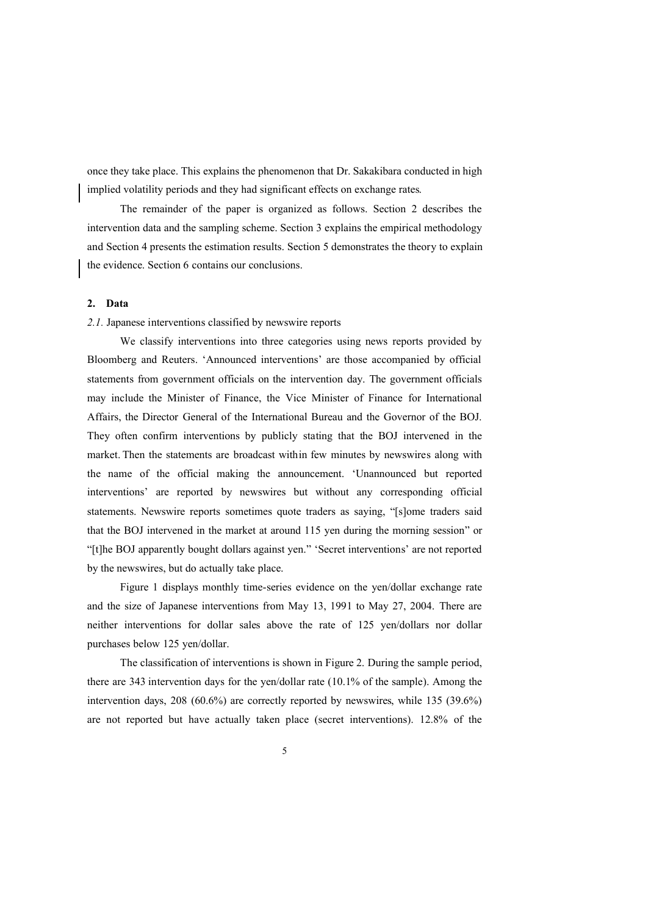once they take place. This explains the phenomenon that Dr. Sakakibara conducted in high implied volatility periods and they had significant effects on exchange rates.

The remainder of the paper is organized as follows. Section 2 describes the intervention data and the sampling scheme. Section 3 explains the empirical methodology and Section 4 presents the estimation results. Section 5 demonstrates the theory to explain the evidence. Section 6 contains our conclusions.

## 2. Data

*2.1.* Japanese interventions classified by newswire reports

We classify interventions into three categories using news reports provided by Bloomberg and Reuters. 'Announced interventions' are those accompanied by official statements from government officials on the intervention day. The government officials may include the Minister of Finance, the Vice Minister of Finance for International Affairs, the Director General of the International Bureau and the Governor of the BOJ. They often confirm interventions by publicly stating that the BOJ intervened in the market. Then the statements are broadcast within few minutes by newswires along with the name of the official making the announcement. 'Unannounced but reported interventions' are reported by newswires but without any corresponding official statements. Newswire reports sometimes quote traders as saying, "[s]ome traders said that the BOJ intervened in the market at around 115 yen during the morning session" or "[t]he BOJ apparently bought dollars against yen." 'Secret interventions' are not reported by the newswires, but do actually take place.

Figure 1 displays monthly time-series evidence on the yen/dollar exchange rate and the size of Japanese interventions from May 13, 1991 to May 27, 2004. There are neither interventions for dollar sales above the rate of 125 yen/dollars nor dollar purchases below 125 yen/dollar.

The classification of interventions is shown in Figure 2. During the sample period, there are 343 intervention days for the yen/dollar rate (10.1% of the sample). Among the intervention days, 208 (60.6%) are correctly reported by newswires, while 135 (39.6%) are not reported but have actually taken place (secret interventions). 12.8% of the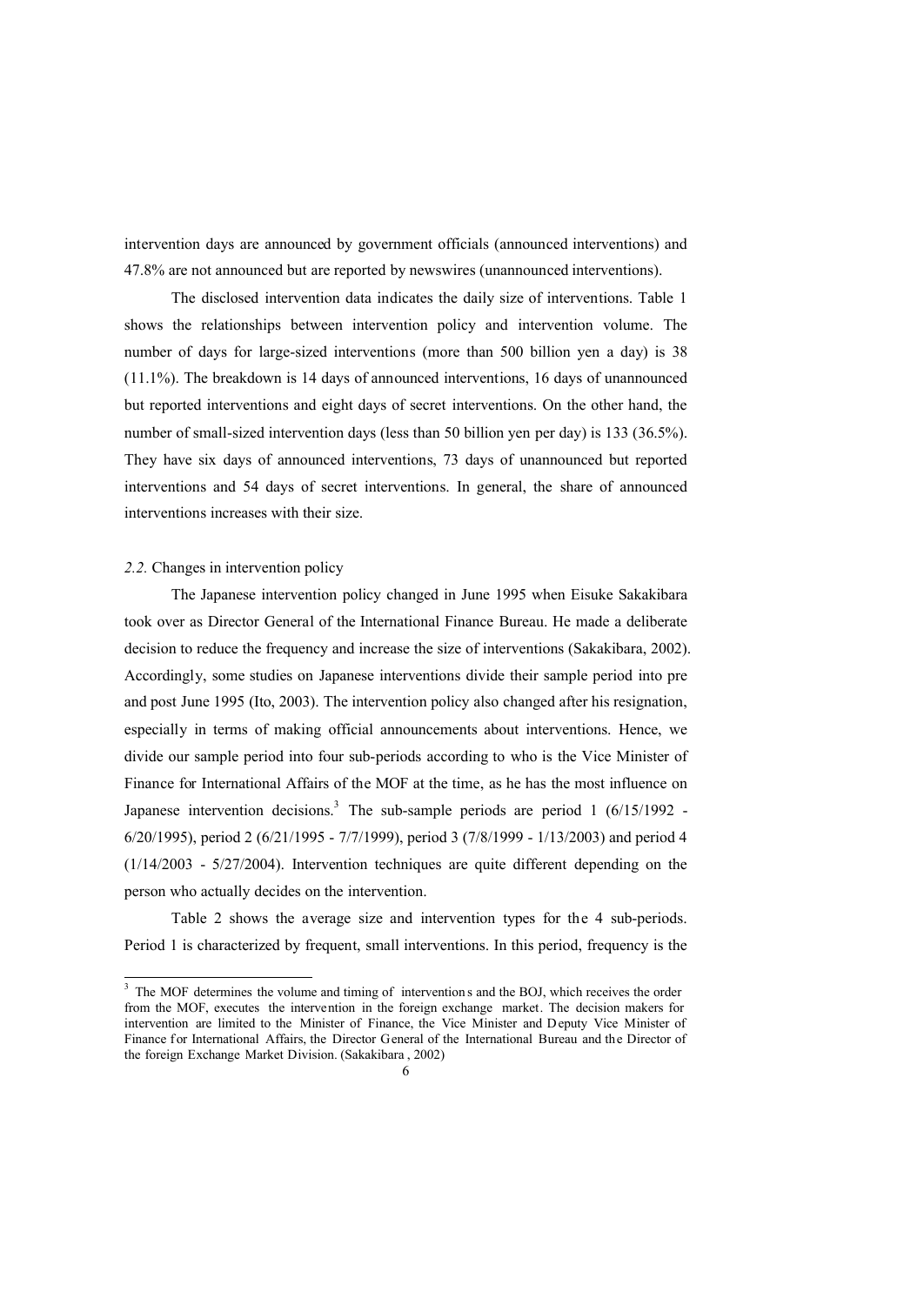intervention days are announced by government officials (announced interventions) and 47.8% are not announced but are reported by newswires (unannounced interventions).

The disclosed intervention data indicates the daily size of interventions. Table 1 shows the relationships between intervention policy and intervention volume. The number of days for large-sized interventions (more than 500 billion yen a day) is 38 (11.1%). The breakdown is 14 days of announced interventions, 16 days of unannounced but reported interventions and eight days of secret interventions. On the other hand, the number of small-sized intervention days (less than 50 billion yen per day) is 133 (36.5%). They have six days of announced interventions, 73 days of unannounced but reported interventions and 54 days of secret interventions. In general, the share of announced interventions increases with their size.

*2.2.* Changes in intervention policy

The Japanese intervention policy changed in June 1995 when Eisuke Sakakibara took over as Director General of the International Finance Bureau. He made a deliberate decision to reduce the frequency and increase the size of interventions (Sakakibara, 2002). Accordingly, some studies on Japanese interventions divide their sample period into pre and post June 1995 (Ito, 2003). The intervention policy also changed after his resignation, especially in terms of making official announcements about interventions. Hence, we divide our sample period into four sub-periods according to who is the Vice Minister of Finance for International Affairs of the MOF at the time, as he has the most influence on Japanese intervention decisions.[3] The sub-sample periods are period 1 (6/15/1992 - 6/20/1995), period 2 (6/21/1995 - 7/7/1999), period 3 (7/8/1999 - 1/13/2003) and period 4 (1/14/2003 - 5/27/2004). Intervention techniques are quite different depending on the person who actually decides on the intervention.

Table 2 shows the average size and intervention types for the 4 sub-periods. Period 1 is characterized by frequent, small interventions. In this period, frequency is the

[3] The MOF determines the volume and timing of interventions and the BOJ, which receives the order from the MOF, executes the intervention in the foreign exchange market. The decision makers for intervention are limited to the Minister of Finance, the Vice Minister and Deputy Vice Minister of Finance for International Affairs, the Director General of the International Bureau and the Director of the foreign Exchange Market Division. (Sakakibara, 2002)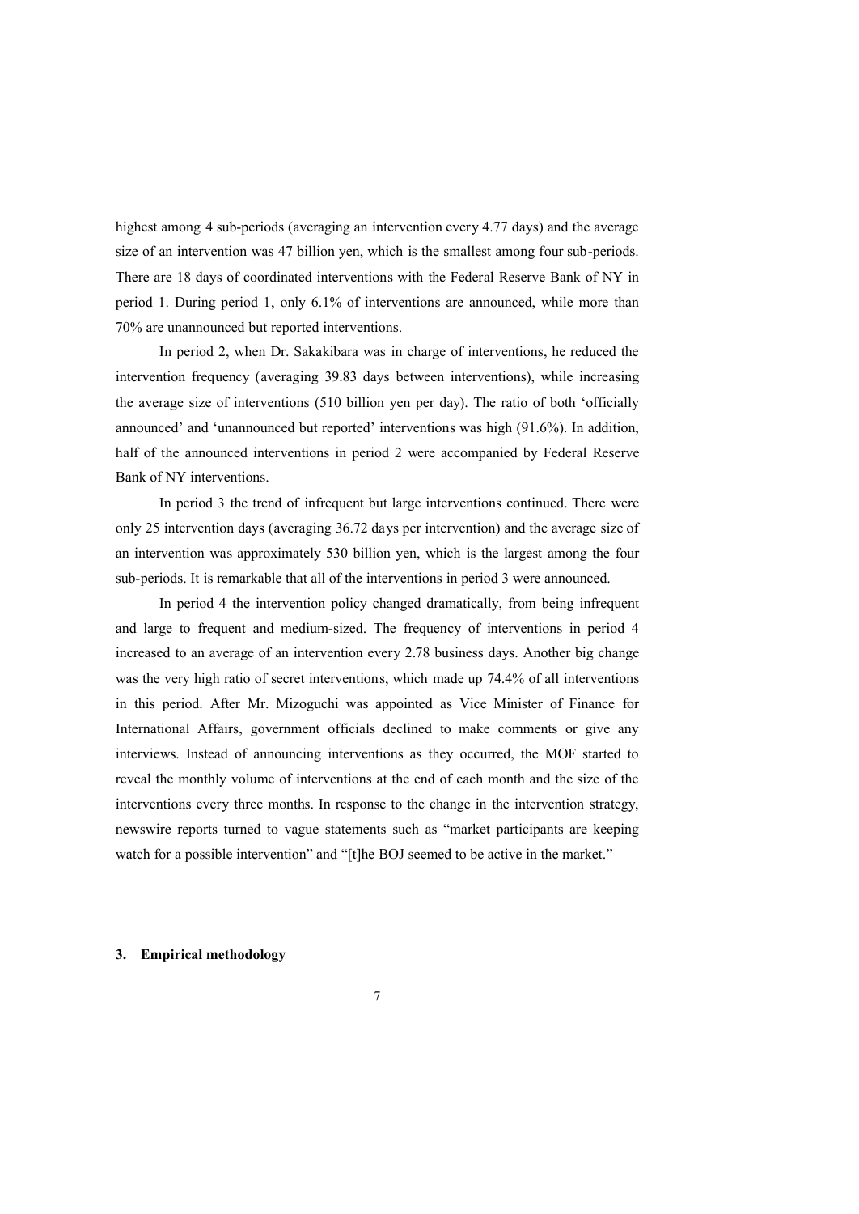highest among 4 sub-periods (averaging an intervention every 4.77 days) and the average size of an intervention was 47 billion yen, which is the smallest among four sub-periods. There are 18 days of coordinated interventions with the Federal Reserve Bank of NY in period 1. During period 1, only 6.1% of interventions are announced, while more than 70% are unannounced but reported interventions.

In period 2, when Dr. Sakakibara was in charge of interventions, he reduced the intervention frequency (averaging 39.83 days between interventions), while increasing the average size of interventions (510 billion yen per day). The ratio of both 'officially announced' and 'unannounced but reported' interventions was high (91.6%). In addition, half of the announced interventions in period 2 were accompanied by Federal Reserve Bank of NY interventions.

In period 3 the trend of infrequent but large interventions continued. There were only 25 intervention days (averaging 36.72 days per intervention) and the average size of an intervention was approximately 530 billion yen, which is the largest among the four sub-periods. It is remarkable that all of the interventions in period 3 were announced.

In period 4 the intervention policy changed dramatically, from being infrequent and large to frequent and medium-sized. The frequency of interventions in period 4 increased to an average of an intervention every 2.78 business days. Another big change was the very high ratio of secret interventions, which made up 74.4% of all interventions in this period. After Mr. Mizoguchi was appointed as Vice Minister of Finance for International Affairs, government officials declined to make comments or give any interviews. Instead of announcing interventions as they occurred, the MOF started to reveal the monthly volume of interventions at the end of each month and the size of the interventions every three months. In response to the change in the intervention strategy, newswire reports turned to vague statements such as "market participants are keeping watch for a possible intervention" and "[t]he BOJ seemed to be active in the market."

## 3. Empirical methodology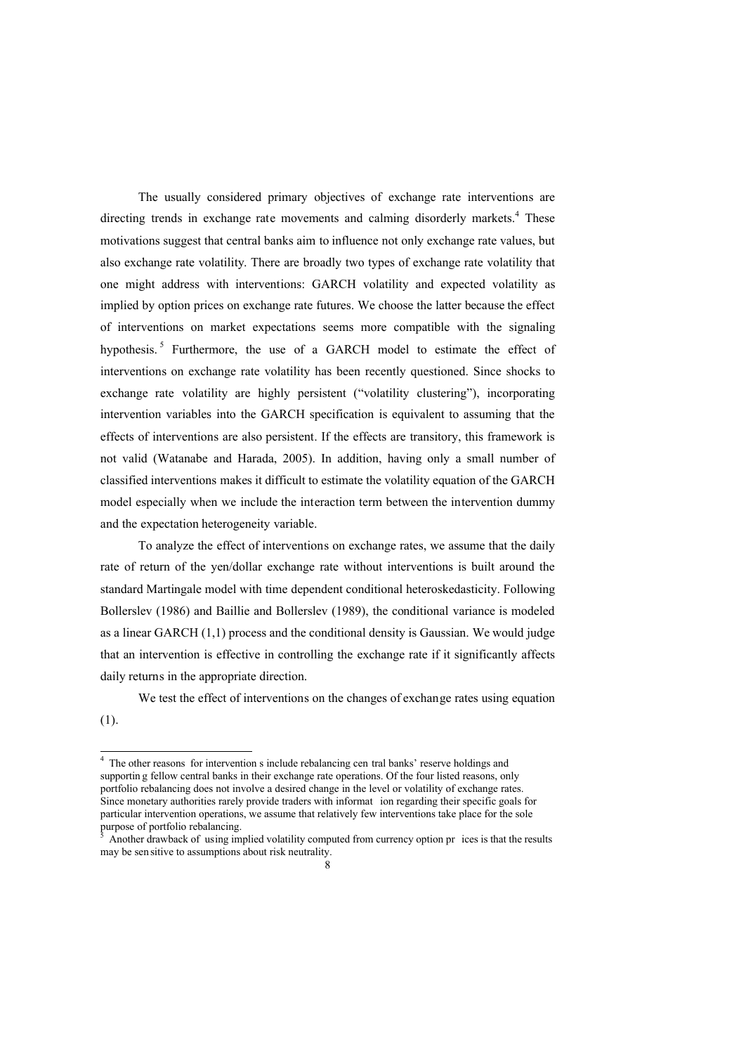The usually considered primary objectives of exchange rate interventions are directing trends in exchange rate movements and calming disorderly markets.[4] These motivations suggest that central banks aim to influence not only exchange rate values, but also exchange rate volatility. There are broadly two types of exchange rate volatility that one might address with interventions: GARCH volatility and expected volatility as implied by option prices on exchange rate futures. We choose the latter because the effect of interventions on market expectations seems more compatible with the signaling hypothesis.[5] Furthermore, the use of a GARCH model to estimate the effect of interventions on exchange rate volatility has been recently questioned. Since shocks to exchange rate volatility are highly persistent ("volatility clustering"), incorporating intervention variables into the GARCH specification is equivalent to assuming that the effects of interventions are also persistent. If the effects are transitory, this framework is not valid (Watanabe and Harada, 2005). In addition, having only a small number of classified interventions makes it difficult to estimate the volatility equation of the GARCH model especially when we include the interaction term between the intervention dummy and the expectation heterogeneity variable.

To analyze the effect of interventions on exchange rates, we assume that the daily rate of return of the yen/dollar exchange rate without interventions is built around the standard Martingale model with time dependent conditional heteroskedasticity. Following Bollerslev (1986) and Baillie and Bollerslev (1989), the conditional variance is modeled as a linear GARCH (1,1) process and the conditional density is Gaussian. We would judge that an intervention is effective in controlling the exchange rate if it significantly affects daily returns in the appropriate direction.

We test the effect of interventions on the changes of exchange rates using equation (1).

---

[4] The other reasons for interventions include rebalancing central banks' reserve holdings and supporting fellow central banks in their exchange rate operations. Of the four listed reasons, only portfolio rebalancing does not involve a desired change in the level or volatility of exchange rates. Since monetary authorities rarely provide traders with information regarding their specific goals for particular intervention operations, we assume that relatively few interventions take place for the sole purpose of portfolio rebalancing.

[5] Another drawback of using implied volatility computed from currency option prices is that the results may be sensitive to assumptions about risk neutrality.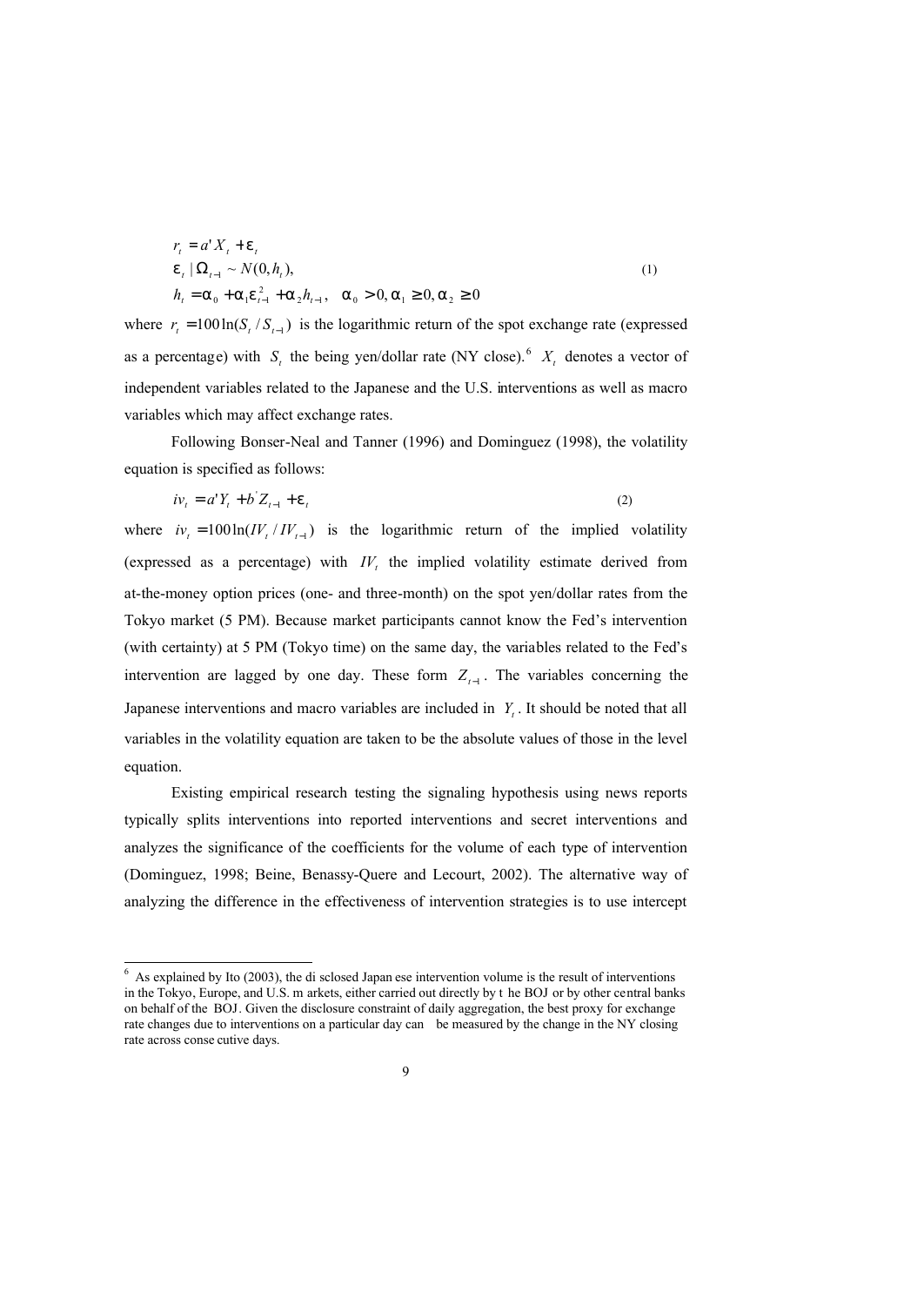$$
\begin{aligned}
& r_t = a' X_t + \varepsilon_t \\
& \varepsilon_t \mid \Omega_{t-1} \sim N(0, h_t), \qquad\qquad\qquad\qquad\qquad\qquad\qquad\qquad\qquad\qquad (1) \\
& h_t = \alpha_0 + \alpha_1 \varepsilon_{t-1}^2 + \alpha_2 h_{t-1}, \quad \alpha_0 > 0, \alpha_1 \geq 0, \alpha_2 \geq 0
\end{aligned}
$$

where $r_t = 100\ln(S_t / S_{t-1})$ is the logarithmic return of the spot exchange rate (expressed as a percentage) with $S_t$ the being yen/dollar rate (NY close).[6] $X_t$ denotes a vector of independent variables related to the Japanese and the U.S. interventions as well as macro variables which may affect exchange rates.

Following Bonser-Neal and Tanner (1996) and Dominguez (1998), the volatility equation is specified as follows:

$$
iv_t = a' Y_t + b' Z_{t-1} + \varepsilon_t \qquad\qquad (2)
$$

where $iv_t = 100\ln(IV_t / IV_{t-1})$ is the logarithmic return of the implied volatility (expressed as a percentage) with $IV_t$ the implied volatility estimate derived from at-the-money option prices (one- and three-month) on the spot yen/dollar rates from the Tokyo market (5 PM). Because market participants cannot know the Fed's intervention (with certainty) at 5 PM (Tokyo time) on the same day, the variables related to the Fed's intervention are lagged by one day. These form $Z_{t-1}$. The variables concerning the Japanese interventions and macro variables are included in $Y_t$. It should be noted that all variables in the volatility equation are taken to be the absolute values of those in the level equation.

Existing empirical research testing the signaling hypothesis using news reports typically splits interventions into reported interventions and secret interventions and analyzes the significance of the coefficients for the volume of each type of intervention (Dominguez, 1998; Beine, Benassy-Quere and Lecourt, 2002). The alternative way of analyzing the difference in the effectiveness of intervention strategies is to use intercept

---

[6] As explained by Ito (2003), the disclosed Japanese intervention volume is the result of interventions in the Tokyo, Europe, and U.S. markets, either carried out directly by the BOJ or by other central banks on behalf of the BOJ. Given the disclosure constraint of daily aggregation, the best proxy for exchange rate changes due to interventions on a particular day can be measured by the change in the NY closing rate across consecutive days.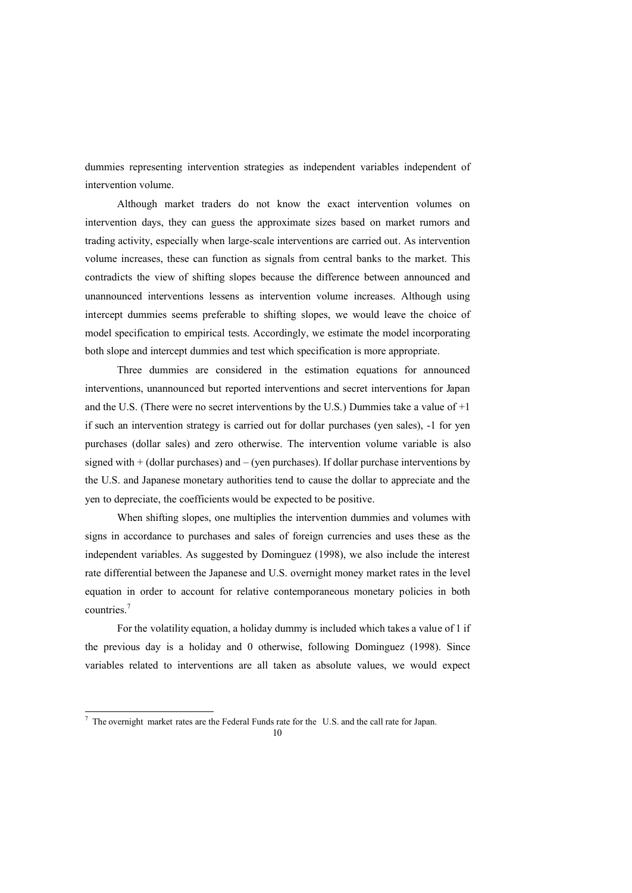dummies representing intervention strategies as independent variables independent of intervention volume.

Although market traders do not know the exact intervention volumes on intervention days, they can guess the approximate sizes based on market rumors and trading activity, especially when large-scale interventions are carried out. As intervention volume increases, these can function as signals from central banks to the market. This contradicts the view of shifting slopes because the difference between announced and unannounced interventions lessens as intervention volume increases. Although using intercept dummies seems preferable to shifting slopes, we would leave the choice of model specification to empirical tests. Accordingly, we estimate the model incorporating both slope and intercept dummies and test which specification is more appropriate.

Three dummies are considered in the estimation equations for announced interventions, unannounced but reported interventions and secret interventions for Japan and the U.S. (There were no secret interventions by the U.S.) Dummies take a value of +1 if such an intervention strategy is carried out for dollar purchases (yen sales), -1 for yen purchases (dollar sales) and zero otherwise. The intervention volume variable is also signed with + (dollar purchases) and – (yen purchases). If dollar purchase interventions by the U.S. and Japanese monetary authorities tend to cause the dollar to appreciate and the yen to depreciate, the coefficients would be expected to be positive.

When shifting slopes, one multiplies the intervention dummies and volumes with signs in accordance to purchases and sales of foreign currencies and uses these as the independent variables. As suggested by Dominguez (1998), we also include the interest rate differential between the Japanese and U.S. overnight money market rates in the level equation in order to account for relative contemporaneous monetary policies in both countries.[7]

For the volatility equation, a holiday dummy is included which takes a value of 1 if the previous day is a holiday and 0 otherwise, following Dominguez (1998). Since variables related to interventions are all taken as absolute values, we would expect

[7] The overnight market rates are the Federal Funds rate for the U.S. and the call rate for Japan.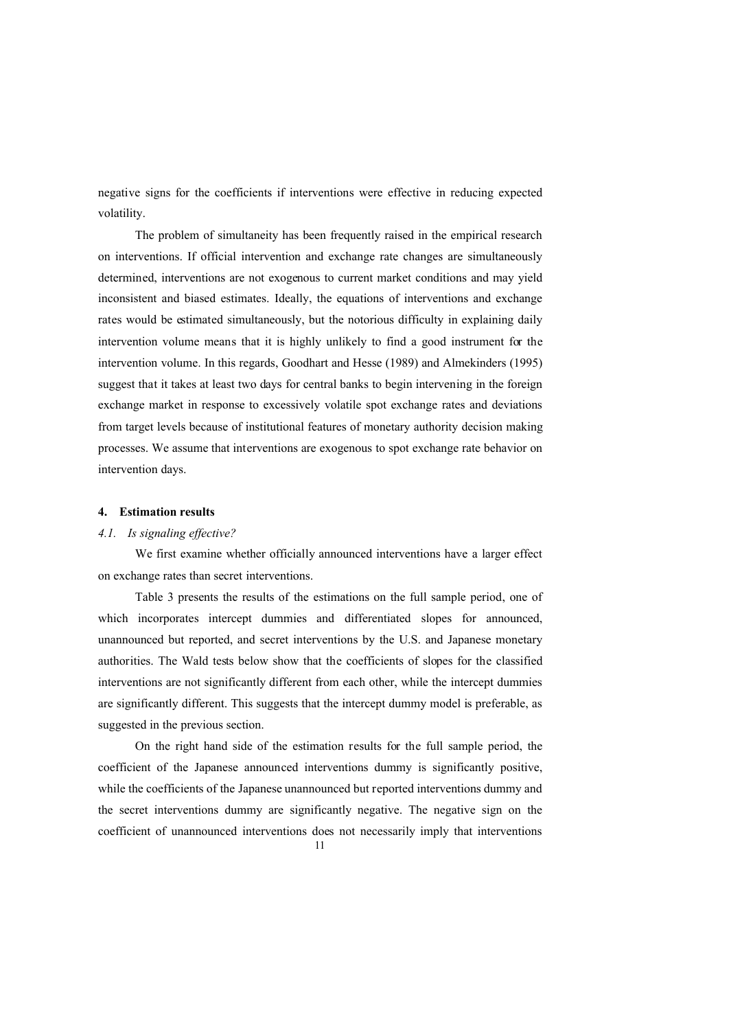negative signs for the coefficients if interventions were effective in reducing expected volatility.

The problem of simultaneity has been frequently raised in the empirical research on interventions. If official intervention and exchange rate changes are simultaneously determined, interventions are not exogenous to current market conditions and may yield inconsistent and biased estimates. Ideally, the equations of interventions and exchange rates would be estimated simultaneously, but the notorious difficulty in explaining daily intervention volume means that it is highly unlikely to find a good instrument for the intervention volume. In this regards, Goodhart and Hesse (1989) and Almekinders (1995) suggest that it takes at least two days for central banks to begin intervening in the foreign exchange market in response to excessively volatile spot exchange rates and deviations from target levels because of institutional features of monetary authority decision making processes. We assume that interventions are exogenous to spot exchange rate behavior on intervention days.

## 4. Estimation results

### *4.1. Is signaling effective?*

We first examine whether officially announced interventions have a larger effect on exchange rates than secret interventions.

Table 3 presents the results of the estimations on the full sample period, one of which incorporates intercept dummies and differentiated slopes for announced, unannounced but reported, and secret interventions by the U.S. and Japanese monetary authorities. The Wald tests below show that the coefficients of slopes for the classified interventions are not significantly different from each other, while the intercept dummies are significantly different. This suggests that the intercept dummy model is preferable, as suggested in the previous section.

On the right hand side of the estimation results for the full sample period, the coefficient of the Japanese announced interventions dummy is significantly positive, while the coefficients of the Japanese unannounced but reported interventions dummy and the secret interventions dummy are significantly negative. The negative sign on the coefficient of unannounced interventions does not necessarily imply that interventions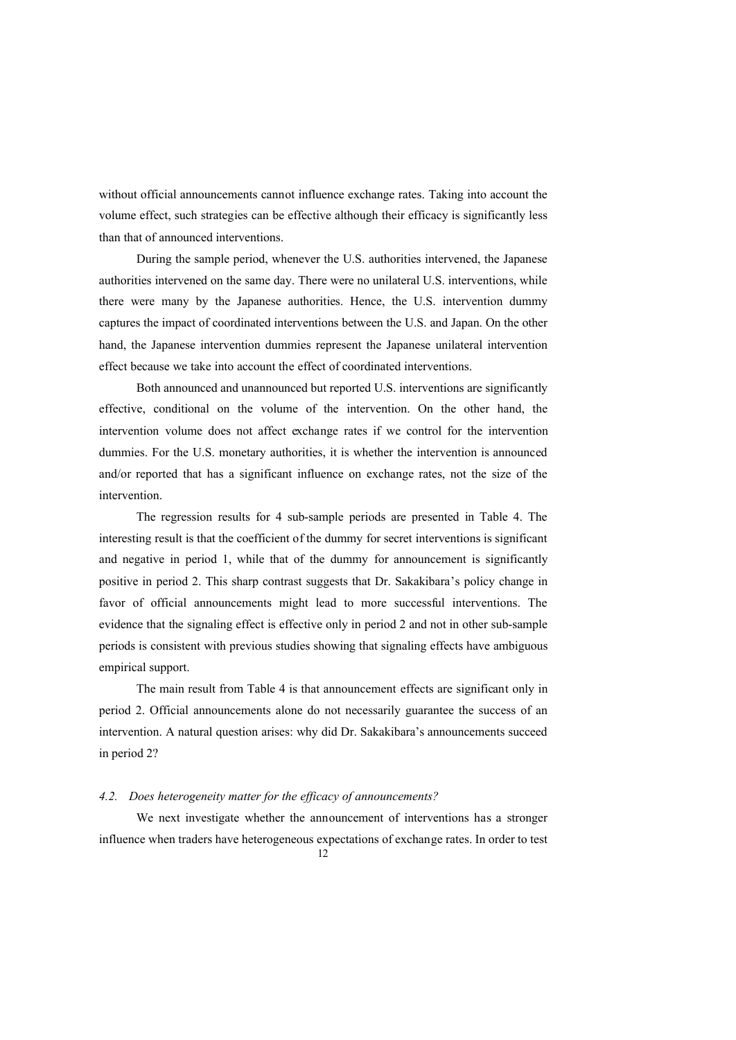without official announcements cannot influence exchange rates. Taking into account the volume effect, such strategies can be effective although their efficacy is significantly less than that of announced interventions.

During the sample period, whenever the U.S. authorities intervened, the Japanese authorities intervened on the same day. There were no unilateral U.S. interventions, while there were many by the Japanese authorities. Hence, the U.S. intervention dummy captures the impact of coordinated interventions between the U.S. and Japan. On the other hand, the Japanese intervention dummies represent the Japanese unilateral intervention effect because we take into account the effect of coordinated interventions.

Both announced and unannounced but reported U.S. interventions are significantly effective, conditional on the volume of the intervention. On the other hand, the intervention volume does not affect exchange rates if we control for the intervention dummies. For the U.S. monetary authorities, it is whether the intervention is announced and/or reported that has a significant influence on exchange rates, not the size of the intervention.

The regression results for 4 sub-sample periods are presented in Table 4. The interesting result is that the coefficient of the dummy for secret interventions is significant and negative in period 1, while that of the dummy for announcement is significantly positive in period 2. This sharp contrast suggests that Dr. Sakakibara's policy change in favor of official announcements might lead to more successful interventions. The evidence that the signaling effect is effective only in period 2 and not in other sub-sample periods is consistent with previous studies showing that signaling effects have ambiguous empirical support.

The main result from Table 4 is that announcement effects are significant only in period 2. Official announcements alone do not necessarily guarantee the success of an intervention. A natural question arises: why did Dr. Sakakibara's announcements succeed in period 2?

### *4.2. Does heterogeneity matter for the efficacy of announcements?*

We next investigate whether the announcement of interventions has a stronger influence when traders have heterogeneous expectations of exchange rates. In order to test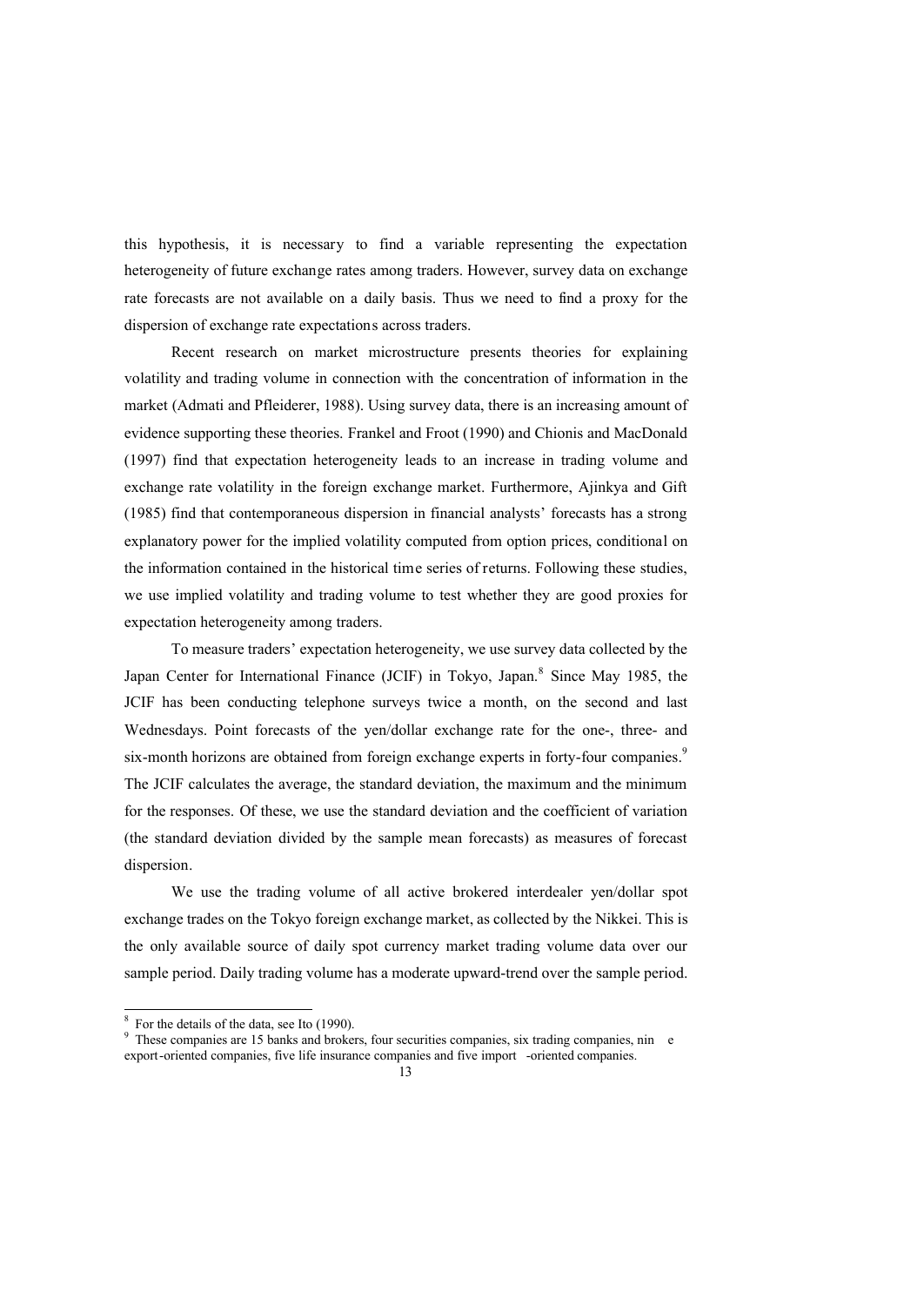this hypothesis, it is necessary to find a variable representing the expectation heterogeneity of future exchange rates among traders. However, survey data on exchange rate forecasts are not available on a daily basis. Thus we need to find a proxy for the dispersion of exchange rate expectations across traders.

Recent research on market microstructure presents theories for explaining volatility and trading volume in connection with the concentration of information in the market (Admati and Pfleiderer, 1988). Using survey data, there is an increasing amount of evidence supporting these theories. Frankel and Froot (1990) and Chionis and MacDonald (1997) find that expectation heterogeneity leads to an increase in trading volume and exchange rate volatility in the foreign exchange market. Furthermore, Ajinkya and Gift (1985) find that contemporaneous dispersion in financial analysts' forecasts has a strong explanatory power for the implied volatility computed from option prices, conditional on the information contained in the historical time series of returns. Following these studies, we use implied volatility and trading volume to test whether they are good proxies for expectation heterogeneity among traders.

To measure traders' expectation heterogeneity, we use survey data collected by the Japan Center for International Finance (JCIF) in Tokyo, Japan.[8] Since May 1985, the JCIF has been conducting telephone surveys twice a month, on the second and last Wednesdays. Point forecasts of the yen/dollar exchange rate for the one-, three- and six-month horizons are obtained from foreign exchange experts in forty-four companies.[9] The JCIF calculates the average, the standard deviation, the maximum and the minimum for the responses. Of these, we use the standard deviation and the coefficient of variation (the standard deviation divided by the sample mean forecasts) as measures of forecast dispersion.

We use the trading volume of all active brokered interdealer yen/dollar spot exchange trades on the Tokyo foreign exchange market, as collected by the Nikkei. This is the only available source of daily spot currency market trading volume data over our sample period. Daily trading volume has a moderate upward-trend over the sample period.

---

[8] For the details of the data, see Ito (1990).

[9] These companies are 15 banks and brokers, four securities companies, six trading companies, nine export-oriented companies, five life insurance companies and five import -oriented companies.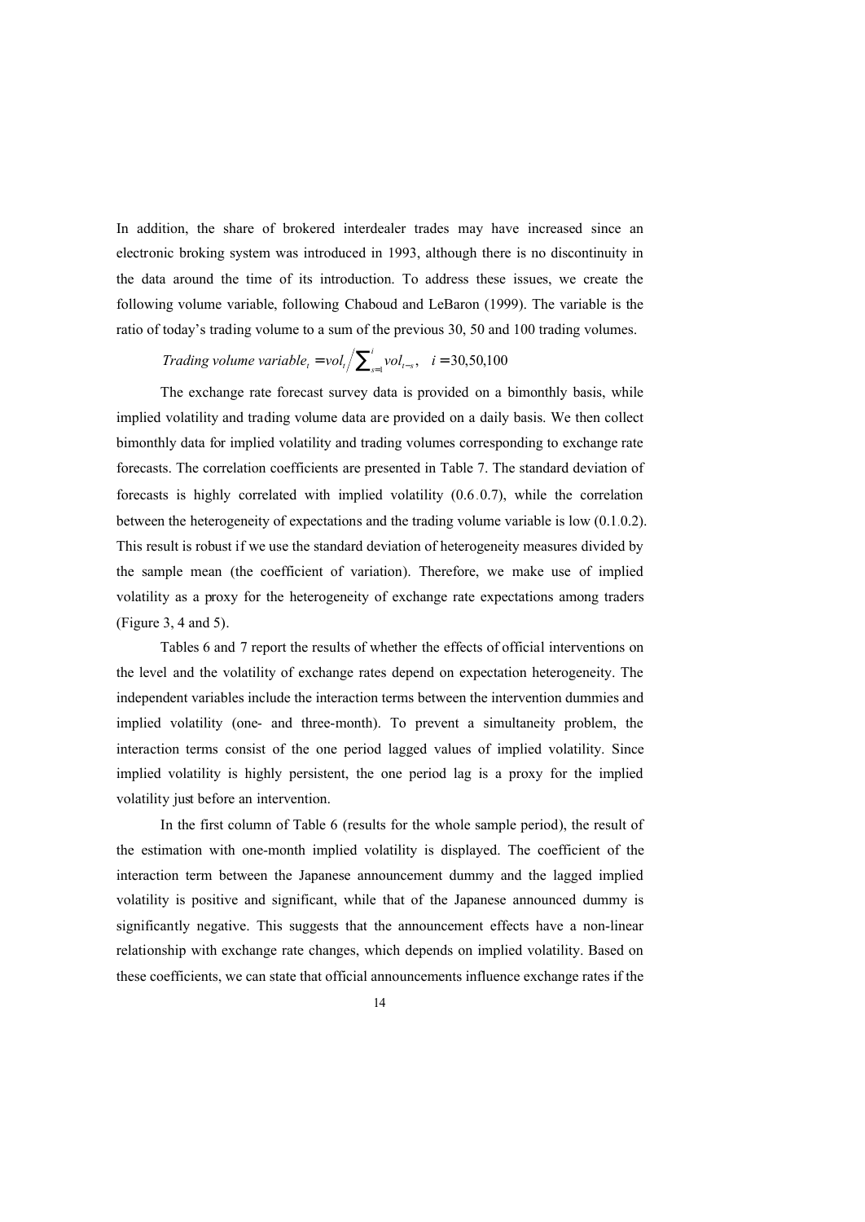In addition, the share of brokered interdealer trades may have increased since an electronic broking system was introduced in 1993, although there is no discontinuity in the data around the time of its introduction. To address these issues, we create the following volume variable, following Chaboud and LeBaron (1999). The variable is the ratio of today's trading volume to a sum of the previous 30, 50 and 100 trading volumes.

$$\textit{Trading volume variable}_t = vol_t \Big/ \sum_{s=1}^{i} vol_{t-s}, \quad i = 30, 50, 100$$

The exchange rate forecast survey data is provided on a bimonthly basis, while implied volatility and trading volume data are provided on a daily basis. We then collect bimonthly data for implied volatility and trading volumes corresponding to exchange rate forecasts. The correlation coefficients are presented in Table 7. The standard deviation of forecasts is highly correlated with implied volatility (0.6‐0.7), while the correlation between the heterogeneity of expectations and the trading volume variable is low (0.1‐0.2). This result is robust if we use the standard deviation of heterogeneity measures divided by the sample mean (the coefficient of variation). Therefore, we make use of implied volatility as a proxy for the heterogeneity of exchange rate expectations among traders (Figure 3, 4 and 5).

Tables 6 and 7 report the results of whether the effects of official interventions on the level and the volatility of exchange rates depend on expectation heterogeneity. The independent variables include the interaction terms between the intervention dummies and implied volatility (one- and three-month). To prevent a simultaneity problem, the interaction terms consist of the one period lagged values of implied volatility. Since implied volatility is highly persistent, the one period lag is a proxy for the implied volatility just before an intervention.

In the first column of Table 6 (results for the whole sample period), the result of the estimation with one-month implied volatility is displayed. The coefficient of the interaction term between the Japanese announcement dummy and the lagged implied volatility is positive and significant, while that of the Japanese announced dummy is significantly negative. This suggests that the announcement effects have a non-linear relationship with exchange rate changes, which depends on implied volatility. Based on these coefficients, we can state that official announcements influence exchange rates if the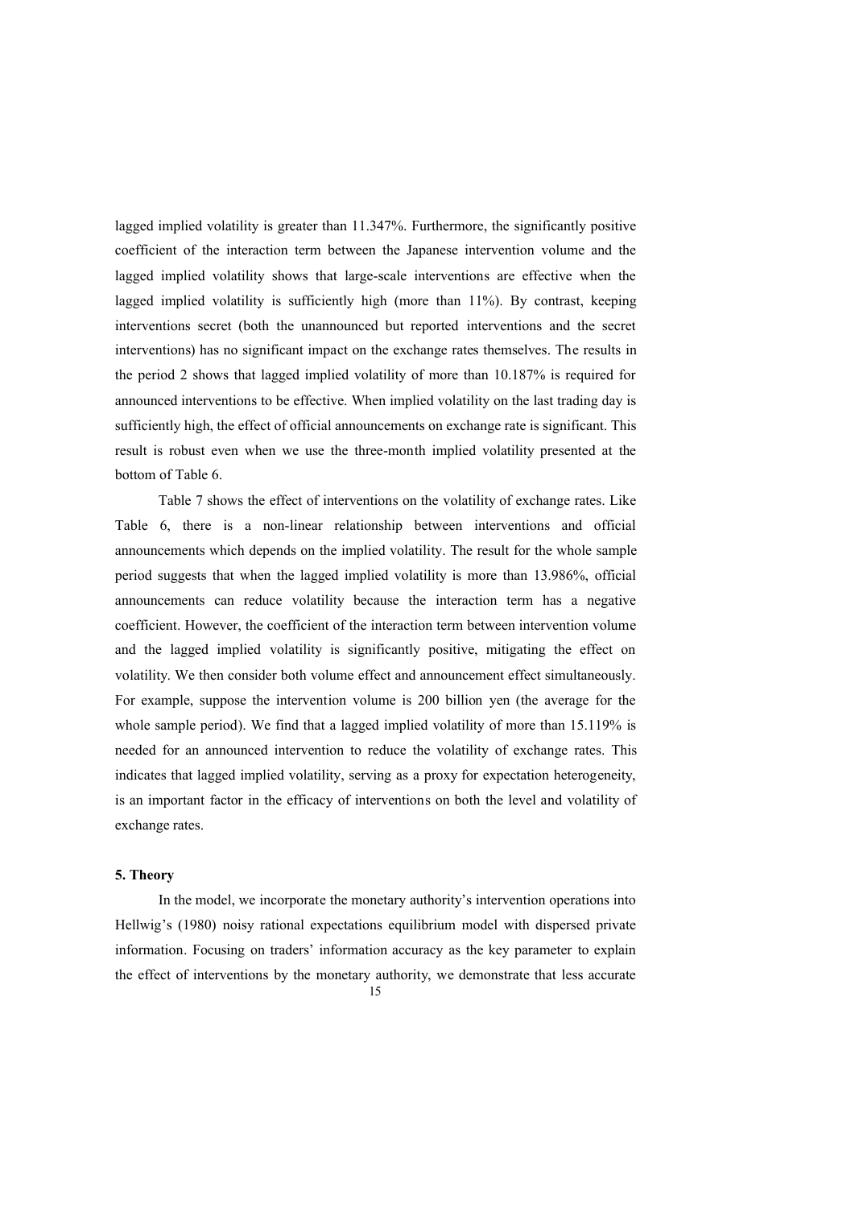lagged implied volatility is greater than 11.347%. Furthermore, the significantly positive coefficient of the interaction term between the Japanese intervention volume and the lagged implied volatility shows that large-scale interventions are effective when the lagged implied volatility is sufficiently high (more than 11%). By contrast, keeping interventions secret (both the unannounced but reported interventions and the secret interventions) has no significant impact on the exchange rates themselves. The results in the period 2 shows that lagged implied volatility of more than 10.187% is required for announced interventions to be effective. When implied volatility on the last trading day is sufficiently high, the effect of official announcements on exchange rate is significant. This result is robust even when we use the three-month implied volatility presented at the bottom of Table 6.

Table 7 shows the effect of interventions on the volatility of exchange rates. Like Table 6, there is a non-linear relationship between interventions and official announcements which depends on the implied volatility. The result for the whole sample period suggests that when the lagged implied volatility is more than 13.986%, official announcements can reduce volatility because the interaction term has a negative coefficient. However, the coefficient of the interaction term between intervention volume and the lagged implied volatility is significantly positive, mitigating the effect on volatility. We then consider both volume effect and announcement effect simultaneously. For example, suppose the intervention volume is 200 billion yen (the average for the whole sample period). We find that a lagged implied volatility of more than 15.119% is needed for an announced intervention to reduce the volatility of exchange rates. This indicates that lagged implied volatility, serving as a proxy for expectation heterogeneity, is an important factor in the efficacy of interventions on both the level and volatility of exchange rates.

## 5. Theory

In the model, we incorporate the monetary authority's intervention operations into Hellwig's (1980) noisy rational expectations equilibrium model with dispersed private information. Focusing on traders' information accuracy as the key parameter to explain the effect of interventions by the monetary authority, we demonstrate that less accurate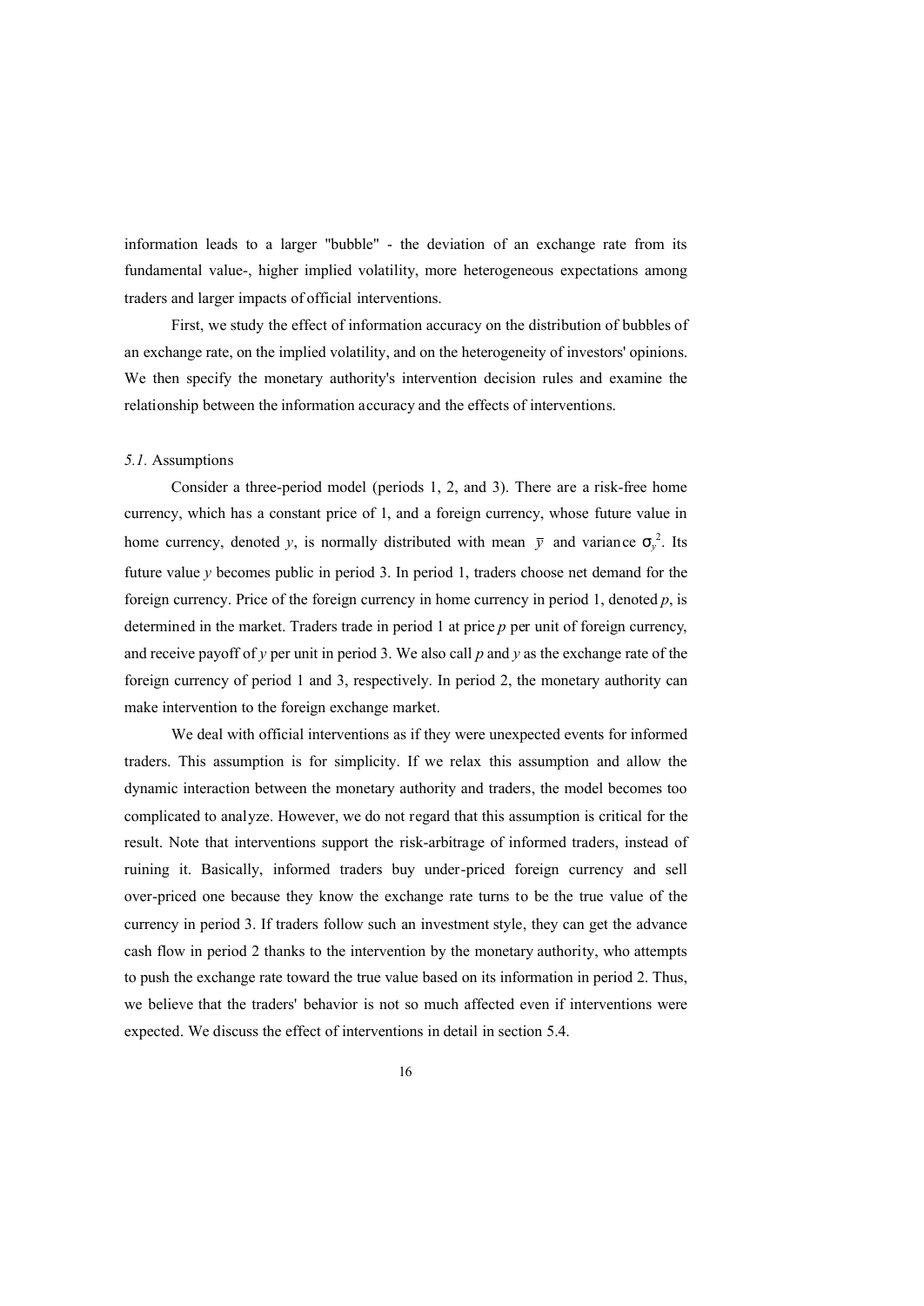information leads to a larger "bubble" - the deviation of an exchange rate from its fundamental value-, higher implied volatility, more heterogeneous expectations among traders and larger impacts of official interventions.

First, we study the effect of information accuracy on the distribution of bubbles of an exchange rate, on the implied volatility, and on the heterogeneity of investors' opinions. We then specify the monetary authority's intervention decision rules and examine the relationship between the information accuracy and the effects of interventions.

### *5.1.* Assumptions

Consider a three-period model (periods 1, 2, and 3). There are a risk-free home currency, which has a constant price of 1, and a foreign currency, whose future value in home currency, denoted $y$, is normally distributed with mean $\bar{y}$ and variance $\sigma_y^2$. Its future value $y$ becomes public in period 3. In period 1, traders choose net demand for the foreign currency. Price of the foreign currency in home currency in period 1, denoted $p$, is determined in the market. Traders trade in period 1 at price $p$ per unit of foreign currency, and receive payoff of $y$ per unit in period 3. We also call $p$ and $y$ as the exchange rate of the foreign currency of period 1 and 3, respectively. In period 2, the monetary authority can make intervention to the foreign exchange market.

We deal with official interventions as if they were unexpected events for informed traders. This assumption is for simplicity. If we relax this assumption and allow the dynamic interaction between the monetary authority and traders, the model becomes too complicated to analyze. However, we do not regard that this assumption is critical for the result. Note that interventions support the risk-arbitrage of informed traders, instead of ruining it. Basically, informed traders buy under-priced foreign currency and sell over-priced one because they know the exchange rate turns to be the true value of the currency in period 3. If traders follow such an investment style, they can get the advance cash flow in period 2 thanks to the intervention by the monetary authority, who attempts to push the exchange rate toward the true value based on its information in period 2. Thus, we believe that the traders' behavior is not so much affected even if interventions were expected. We discuss the effect of interventions in detail in section 5.4.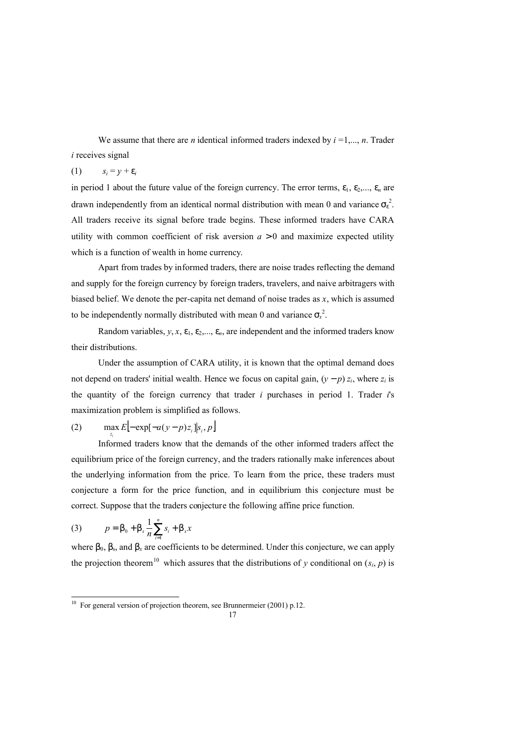We assume that there are $n$ identical informed traders indexed by $i$ =1,..., $n$. Trader $i$ receives signal

$$(1) \qquad s_i = y + \varepsilon_i$$

in period 1 about the future value of the foreign currency. The error terms, $\varepsilon_1$, $\varepsilon_2$,..., $\varepsilon_n$ are drawn independently from an identical normal distribution with mean 0 and variance $\sigma_\varepsilon^2$. All traders receive its signal before trade begins. These informed traders have CARA utility with common coefficient of risk aversion $a > 0$ and maximize expected utility which is a function of wealth in home currency.

Apart from trades by informed traders, there are noise trades reflecting the demand and supply for the foreign currency by foreign traders, travelers, and naive arbitragers with biased belief. We denote the per-capita net demand of noise trades as $x$, which is assumed to be independently normally distributed with mean 0 and variance $\sigma_x^2$.

Random variables, $y$, $x$, $\varepsilon_1$, $\varepsilon_2$,..., $\varepsilon_n$, are independent and the informed traders know their distributions.

Under the assumption of CARA utility, it is known that the optimal demand does not depend on traders' initial wealth. Hence we focus on capital gain, $(y - p)\, z_i$, where $z_i$ is the quantity of the foreign currency that trader $i$ purchases in period 1. Trader $i$'s maximization problem is simplified as follows.

$$(2) \qquad \max_{z_i} E\left[-\exp[-a(y-p)z_i] \middle| s_i, p\right]$$

Informed traders know that the demands of the other informed traders affect the equilibrium price of the foreign currency, and the traders rationally make inferences about the underlying information from the price. To learn from the price, these traders must conjecture a form for the price function, and in equilibrium this conjecture must be correct. Suppose that the traders conjecture the following affine price function.

$$(3) \qquad p = \beta_0 + \beta_s \frac{1}{n} \sum_{i=1}^{n} s_i + \beta_x x$$

where $\beta_0$, $\beta_s$, and $\beta_x$ are coefficients to be determined. Under this conjecture, we can apply the projection theorem[10] which assures that the distributions of $y$ conditional on $(s_i, p)$ is

[10] For general version of projection theorem, see Brunnermeier (2001) p.12.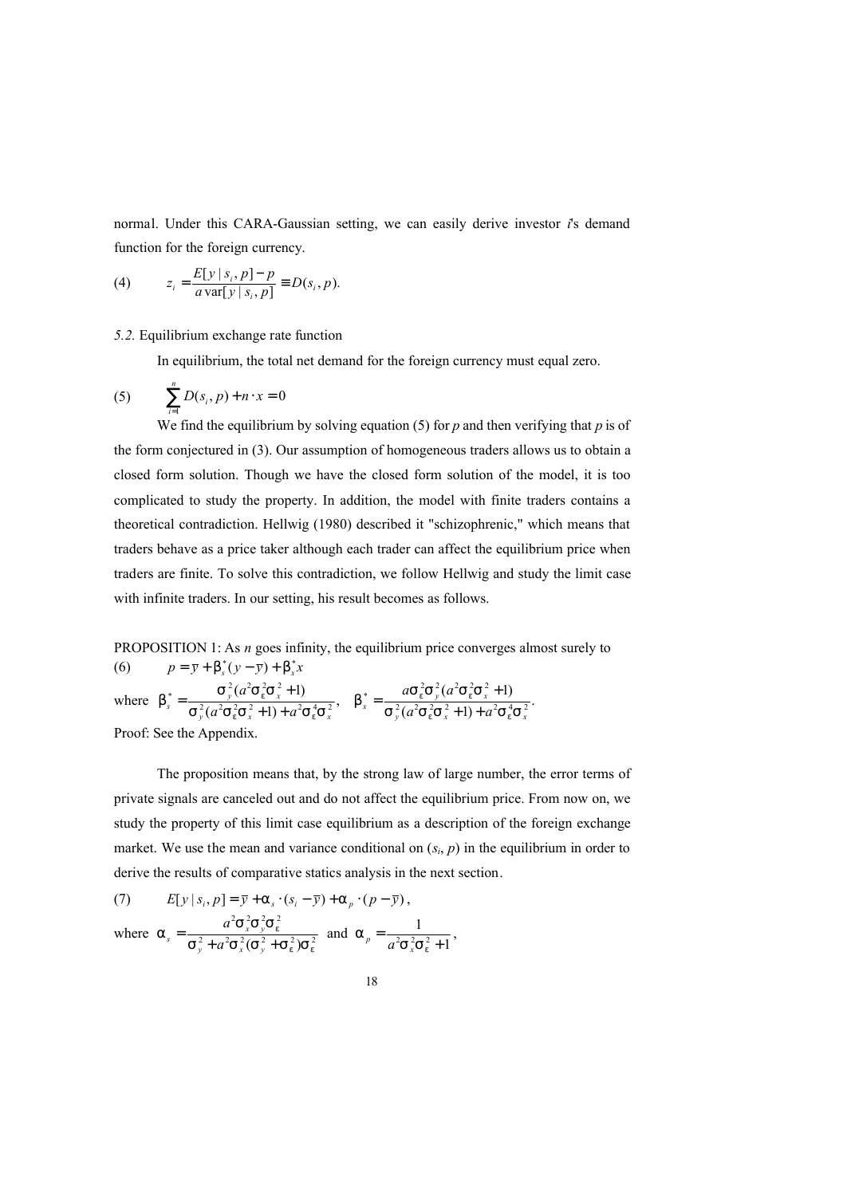normal. Under this CARA-Gaussian setting, we can easily derive investor $i$'s demand function for the foreign currency.

$$z_i = \frac{E[y \mid s_i, p] - p}{a \operatorname{var}[y \mid s_i, p]} \equiv D(s_i, p). \tag{4}$$

*5.2.* Equilibrium exchange rate function

In equilibrium, the total net demand for the foreign currency must equal zero.

$$\sum_{i=1}^{n} D(s_i, p) + n \cdot x = 0 \tag{5}$$

We find the equilibrium by solving equation (5) for $p$ and then verifying that $p$ is of the form conjectured in (3). Our assumption of homogeneous traders allows us to obtain a closed form solution. Though we have the closed form solution of the model, it is too complicated to study the property. In addition, the model with finite traders contains a theoretical contradiction. Hellwig (1980) described it "schizophrenic," which means that traders behave as a price taker although each trader can affect the equilibrium price when traders are finite. To solve this contradiction, we follow Hellwig and study the limit case with infinite traders. In our setting, his result becomes as follows.

PROPOSITION 1: As $n$ goes infinity, the equilibrium price converges almost surely to

$$p = \bar{y} + \beta_s^*(y - \bar{y}) + \beta_x^* x \tag{6}$$

where $\beta_s^* = \dfrac{\sigma_y^2(a^2\sigma_\varepsilon^2\sigma_x^2 + 1)}{\sigma_y^2(a^2\sigma_\varepsilon^2\sigma_x^2 + 1) + a^2\sigma_\varepsilon^4\sigma_x^2}$, $\quad \beta_x^* = \dfrac{a\sigma_\varepsilon^2\sigma_y^2(a^2\sigma_\varepsilon^2\sigma_x^2 + 1)}{\sigma_y^2(a^2\sigma_\varepsilon^2\sigma_x^2 + 1) + a^2\sigma_\varepsilon^4\sigma_x^2}$.

Proof: See the Appendix.

The proposition means that, by the strong law of large number, the error terms of private signals are canceled out and do not affect the equilibrium price. From now on, we study the property of this limit case equilibrium as a description of the foreign exchange market. We use the mean and variance conditional on $(s_i, p)$ in the equilibrium in order to derive the results of comparative statics analysis in the next section.

$$E[y \mid s_i, p] = \bar{y} + \alpha_s \cdot (s_i - \bar{y}) + \alpha_p \cdot (p - \bar{y}), \tag{7}$$

where $\alpha_s = \dfrac{a^2\sigma_x^2\sigma_y^2\sigma_\varepsilon^2}{\sigma_y^2 + a^2\sigma_x^2(\sigma_y^2 + \sigma_\varepsilon^2)\sigma_\varepsilon^2}$ and $\alpha_p = \dfrac{1}{a^2\sigma_x^2\sigma_\varepsilon^2 + 1}$,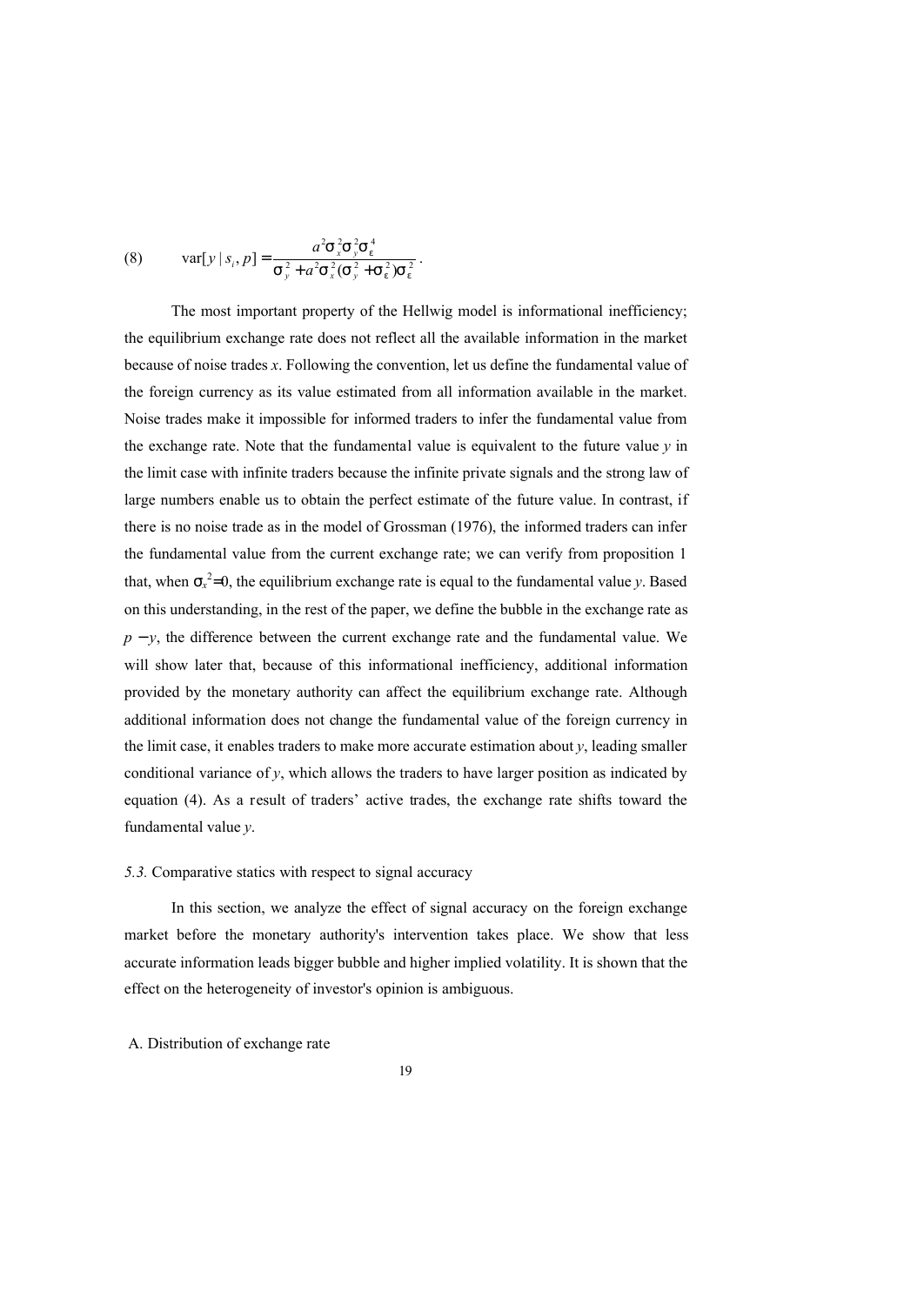$$(8) \qquad \mathrm{var}[y \mid s_i, p] = \frac{a^2 \sigma_x^2 \sigma_y^2 \sigma_\varepsilon^4}{\sigma_y^2 + a^2 \sigma_x^2 (\sigma_y^2 + \sigma_\varepsilon^2) \sigma_\varepsilon^2}.$$

The most important property of the Hellwig model is informational inefficiency; the equilibrium exchange rate does not reflect all the available information in the market because of noise trades $x$. Following the convention, let us define the fundamental value of the foreign currency as its value estimated from all information available in the market. Noise trades make it impossible for informed traders to infer the fundamental value from the exchange rate. Note that the fundamental value is equivalent to the future value $y$ in the limit case with infinite traders because the infinite private signals and the strong law of large numbers enable us to obtain the perfect estimate of the future value. In contrast, if there is no noise trade as in the model of Grossman (1976), the informed traders can infer the fundamental value from the current exchange rate; we can verify from proposition 1 that, when $\sigma_x^2=0$, the equilibrium exchange rate is equal to the fundamental value $y$. Based on this understanding, in the rest of the paper, we define the bubble in the exchange rate as $p - y$, the difference between the current exchange rate and the fundamental value. We will show later that, because of this informational inefficiency, additional information provided by the monetary authority can affect the equilibrium exchange rate. Although additional information does not change the fundamental value of the foreign currency in the limit case, it enables traders to make more accurate estimation about $y$, leading smaller conditional variance of $y$, which allows the traders to have larger position as indicated by equation (4). As a result of traders' active trades, the exchange rate shifts toward the fundamental value $y$.

*5.3.* Comparative statics with respect to signal accuracy

In this section, we analyze the effect of signal accuracy on the foreign exchange market before the monetary authority's intervention takes place. We show that less accurate information leads bigger bubble and higher implied volatility. It is shown that the effect on the heterogeneity of investor's opinion is ambiguous.

A. Distribution of exchange rate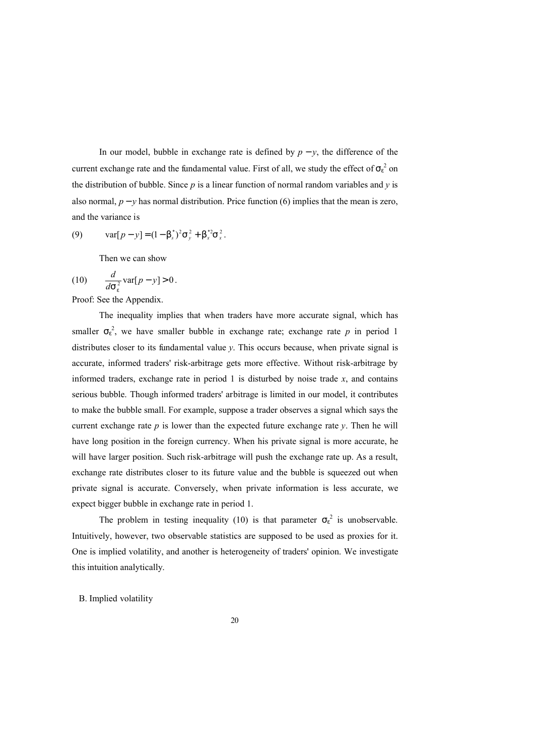In our model, bubble in exchange rate is defined by $p - y$, the difference of the current exchange rate and the fundamental value. First of all, we study the effect of $\sigma_\varepsilon^2$ on the distribution of bubble. Since $p$ is a linear function of normal random variables and $y$ is also normal, $p - y$ has normal distribution. Price function (6) implies that the mean is zero, and the variance is

$$\text{(9)} \qquad \text{var}[p - y] = (1 - \beta_s^*)^2 \sigma_y^2 + \beta_x^{*2} \sigma_x^2 .$$

Then we can show

$$\text{(10)} \qquad \frac{d}{d\sigma_\varepsilon^2} \text{var}[p - y] > 0 .$$

Proof: See the Appendix.

The inequality implies that when traders have more accurate signal, which has smaller $\sigma_\varepsilon^2$, we have smaller bubble in exchange rate; exchange rate $p$ in period 1 distributes closer to its fundamental value $y$. This occurs because, when private signal is accurate, informed traders' risk-arbitrage gets more effective. Without risk-arbitrage by informed traders, exchange rate in period 1 is disturbed by noise trade $x$, and contains serious bubble. Though informed traders' arbitrage is limited in our model, it contributes to make the bubble small. For example, suppose a trader observes a signal which says the current exchange rate $p$ is lower than the expected future exchange rate $y$. Then he will have long position in the foreign currency. When his private signal is more accurate, he will have larger position. Such risk-arbitrage will push the exchange rate up. As a result, exchange rate distributes closer to its future value and the bubble is squeezed out when private signal is accurate. Conversely, when private information is less accurate, we expect bigger bubble in exchange rate in period 1.

The problem in testing inequality (10) is that parameter $\sigma_\varepsilon^2$ is unobservable. Intuitively, however, two observable statistics are supposed to be used as proxies for it. One is implied volatility, and another is heterogeneity of traders' opinion. We investigate this intuition analytically.

B. Implied volatility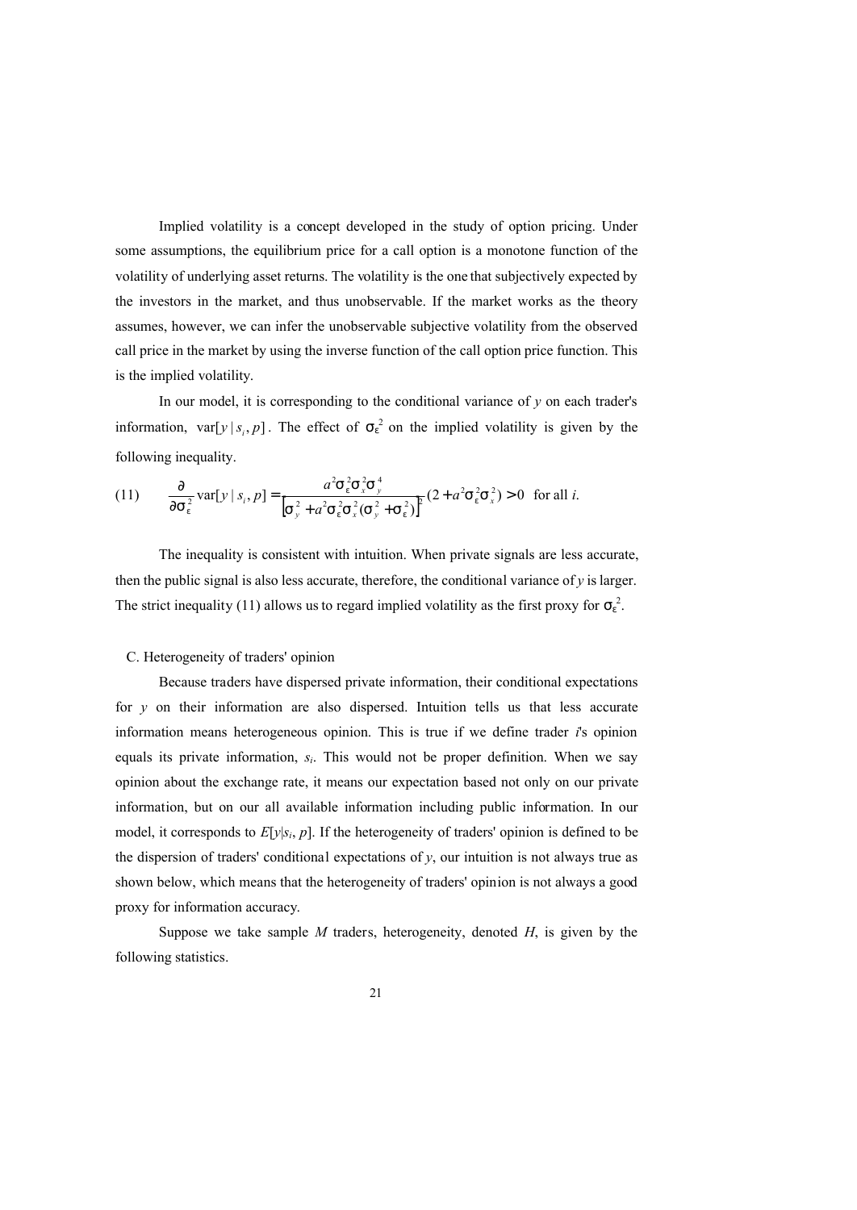Implied volatility is a concept developed in the study of option pricing. Under some assumptions, the equilibrium price for a call option is a monotone function of the volatility of underlying asset returns. The volatility is the one that subjectively expected by the investors in the market, and thus unobservable. If the market works as the theory assumes, however, we can infer the unobservable subjective volatility from the observed call price in the market by using the inverse function of the call option price function. This is the implied volatility.

In our model, it is corresponding to the conditional variance of $y$ on each trader's information, $\mathrm{var}[y \mid s_i, p]$. The effect of $\sigma_\varepsilon^2$ on the implied volatility is given by the following inequality.

$$(11) \qquad \frac{\partial}{\partial \sigma_\varepsilon^2} \mathrm{var}[y \mid s_i, p] = \frac{a^2 \sigma_\varepsilon^2 \sigma_x^2 \sigma_y^4}{\left[\sigma_y^2 + a^2 \sigma_\varepsilon^2 \sigma_x^2 (\sigma_y^2 + \sigma_\varepsilon^2)\right]^2} (2 + a^2 \sigma_\varepsilon^2 \sigma_x^2) > 0 \quad \text{for all } i.$$

The inequality is consistent with intuition. When private signals are less accurate, then the public signal is also less accurate, therefore, the conditional variance of $y$ is larger. The strict inequality (11) allows us to regard implied volatility as the first proxy for $\sigma_\varepsilon^2$.

C. Heterogeneity of traders' opinion

Because traders have dispersed private information, their conditional expectations for $y$ on their information are also dispersed. Intuition tells us that less accurate information means heterogeneous opinion. This is true if we define trader $i$'s opinion equals its private information, $s_i$. This would not be proper definition. When we say opinion about the exchange rate, it means our expectation based not only on our private information, but on our all available information including public information. In our model, it corresponds to $E[y|s_i, p]$. If the heterogeneity of traders' opinion is defined to be the dispersion of traders' conditional expectations of $y$, our intuition is not always true as shown below, which means that the heterogeneity of traders' opinion is not always a good proxy for information accuracy.

Suppose we take sample $M$ traders, heterogeneity, denoted $H$, is given by the following statistics.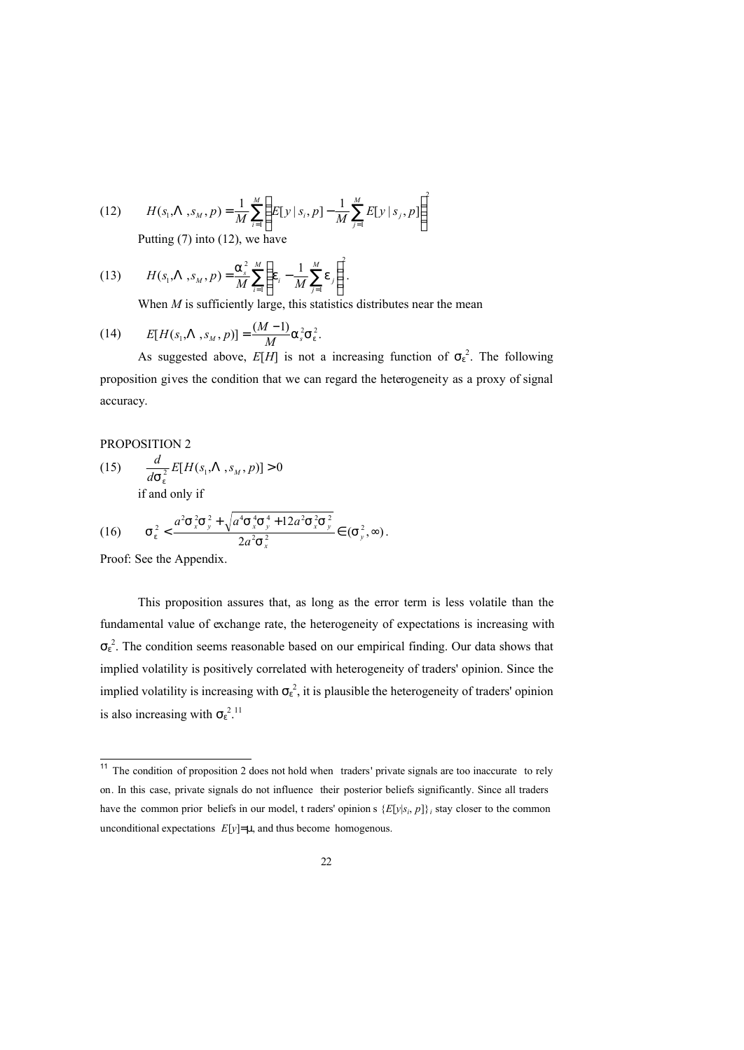$$(12) \qquad H(s_1, \ldots, s_M, p) = \frac{1}{M}\sum_{i=1}^{M}\left(E[y \mid s_i, p] - \frac{1}{M}\sum_{j=1}^{M} E[y \mid s_j, p]\right)^2$$

Putting (7) into (12), we have

$$(13) \qquad H(s_1, \ldots, s_M, p) = \frac{\alpha_s^2}{M}\sum_{i=1}^{M}\left(\varepsilon_i - \frac{1}{M}\sum_{j=1}^{M}\varepsilon_j\right)^2.$$

When $M$ is sufficiently large, this statistics distributes near the mean

$$(14) \qquad E[H(s_1, \ldots, s_M, p)] = \frac{(M-1)}{M}\alpha_s^2\sigma_\varepsilon^2.$$

As suggested above, $E[H]$ is not a increasing function of $\sigma_\varepsilon^2$. The following proposition gives the condition that we can regard the heterogeneity as a proxy of signal accuracy.

PROPOSITION 2

$$(15) \qquad \frac{d}{d\sigma_\varepsilon^2} E[H(s_1, \ldots, s_M, p)] > 0$$

if and only if

$$(16) \qquad \sigma_\varepsilon^2 < \frac{a^2\sigma_x^2\sigma_y^2 + \sqrt{a^4\sigma_x^4\sigma_y^4 + 12a^2\sigma_x^2\sigma_y^2}}{2a^2\sigma_x^2} \in (\sigma_y^2, \infty).$$

Proof: See the Appendix.

This proposition assures that, as long as the error term is less volatile than the fundamental value of exchange rate, the heterogeneity of expectations is increasing with $\sigma_\varepsilon^2$. The condition seems reasonable based on our empirical finding. Our data shows that implied volatility is positively correlated with heterogeneity of traders' opinion. Since the implied volatility is increasing with $\sigma_\varepsilon^2$, it is plausible the heterogeneity of traders' opinion is also increasing with $\sigma_\varepsilon^2$.[11]

---

[11] The condition of proposition 2 does not hold when traders' private signals are too inaccurate to rely on. In this case, private signals do not influence their posterior beliefs significantly. Since all traders have the common prior beliefs in our model, traders' opinions $\{E[y|s_i, p]\}_i$ stay closer to the common unconditional expectations $E[y]=\mu$, and thus become homogenous.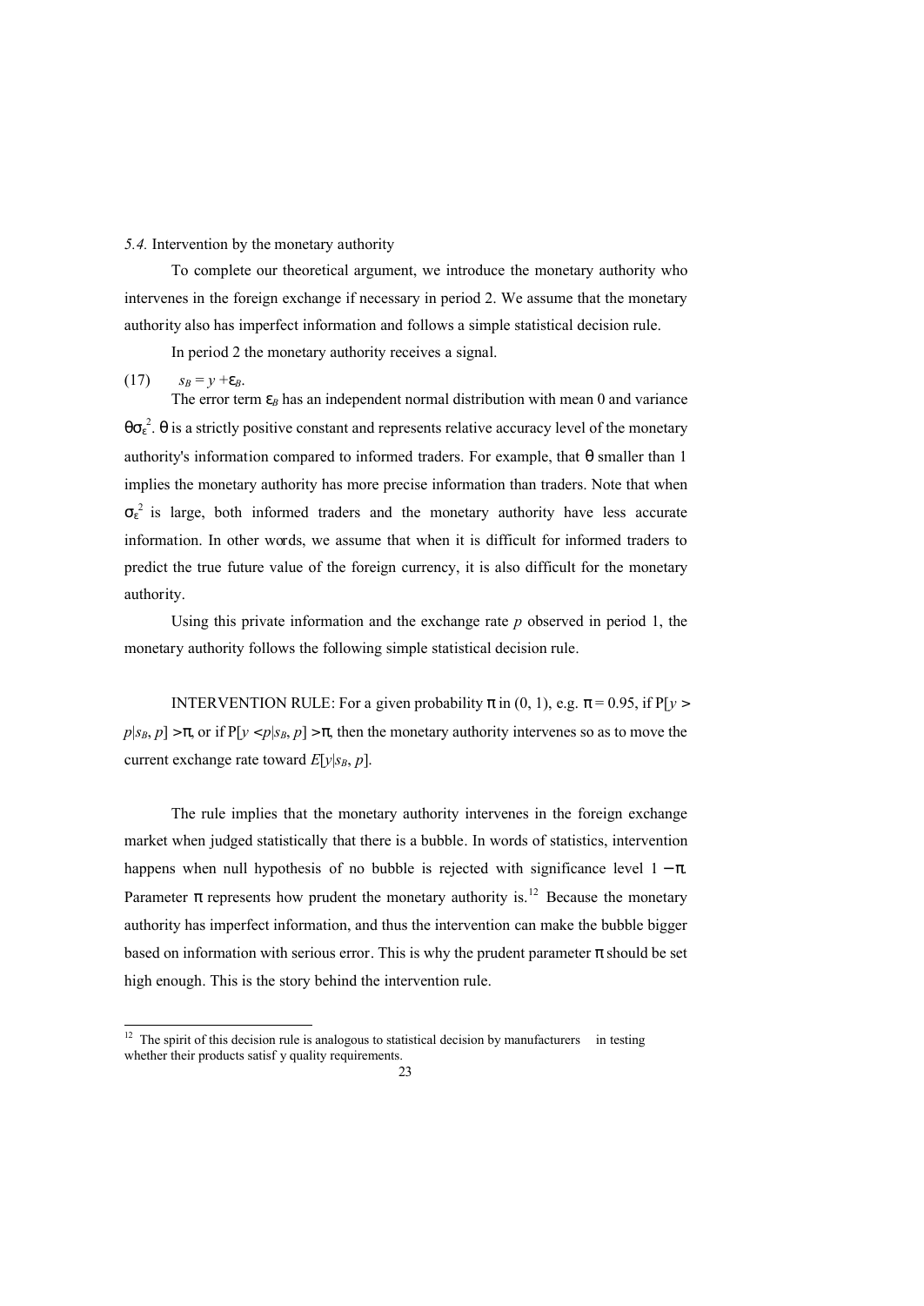*5.4.* Intervention by the monetary authority

To complete our theoretical argument, we introduce the monetary authority who intervenes in the foreign exchange if necessary in period 2. We assume that the monetary authority also has imperfect information and follows a simple statistical decision rule.

In period 2 the monetary authority receives a signal.

(17) $s_B = y + \varepsilon_B$.

The error term $\varepsilon_B$ has an independent normal distribution with mean 0 and variance $\theta\sigma_\varepsilon^2$. $\theta$ is a strictly positive constant and represents relative accuracy level of the monetary authority's information compared to informed traders. For example, that $\theta$ smaller than 1 implies the monetary authority has more precise information than traders. Note that when $\sigma_\varepsilon^2$ is large, both informed traders and the monetary authority have less accurate information. In other words, we assume that when it is difficult for informed traders to predict the true future value of the foreign currency, it is also difficult for the monetary authority.

Using this private information and the exchange rate $p$ observed in period 1, the monetary authority follows the following simple statistical decision rule.

INTERVENTION RULE: For a given probability $\pi$ in (0, 1), e.g. $\pi = 0.95$, if $P[y > p|s_B, p] > \pi$, or if $P[y < p|s_B, p] > \pi$, then the monetary authority intervenes so as to move the current exchange rate toward $E[y|s_B, p]$.

The rule implies that the monetary authority intervenes in the foreign exchange market when judged statistically that there is a bubble. In words of statistics, intervention happens when null hypothesis of no bubble is rejected with significance level $1 - \pi$. Parameter $\pi$ represents how prudent the monetary authority is.[12] Because the monetary authority has imperfect information, and thus the intervention can make the bubble bigger based on information with serious error. This is why the prudent parameter $\pi$ should be set high enough. This is the story behind the intervention rule.

[12] The spirit of this decision rule is analogous to statistical decision by manufacturers in testing whether their products satisf y quality requirements.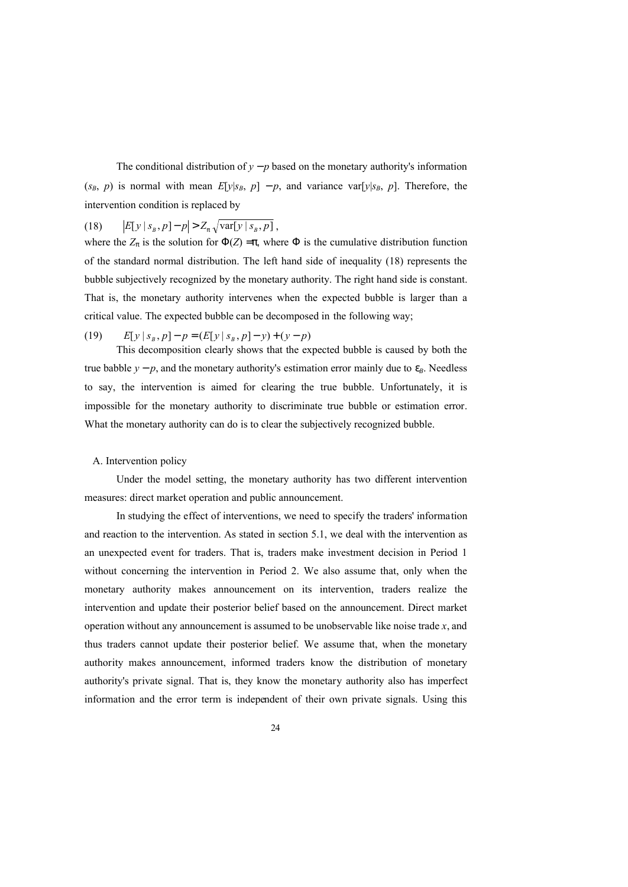The conditional distribution of $y - p$ based on the monetary authority's information ($s_B$, $p$) is normal with mean $E[y|s_B, p] - p$, and variance $\text{var}[y|s_B, p]$. Therefore, the intervention condition is replaced by

$$(18) \qquad \left|E[y \mid s_B, p] - p\right| > Z_\pi \sqrt{\text{var}[y \mid s_B, p]}\,,$$

where the $Z_\pi$ is the solution for $\Phi(Z) = \pi$, where $\Phi$ is the cumulative distribution function of the standard normal distribution. The left hand side of inequality (18) represents the bubble subjectively recognized by the monetary authority. The right hand side is constant. That is, the monetary authority intervenes when the expected bubble is larger than a critical value. The expected bubble can be decomposed in the following way;

$$(19) \qquad E[y \mid s_B, p] - p = (E[y \mid s_B, p] - y) + (y - p)$$

This decomposition clearly shows that the expected bubble is caused by both the true babble $y - p$, and the monetary authority's estimation error mainly due to $\varepsilon_B$. Needless to say, the intervention is aimed for clearing the true bubble. Unfortunately, it is impossible for the monetary authority to discriminate true bubble or estimation error. What the monetary authority can do is to clear the subjectively recognized bubble.

## A. Intervention policy

Under the model setting, the monetary authority has two different intervention measures: direct market operation and public announcement.

In studying the effect of interventions, we need to specify the traders' information and reaction to the intervention. As stated in section 5.1, we deal with the intervention as an unexpected event for traders. That is, traders make investment decision in Period 1 without concerning the intervention in Period 2. We also assume that, only when the monetary authority makes announcement on its intervention, traders realize the intervention and update their posterior belief based on the announcement. Direct market operation without any announcement is assumed to be unobservable like noise trade $x$, and thus traders cannot update their posterior belief. We assume that, when the monetary authority makes announcement, informed traders know the distribution of monetary authority's private signal. That is, they know the monetary authority also has imperfect information and the error term is independent of their own private signals. Using this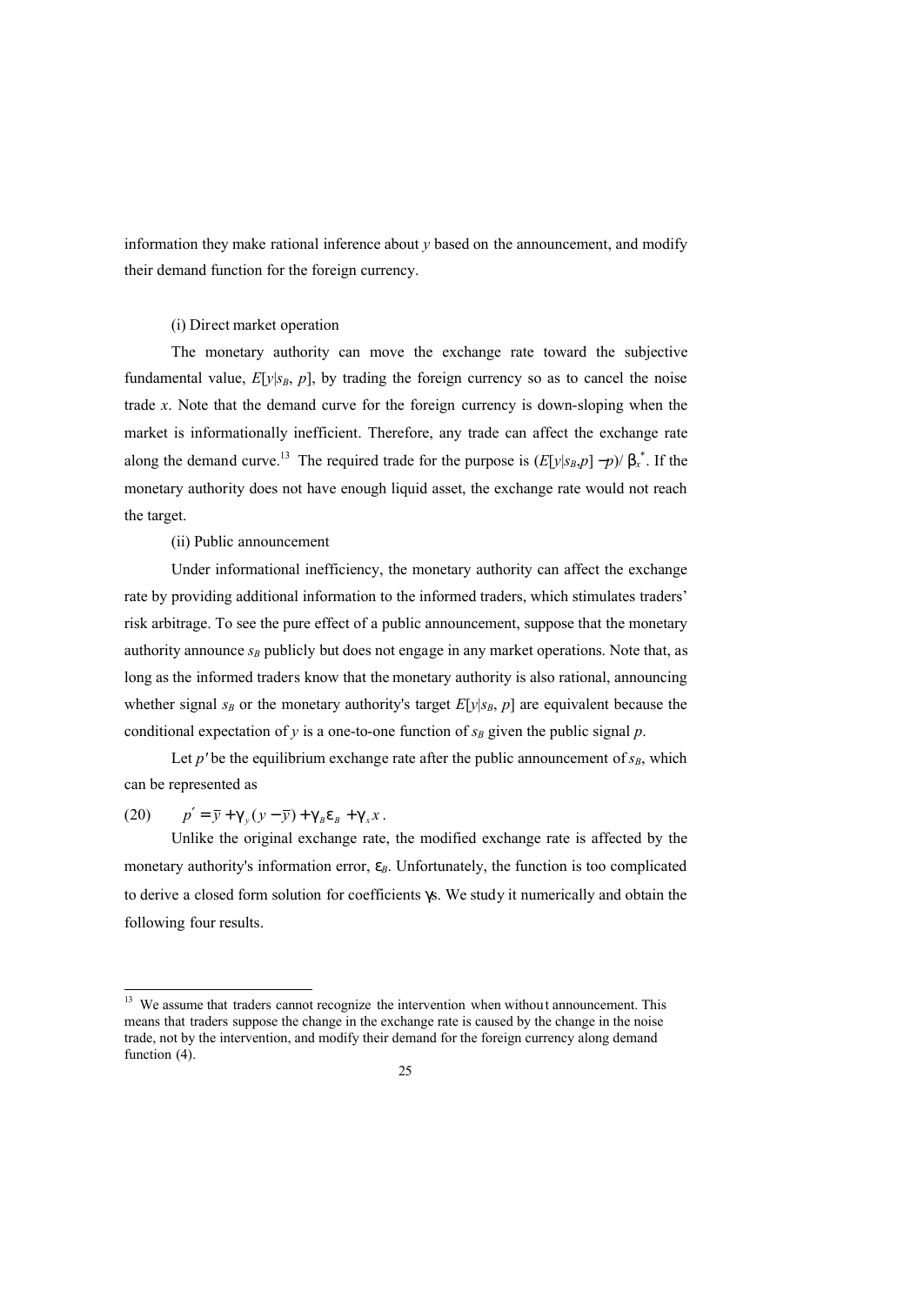information they make rational inference about $y$ based on the announcement, and modify their demand function for the foreign currency.

(i) Direct market operation

The monetary authority can move the exchange rate toward the subjective fundamental value, $E[y|s_B, p]$, by trading the foreign currency so as to cancel the noise trade $x$. Note that the demand curve for the foreign currency is down-sloping when the market is informationally inefficient. Therefore, any trade can affect the exchange rate along the demand curve.[13] The required trade for the purpose is $(E[y|s_B,p] - p)/\beta_x^*$. If the monetary authority does not have enough liquid asset, the exchange rate would not reach the target.

(ii) Public announcement

Under informational inefficiency, the monetary authority can affect the exchange rate by providing additional information to the informed traders, which stimulates traders' risk arbitrage. To see the pure effect of a public announcement, suppose that the monetary authority announce $s_B$ publicly but does not engage in any market operations. Note that, as long as the informed traders know that the monetary authority is also rational, announcing whether signal $s_B$ or the monetary authority's target $E[y|s_B, p]$ are equivalent because the conditional expectation of $y$ is a one-to-one function of $s_B$ given the public signal $p$.

Let $p'$ be the equilibrium exchange rate after the public announcement of $s_B$, which can be represented as

$$p' = \bar{y} + \gamma_y (y - \bar{y}) + \gamma_B \varepsilon_B + \gamma_x x \,. \tag{20}$$

Unlike the original exchange rate, the modified exchange rate is affected by the monetary authority's information error, $\varepsilon_B$. Unfortunately, the function is too complicated to derive a closed form solution for coefficients $\gamma$s. We study it numerically and obtain the following four results.

---

[13] We assume that traders cannot recognize the intervention when without announcement. This means that traders suppose the change in the exchange rate is caused by the change in the noise trade, not by the intervention, and modify their demand for the foreign currency along demand function (4).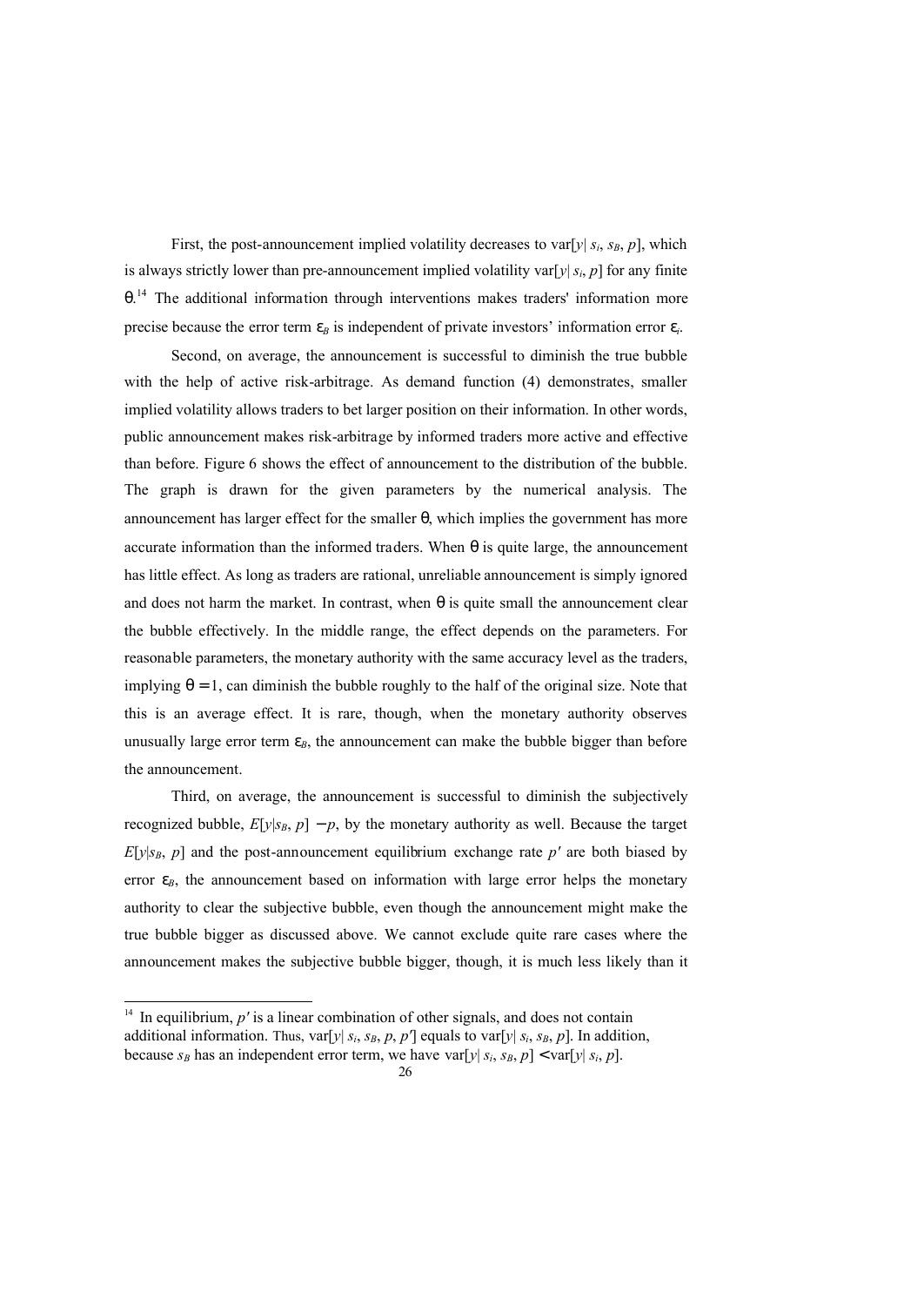First, the post-announcement implied volatility decreases to var[$y$| $s_i$, $s_B$, $p$], which is always strictly lower than pre-announcement implied volatility var[$y$| $s_i$, $p$] for any finite $\theta$.[14] The additional information through interventions makes traders' information more precise because the error term $\varepsilon_B$ is independent of private investors' information error $\varepsilon_i$.

Second, on average, the announcement is successful to diminish the true bubble with the help of active risk-arbitrage. As demand function (4) demonstrates, smaller implied volatility allows traders to bet larger position on their information. In other words, public announcement makes risk-arbitrage by informed traders more active and effective than before. Figure 6 shows the effect of announcement to the distribution of the bubble. The graph is drawn for the given parameters by the numerical analysis. The announcement has larger effect for the smaller $\theta$, which implies the government has more accurate information than the informed traders. When $\theta$ is quite large, the announcement has little effect. As long as traders are rational, unreliable announcement is simply ignored and does not harm the market. In contrast, when $\theta$ is quite small the announcement clear the bubble effectively. In the middle range, the effect depends on the parameters. For reasonable parameters, the monetary authority with the same accuracy level as the traders, implying $\theta = 1$, can diminish the bubble roughly to the half of the original size. Note that this is an average effect. It is rare, though, when the monetary authority observes unusually large error term $\varepsilon_B$, the announcement can make the bubble bigger than before the announcement.

Third, on average, the announcement is successful to diminish the subjectively recognized bubble, $E[y|s_B, p] - p$, by the monetary authority as well. Because the target $E[y|s_B, p]$ and the post-announcement equilibrium exchange rate $p'$ are both biased by error $\varepsilon_B$, the announcement based on information with large error helps the monetary authority to clear the subjective bubble, even though the announcement might make the true bubble bigger as discussed above. We cannot exclude quite rare cases where the announcement makes the subjective bubble bigger, though, it is much less likely than it

[14] In equilibrium, $p'$ is a linear combination of other signals, and does not contain additional information. Thus, var[$y$| $s_i$, $s_B$, $p$, $p'$] equals to var[$y$| $s_i$, $s_B$, $p$]. In addition, because $s_B$ has an independent error term, we have var[$y$| $s_i$, $s_B$, $p$] < var[$y$| $s_i$, $p$].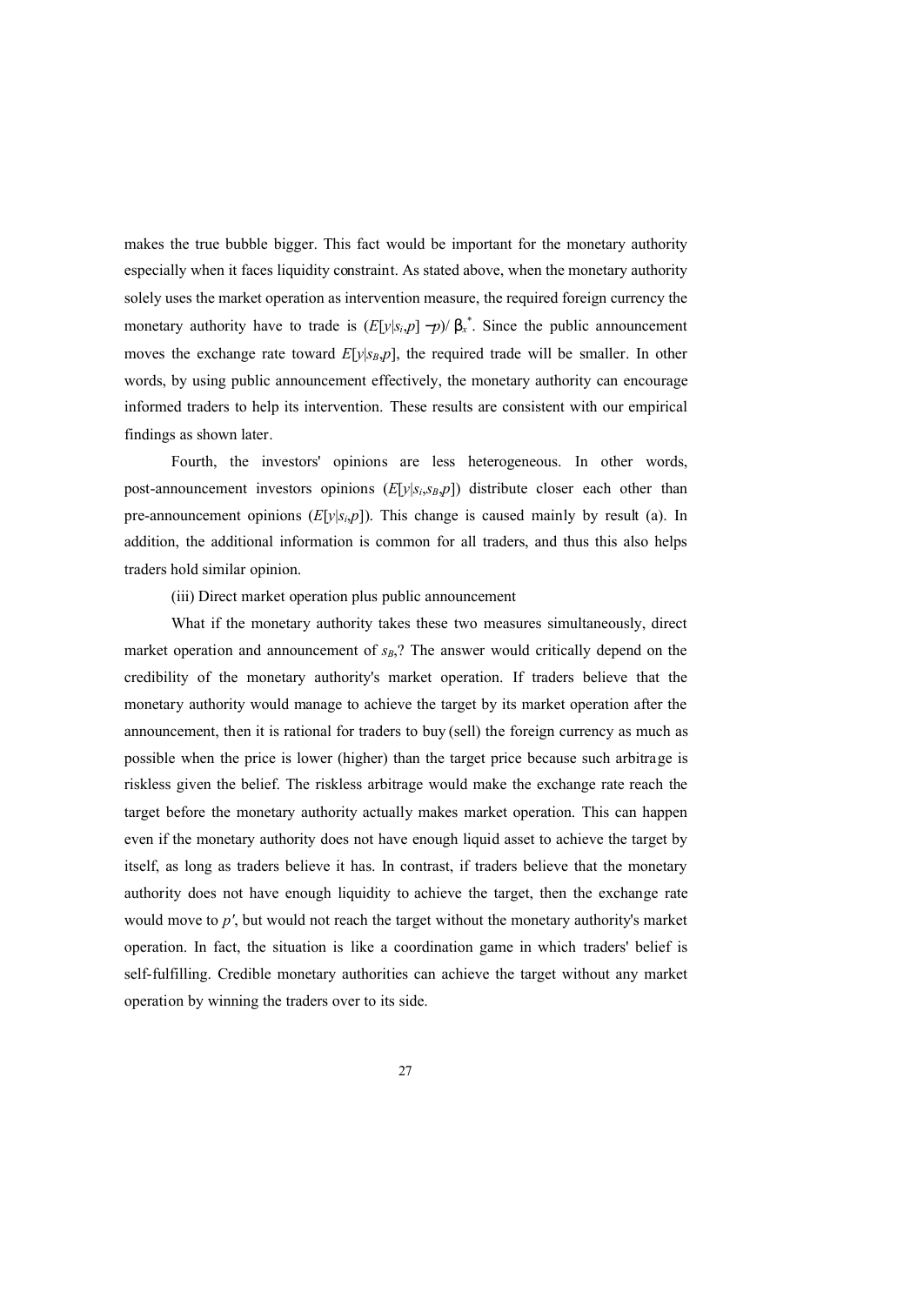makes the true bubble bigger. This fact would be important for the monetary authority especially when it faces liquidity constraint. As stated above, when the monetary authority solely uses the market operation as intervention measure, the required foreign currency the monetary authority have to trade is $(E[y|s_i,p] - p)/\beta_x^*$. Since the public announcement moves the exchange rate toward $E[y|s_B,p]$, the required trade will be smaller. In other words, by using public announcement effectively, the monetary authority can encourage informed traders to help its intervention. These results are consistent with our empirical findings as shown later.

Fourth, the investors' opinions are less heterogeneous. In other words, post-announcement investors opinions ($E[y|s_i,s_B,p]$) distribute closer each other than pre-announcement opinions ($E[y|s_i,p]$). This change is caused mainly by result (a). In addition, the additional information is common for all traders, and thus this also helps traders hold similar opinion.

(iii) Direct market operation plus public announcement

What if the monetary authority takes these two measures simultaneously, direct market operation and announcement of $s_B$,? The answer would critically depend on the credibility of the monetary authority's market operation. If traders believe that the monetary authority would manage to achieve the target by its market operation after the announcement, then it is rational for traders to buy (sell) the foreign currency as much as possible when the price is lower (higher) than the target price because such arbitrage is riskless given the belief. The riskless arbitrage would make the exchange rate reach the target before the monetary authority actually makes market operation. This can happen even if the monetary authority does not have enough liquid asset to achieve the target by itself, as long as traders believe it has. In contrast, if traders believe that the monetary authority does not have enough liquidity to achieve the target, then the exchange rate would move to $p'$, but would not reach the target without the monetary authority's market operation. In fact, the situation is like a coordination game in which traders' belief is self-fulfilling. Credible monetary authorities can achieve the target without any market operation by winning the traders over to its side.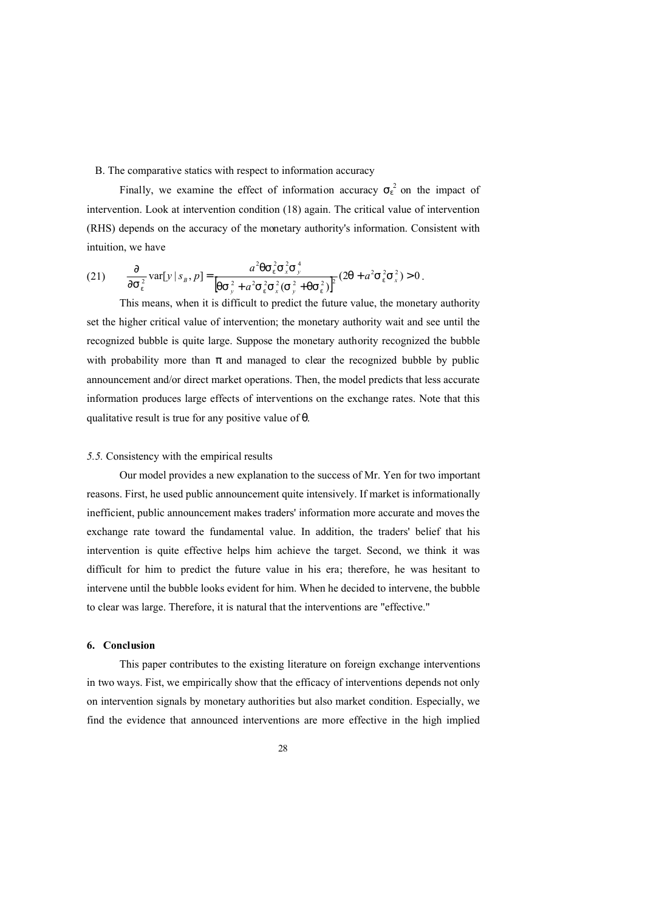B. The comparative statics with respect to information accuracy

Finally, we examine the effect of information accuracy $\sigma_\varepsilon^2$ on the impact of intervention. Look at intervention condition (18) again. The critical value of intervention (RHS) depends on the accuracy of the monetary authority's information. Consistent with intuition, we have

$$\text{(21)} \qquad \frac{\partial}{\partial \sigma_\varepsilon^2} \text{var}[y \mid s_B, p] = \frac{a^2 \theta \sigma_\varepsilon^2 \sigma_x^2 \sigma_y^4}{\left[\theta \sigma_y^2 + a^2 \sigma_\varepsilon^2 \sigma_x^2 (\sigma_y^2 + \theta \sigma_\varepsilon^2)\right]^2} (2\theta + a^2 \sigma_\varepsilon^2 \sigma_x^2) > 0 .$$

This means, when it is difficult to predict the future value, the monetary authority set the higher critical value of intervention; the monetary authority wait and see until the recognized bubble is quite large. Suppose the monetary authority recognized the bubble with probability more than $\pi$ and managed to clear the recognized bubble by public announcement and/or direct market operations. Then, the model predicts that less accurate information produces large effects of interventions on the exchange rates. Note that this qualitative result is true for any positive value of $\theta$.

### *5.5.* Consistency with the empirical results

Our model provides a new explanation to the success of Mr. Yen for two important reasons. First, he used public announcement quite intensively. If market is informationally inefficient, public announcement makes traders' information more accurate and moves the exchange rate toward the fundamental value. In addition, the traders' belief that his intervention is quite effective helps him achieve the target. Second, we think it was difficult for him to predict the future value in his era; therefore, he was hesitant to intervene until the bubble looks evident for him. When he decided to intervene, the bubble to clear was large. Therefore, it is natural that the interventions are "effective."

## 6. Conclusion

This paper contributes to the existing literature on foreign exchange interventions in two ways. Fist, we empirically show that the efficacy of interventions depends not only on intervention signals by monetary authorities but also market condition. Especially, we find the evidence that announced interventions are more effective in the high implied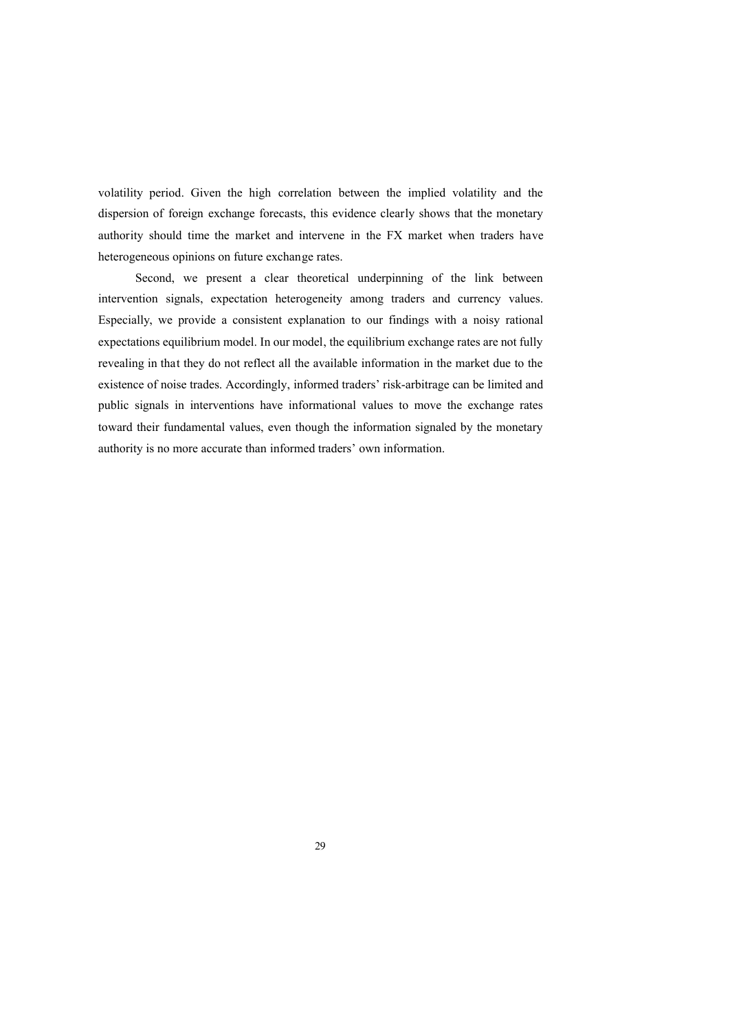volatility period. Given the high correlation between the implied volatility and the dispersion of foreign exchange forecasts, this evidence clearly shows that the monetary authority should time the market and intervene in the FX market when traders have heterogeneous opinions on future exchange rates.

Second, we present a clear theoretical underpinning of the link between intervention signals, expectation heterogeneity among traders and currency values. Especially, we provide a consistent explanation to our findings with a noisy rational expectations equilibrium model. In our model, the equilibrium exchange rates are not fully revealing in that they do not reflect all the available information in the market due to the existence of noise trades. Accordingly, informed traders' risk-arbitrage can be limited and public signals in interventions have informational values to move the exchange rates toward their fundamental values, even though the information signaled by the monetary authority is no more accurate than informed traders' own information.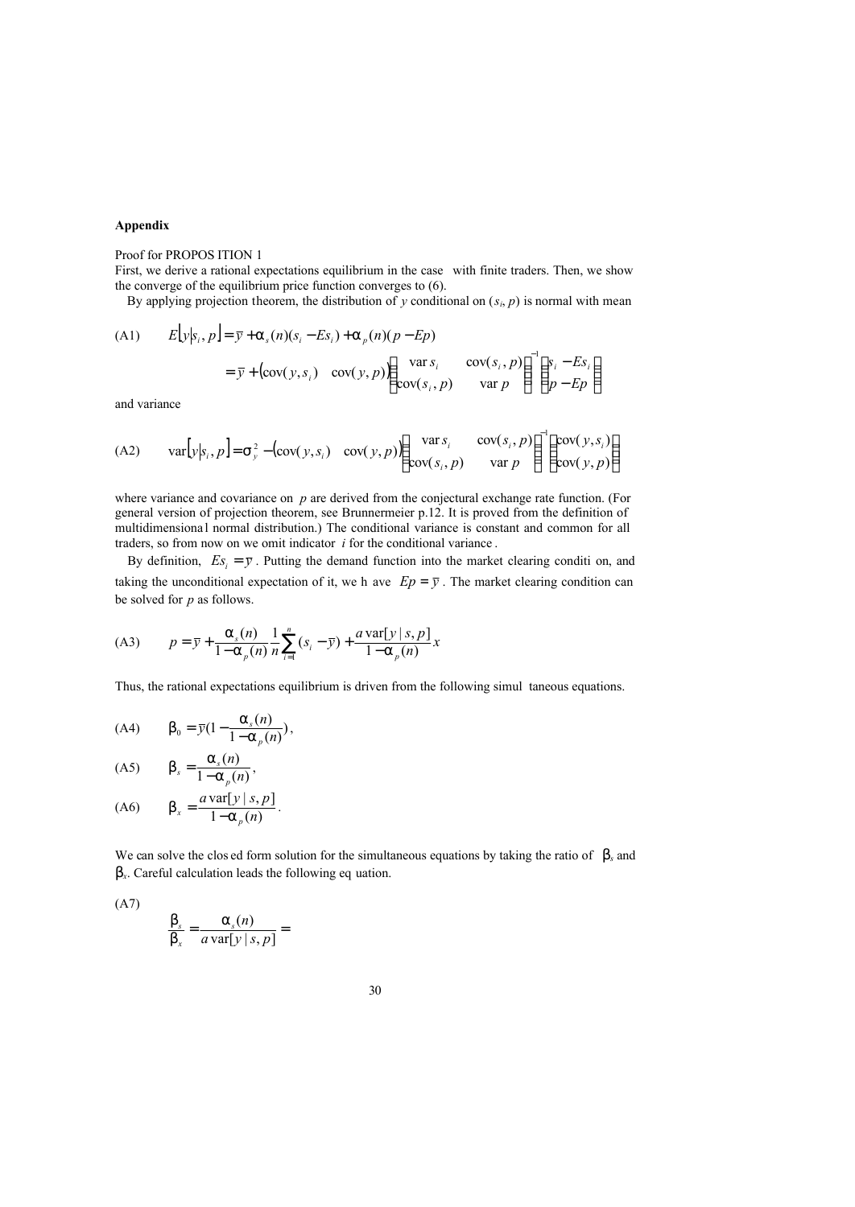**Appendix**

Proof for PROPOS ITION 1

First, we derive a rational expectations equilibrium in the case with finite traders. Then, we show the converge of the equilibrium price function converges to (6).

By applying projection theorem, the distribution of $y$ conditional on $(s_i, p)$ is normal with mean

$$
\text{(A1)} \qquad E[y|s_i, p] = \bar{y} + \alpha_s(n)(s_i - Es_i) + \alpha_p(n)(p - Ep)
$$

$$
= \bar{y} + \begin{pmatrix} \text{cov}(y, s_i) & \text{cov}(y, p) \end{pmatrix} \begin{pmatrix} \text{var}\, s_i & \text{cov}(s_i, p) \\ \text{cov}(s_i, p) & \text{var}\, p \end{pmatrix}^{-1} \begin{pmatrix} s_i - Es_i \\ p - Ep \end{pmatrix}
$$

and variance

$$
\text{(A2)} \qquad \text{var}[y|s_i, p] = \sigma_y^2 - \begin{pmatrix} \text{cov}(y, s_i) & \text{cov}(y, p) \end{pmatrix} \begin{pmatrix} \text{var}\, s_i & \text{cov}(s_i, p) \\ \text{cov}(s_i, p) & \text{var}\, p \end{pmatrix}^{-1} \begin{pmatrix} \text{cov}(y, s_i) \\ \text{cov}(y, p) \end{pmatrix}
$$

where variance and covariance on $p$ are derived from the conjectural exchange rate function. (For general version of projection theorem, see Brunnermeier p.12. It is proved from the definition of multidimensiona l normal distribution.) The conditional variance is constant and common for all traders, so from now on we omit indicator $i$ for the conditional variance .

By definition, $Es_i = \bar{y}$ . Putting the demand function into the market clearing conditi on, and taking the unconditional expectation of it, we h ave $Ep = \bar{y}$ . The market clearing condition can be solved for $p$ as follows.

$$
\text{(A3)} \qquad p = \bar{y} + \frac{\alpha_s(n)}{1 - \alpha_p(n)} \frac{1}{n} \sum_{i=1}^{n} (s_i - \bar{y}) + \frac{a\, \text{var}[y \mid s, p]}{1 - \alpha_p(n)} x
$$

Thus, the rational expectations equilibrium is driven from the following simul taneous equations.

$$
\text{(A4)} \qquad \beta_0 = \bar{y}\left(1 - \frac{\alpha_s(n)}{1 - \alpha_p(n)}\right),
$$

$$
\text{(A5)} \qquad \beta_s = \frac{\alpha_s(n)}{1 - \alpha_p(n)},
$$

$$
\text{(A6)} \qquad \beta_x = \frac{a\, \text{var}[y \mid s, p]}{1 - \alpha_p(n)}.
$$

We can solve the clos ed form solution for the simultaneous equations by taking the ratio of $\beta_s$ and $\beta_x$. Careful calculation leads the following eq uation.

(A7)

$$
\frac{\beta_s}{\beta_x} = \frac{\alpha_s(n)}{a\, \text{var}[y \mid s, p]} =
$$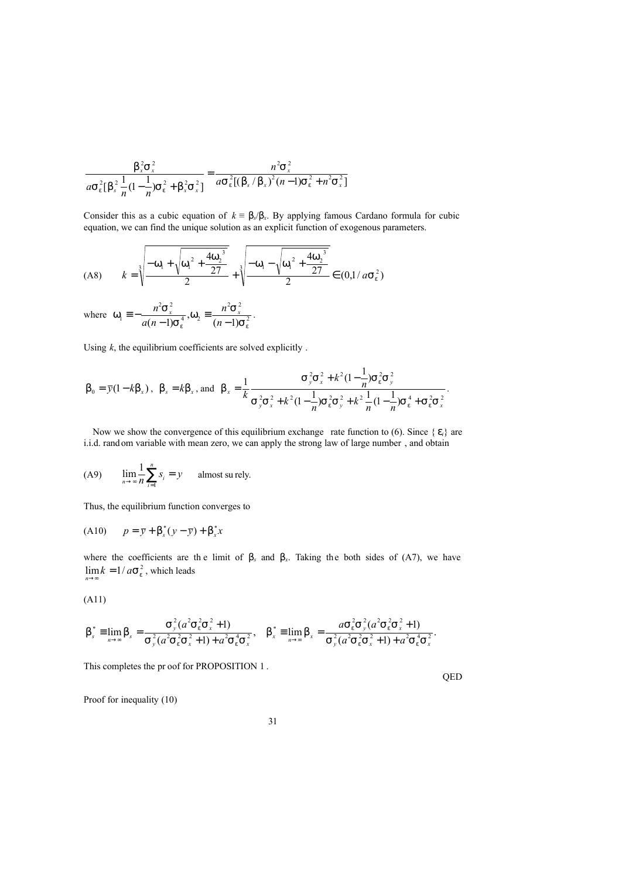$$\frac{\beta_x^2\sigma_x^2}{a\sigma_\varepsilon^2[\beta_s^2\frac{1}{n}(1-\frac{1}{n})\sigma_\varepsilon^2+\beta_x^2\sigma_x^2]}=\frac{n^2\sigma_x^2}{a\sigma_\varepsilon^2[(\beta_s/\beta_x)^2(n-1)\sigma_\varepsilon^2+n^2\sigma_x^2]}$$

Consider this as a cubic equation of $k \equiv \beta_s/\beta_x$. By applying famous Cardano formula for cubic equation, we can find the unique solution as an explicit function of exogenous parameters.

$$\text{(A8)} \qquad k=\sqrt[3]{\frac{-\omega_1+\sqrt{\omega_1^2+\frac{4\omega_2^3}{27}}}{2}}+\sqrt[3]{\frac{-\omega_1-\sqrt{\omega_1^2+\frac{4\omega_2^3}{27}}}{2}}\in(0,1/a\sigma_\varepsilon^2)$$

where $\omega_1 \equiv -\frac{n^2\sigma_x^2}{a(n-1)\sigma_\varepsilon^4}, \omega_2 \equiv \frac{n^2\sigma_x^2}{(n-1)\sigma_\varepsilon^2}$.

Using $k$, the equilibrium coefficients are solved explicitly .

$$\beta_0=\bar{y}(1-k\beta_x),\ \ \beta_s=k\beta_x,\ \text{and}\ \ \beta_x=\frac{1}{k}\frac{\sigma_y^2\sigma_x^2+k^2(1-\frac{1}{n})\sigma_\varepsilon^2\sigma_y^2}{\sigma_y^2\sigma_x^2+k^2(1-\frac{1}{n})\sigma_\varepsilon^2\sigma_y^2+k^2\frac{1}{n}(1-\frac{1}{n})\sigma_\varepsilon^4+\sigma_\varepsilon^2\sigma_x^2}.$$

Now we show the convergence of this equilibrium exchange rate function to (6). Since $\{\varepsilon_i\}$ are i.i.d. random variable with mean zero, we can apply the strong law of large number , and obtain

$$\text{(A9)} \qquad \lim_{n\to\infty}\frac{1}{n}\sum_{i=1}^{n}s_i=y \qquad \text{almost surely.}$$

Thus, the equilibrium function converges to

$$\text{(A10)} \qquad p=\bar{y}+\beta_s^*(y-\bar{y})+\beta_x^*x$$

where the coefficients are the limit of $\beta_s$ and $\beta_x$. Taking the both sides of (A7), we have $\lim_{n\to\infty}k=1/a\sigma_\varepsilon^2$, which leads

(A11)

$$\beta_s^* \equiv \lim_{n\to\infty}\beta_s=\frac{\sigma_y^2(a^2\sigma_\varepsilon^2\sigma_x^2+1)}{\sigma_y^2(a^2\sigma_\varepsilon^2\sigma_x^2+1)+a^2\sigma_\varepsilon^4\sigma_x^2},\quad \beta_x^* \equiv \lim_{n\to\infty}\beta_x=\frac{a\sigma_\varepsilon^2\sigma_y^2(a^2\sigma_\varepsilon^2\sigma_x^2+1)}{\sigma_y^2(a^2\sigma_\varepsilon^2\sigma_x^2+1)+a^2\sigma_\varepsilon^4\sigma_x^2}.$$

This completes the proof for PROPOSITION 1 .

QED

Proof for inequality (10)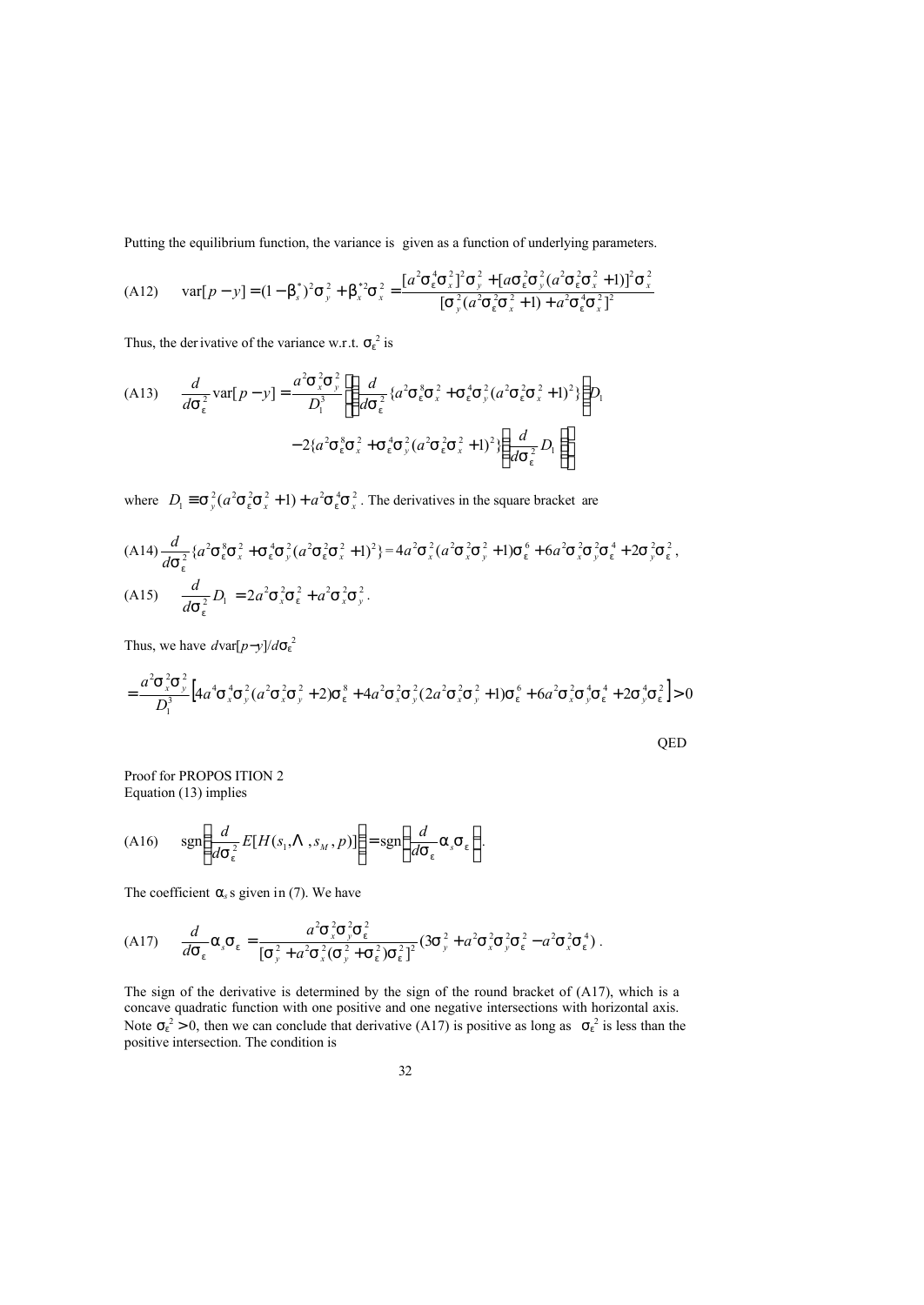Putting the equilibrium function, the variance is given as a function of underlying parameters.

$$\text{(A12)} \qquad \text{var}[p-y] = (1-\beta_s^*)^2\sigma_y^2 + \beta_x^{*2}\sigma_x^2 = \frac{[a^2\sigma_\varepsilon^4\sigma_x^2]^2\sigma_y^2 + [a\sigma_\varepsilon^2\sigma_y^2(a^2\sigma_\varepsilon^2\sigma_x^2+1)]^2\sigma_x^2}{[\sigma_y^2(a^2\sigma_\varepsilon^2\sigma_x^2+1)+a^2\sigma_\varepsilon^4\sigma_x^2]^2}$$

Thus, the derivative of the variance w.r.t. $\sigma_\varepsilon^2$ is

$$\text{(A13)} \qquad \frac{d}{d\sigma_\varepsilon^2}\text{var}[p-y] = \frac{a^2\sigma_x^2\sigma_y^2}{D_1^3}\left[\left\{\frac{d}{d\sigma_\varepsilon^2}\{a^2\sigma_\varepsilon^8\sigma_x^2 + \sigma_\varepsilon^4\sigma_y^2(a^2\sigma_\varepsilon^2\sigma_x^2+1)^2\}\right\}D_1 - 2\{a^2\sigma_\varepsilon^8\sigma_x^2 + \sigma_\varepsilon^4\sigma_y^2(a^2\sigma_\varepsilon^2\sigma_x^2+1)^2\}\left\{\frac{d}{d\sigma_\varepsilon^2}D_1\right\}\right]$$

where $D_1 \equiv \sigma_y^2(a^2\sigma_\varepsilon^2\sigma_x^2+1) + a^2\sigma_\varepsilon^4\sigma_x^2$. The derivatives in the square bracket are

$$\text{(A14)} \quad \frac{d}{d\sigma_\varepsilon^2}\{a^2\sigma_\varepsilon^8\sigma_x^2 + \sigma_\varepsilon^4\sigma_y^2(a^2\sigma_\varepsilon^2\sigma_x^2+1)^2\} = 4a^2\sigma_x^2(a^2\sigma_x^2\sigma_y^2+1)\sigma_\varepsilon^6 + 6a^2\sigma_x^2\sigma_y^2\sigma_\varepsilon^4 + 2\sigma_y^2\sigma_\varepsilon^2,$$

$$\text{(A15)} \qquad \frac{d}{d\sigma_\varepsilon^2}D_1 = 2a^2\sigma_x^2\sigma_\varepsilon^2 + a^2\sigma_x^2\sigma_y^2.$$

Thus, we have $d\text{var}[p-y]/d\sigma_\varepsilon^2$

$$= \frac{a^2\sigma_x^2\sigma_y^2}{D_1^3}\left[4a^4\sigma_x^4\sigma_y^2(a^2\sigma_x^2\sigma_y^2+2)\sigma_\varepsilon^8 + 4a^2\sigma_x^2\sigma_y^2(2a^2\sigma_x^2\sigma_y^2+1)\sigma_\varepsilon^6 + 6a^2\sigma_x^2\sigma_y^4\sigma_\varepsilon^4 + 2\sigma_y^4\sigma_\varepsilon^2\right] > 0$$

QED

Proof for PROPOSITION 2
Equation (13) implies

$$\text{(A16)} \qquad \text{sgn}\left(\frac{d}{d\sigma_\varepsilon^2}E[H(s_1, \Lambda, s_M, p)]\right) = \text{sgn}\left(\frac{d}{d\sigma_\varepsilon}\alpha_s\sigma_\varepsilon\right).$$

The coefficient $\alpha_s$ s given in (7). We have

$$\text{(A17)} \qquad \frac{d}{d\sigma_\varepsilon}\alpha_s\sigma_\varepsilon = \frac{a^2\sigma_x^2\sigma_y^2\sigma_\varepsilon^2}{[\sigma_y^2 + a^2\sigma_x^2(\sigma_y^2+\sigma_\varepsilon^2)\sigma_\varepsilon^2]^2}(3\sigma_y^2 + a^2\sigma_x^2\sigma_y^2\sigma_\varepsilon^2 - a^2\sigma_x^2\sigma_\varepsilon^4).$$

The sign of the derivative is determined by the sign of the round bracket of (A17), which is a concave quadratic function with one positive and one negative intersections with horizontal axis. Note $\sigma_\varepsilon^2 > 0$, then we can conclude that derivative (A17) is positive as long as $\sigma_\varepsilon^2$ is less than the positive intersection. The condition is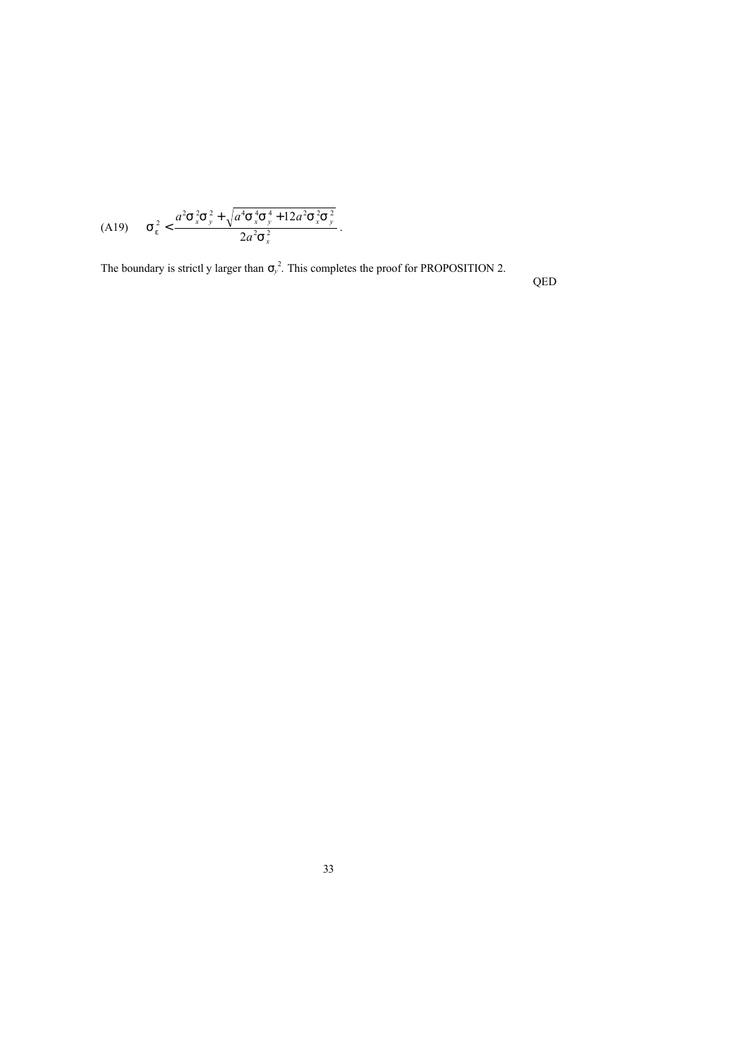(A19) $$\sigma_\varepsilon^2 < \frac{a^2\sigma_x^2\sigma_y^2 + \sqrt{a^4\sigma_x^4\sigma_y^4 + 12a^2\sigma_x^2\sigma_y^2}}{2a^2\sigma_x^2}.$$

The boundary is strictl y larger than $\sigma_y^2$. This completes the proof for PROPOSITION 2.

QED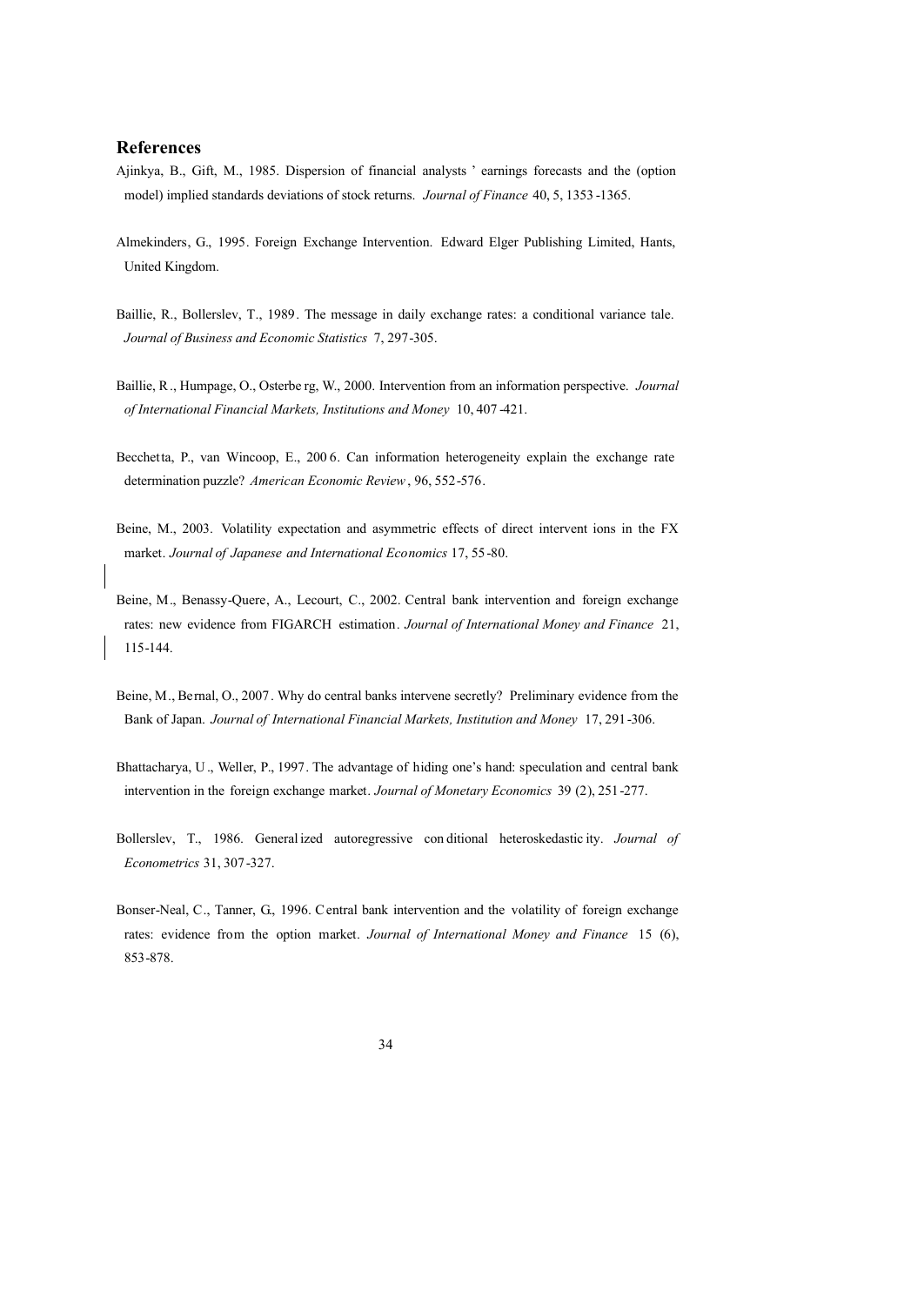## References

Ajinkya, B., Gift, M., 1985. Dispersion of financial analysts ' earnings forecasts and the (option model) implied standards deviations of stock returns. *Journal of Finance* 40, 5, 1353-1365.

Almekinders, G., 1995. Foreign Exchange Intervention. Edward Elger Publishing Limited, Hants, United Kingdom.

Baillie, R., Bollerslev, T., 1989. The message in daily exchange rates: a conditional variance tale. *Journal of Business and Economic Statistics* 7, 297-305.

Baillie, R., Humpage, O., Osterberg, W., 2000. Intervention from an information perspective. *Journal of International Financial Markets, Institutions and Money* 10, 407-421.

Bacchetta, P., van Wincoop, E., 2006. Can information heterogeneity explain the exchange rate determination puzzle? *American Economic Review*, 96, 552-576.

Beine, M., 2003. Volatility expectation and asymmetric effects of direct interventions in the FX market. *Journal of Japanese and International Economics* 17, 55-80.

Beine, M., Benassy-Quere, A., Lecourt, C., 2002. Central bank intervention and foreign exchange rates: new evidence from FIGARCH estimation. *Journal of International Money and Finance* 21, 115-144.

Beine, M., Bernal, O., 2007. Why do central banks intervene secretly? Preliminary evidence from the Bank of Japan. *Journal of International Financial Markets, Institution and Money* 17, 291-306.

Bhattacharya, U., Weller, P., 1997. The advantage of hiding one's hand: speculation and central bank intervention in the foreign exchange market. *Journal of Monetary Economics* 39 (2), 251-277.

Bollerslev, T., 1986. Generalized autoregressive conditional heteroskedasticity. *Journal of Econometrics* 31, 307-327.

Bonser-Neal, C., Tanner, G., 1996. Central bank intervention and the volatility of foreign exchange rates: evidence from the option market. *Journal of International Money and Finance* 15 (6), 853-878.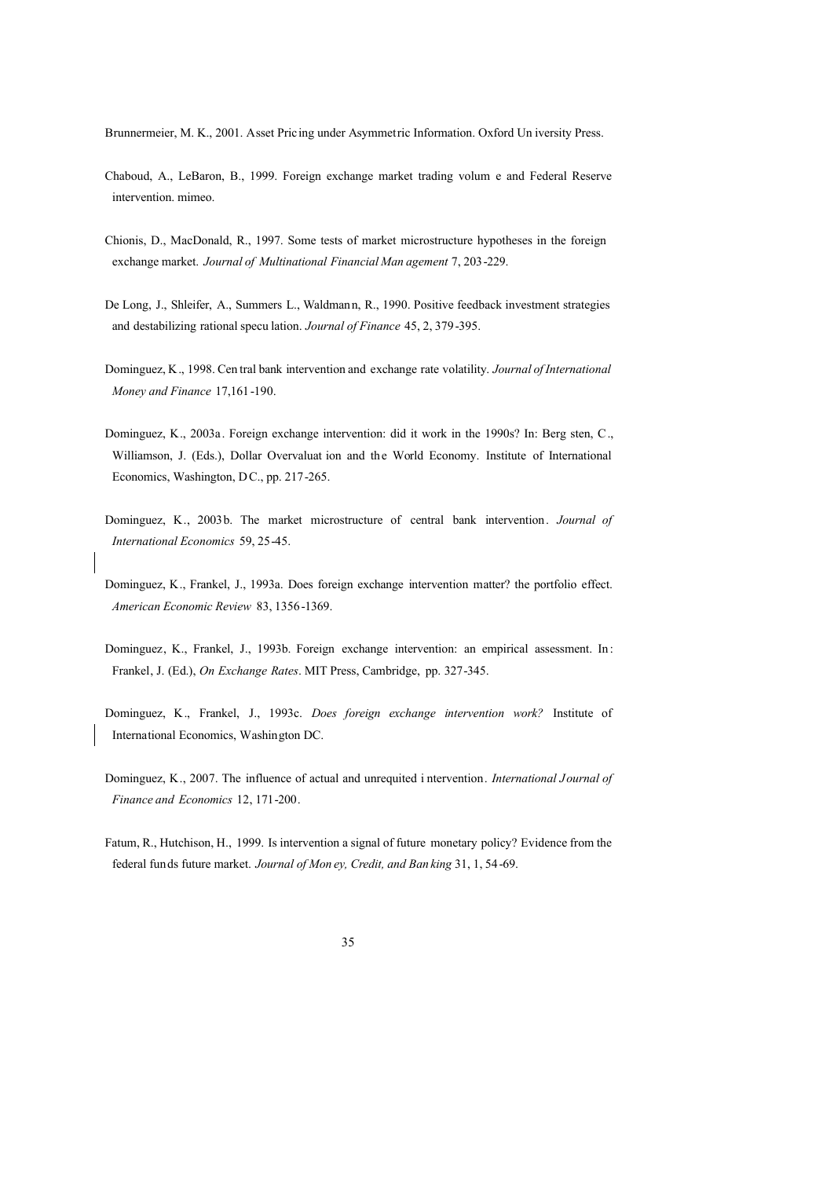Brunnermeier, M. K., 2001. Asset Pricing under Asymmetric Information. Oxford University Press.

Chaboud, A., LeBaron, B., 1999. Foreign exchange market trading volume and Federal Reserve intervention. mimeo.

Chionis, D., MacDonald, R., 1997. Some tests of market microstructure hypotheses in the foreign exchange market. *Journal of Multinational Financial Management* 7, 203-229.

De Long, J., Shleifer, A., Summers L., Waldmann, R., 1990. Positive feedback investment strategies and destabilizing rational speculation. *Journal of Finance* 45, 2, 379-395.

Dominguez, K., 1998. Central bank intervention and exchange rate volatility. *Journal of International Money and Finance* 17,161-190.

Dominguez, K., 2003a. Foreign exchange intervention: did it work in the 1990s? In: Bergsten, C., Williamson, J. (Eds.), Dollar Overvaluation and the World Economy. Institute of International Economics, Washington, DC., pp. 217-265.

Dominguez, K., 2003b. The market microstructure of central bank intervention. *Journal of International Economics* 59, 25-45.

Dominguez, K., Frankel, J., 1993a. Does foreign exchange intervention matter? the portfolio effect. *American Economic Review* 83, 1356-1369.

Dominguez, K., Frankel, J., 1993b. Foreign exchange intervention: an empirical assessment. In: Frankel, J. (Ed.), *On Exchange Rates*. MIT Press, Cambridge, pp. 327-345.

Dominguez, K., Frankel, J., 1993c. *Does foreign exchange intervention work?* Institute of International Economics, Washington DC.

Dominguez, K., 2007. The influence of actual and unrequited intervention. *International Journal of Finance and Economics* 12, 171-200.

Fatum, R., Hutchison, H., 1999. Is intervention a signal of future monetary policy? Evidence from the federal funds future market. *Journal of Money, Credit, and Banking* 31, 1, 54-69.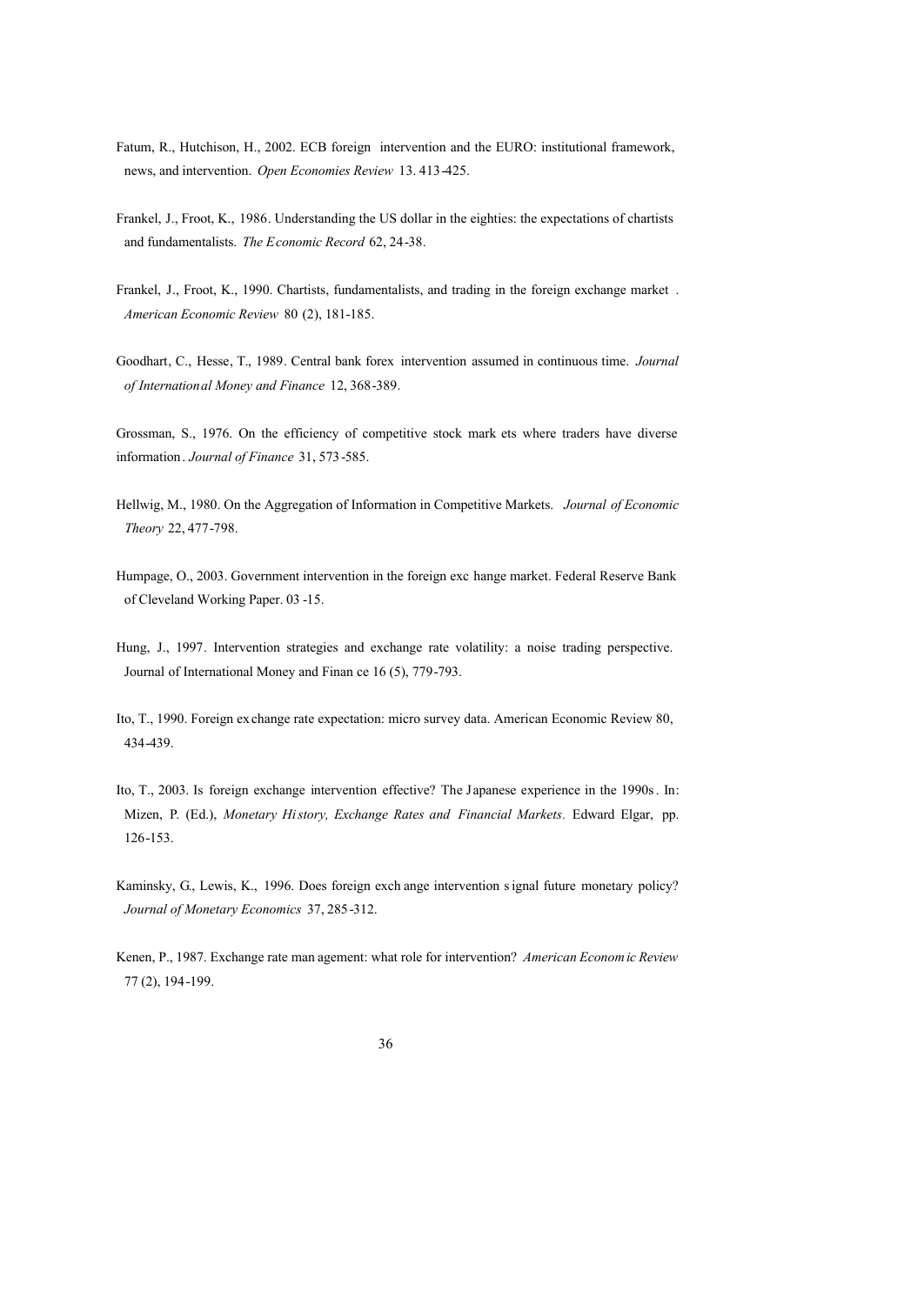Fatum, R., Hutchison, H., 2002. ECB foreign intervention and the EURO: institutional framework, news, and intervention. *Open Economies Review* 13. 413-425.

Frankel, J., Froot, K., 1986. Understanding the US dollar in the eighties: the expectations of chartists and fundamentalists. *The Economic Record* 62, 24-38.

Frankel, J., Froot, K., 1990. Chartists, fundamentalists, and trading in the foreign exchange market . *American Economic Review* 80 (2), 181-185.

Goodhart, C., Hesse, T., 1989. Central bank forex intervention assumed in continuous time. *Journal of International Money and Finance* 12, 368-389.

Grossman, S., 1976. On the efficiency of competitive stock mark ets where traders have diverse information. *Journal of Finance* 31, 573-585.

Hellwig, M., 1980. On the Aggregation of Information in Competitive Markets. *Journal of Economic Theory* 22, 477-798.

Humpage, O., 2003. Government intervention in the foreign exc hange market. Federal Reserve Bank of Cleveland Working Paper. 03 -15.

Hung, J., 1997. Intervention strategies and exchange rate volatility: a noise trading perspective. Journal of International Money and Finan ce 16 (5), 779-793.

Ito, T., 1990. Foreign ex change rate expectation: micro survey data. American Economic Review 80, 434-439.

Ito, T., 2003. Is foreign exchange intervention effective? The Japanese experience in the 1990s. In: Mizen, P. (Ed.), *Monetary History, Exchange Rates and Financial Markets*. Edward Elgar, pp. 126-153.

Kaminsky, G., Lewis, K., 1996. Does foreign exch ange intervention s ignal future monetary policy? *Journal of Monetary Economics* 37, 285-312.

Kenen, P., 1987. Exchange rate man agement: what role for intervention? *American Economic Review* 77 (2), 194-199.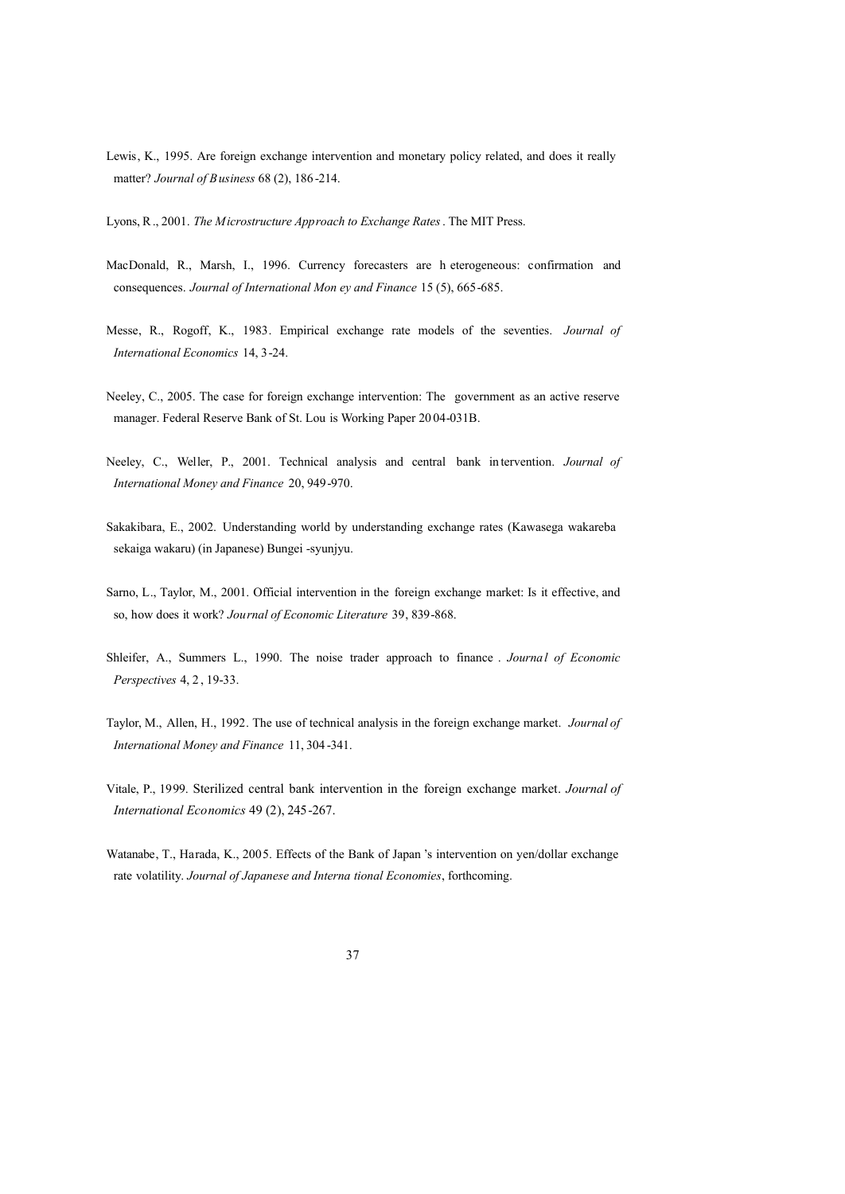Lewis, K., 1995. Are foreign exchange intervention and monetary policy related, and does it really matter? *Journal of Business* 68 (2), 186-214.

Lyons, R., 2001. *The Microstructure Approach to Exchange Rates*. The MIT Press.

MacDonald, R., Marsh, I., 1996. Currency forecasters are heterogeneous: confirmation and consequences. *Journal of International Money and Finance* 15 (5), 665-685.

Messe, R., Rogoff, K., 1983. Empirical exchange rate models of the seventies. *Journal of International Economics* 14, 3-24.

Neeley, C., 2005. The case for foreign exchange intervention: The government as an active reserve manager. Federal Reserve Bank of St. Louis Working Paper 2004-031B.

Neeley, C., Weller, P., 2001. Technical analysis and central bank intervention. *Journal of International Money and Finance* 20, 949-970.

Sakakibara, E., 2002. Understanding world by understanding exchange rates (Kawasega wakareba sekaiga wakaru) (in Japanese) Bungei-syunjyu.

Sarno, L., Taylor, M., 2001. Official intervention in the foreign exchange market: Is it effective, and so, how does it work? *Journal of Economic Literature* 39, 839-868.

Shleifer, A., Summers L., 1990. The noise trader approach to finance. *Journal of Economic Perspectives* 4, 2, 19-33.

Taylor, M., Allen, H., 1992. The use of technical analysis in the foreign exchange market. *Journal of International Money and Finance* 11, 304-341.

Vitale, P., 1999. Sterilized central bank intervention in the foreign exchange market. *Journal of International Economics* 49 (2), 245-267.

Watanabe, T., Harada, K., 2005. Effects of the Bank of Japan's intervention on yen/dollar exchange rate volatility. *Journal of Japanese and International Economies*, forthcoming.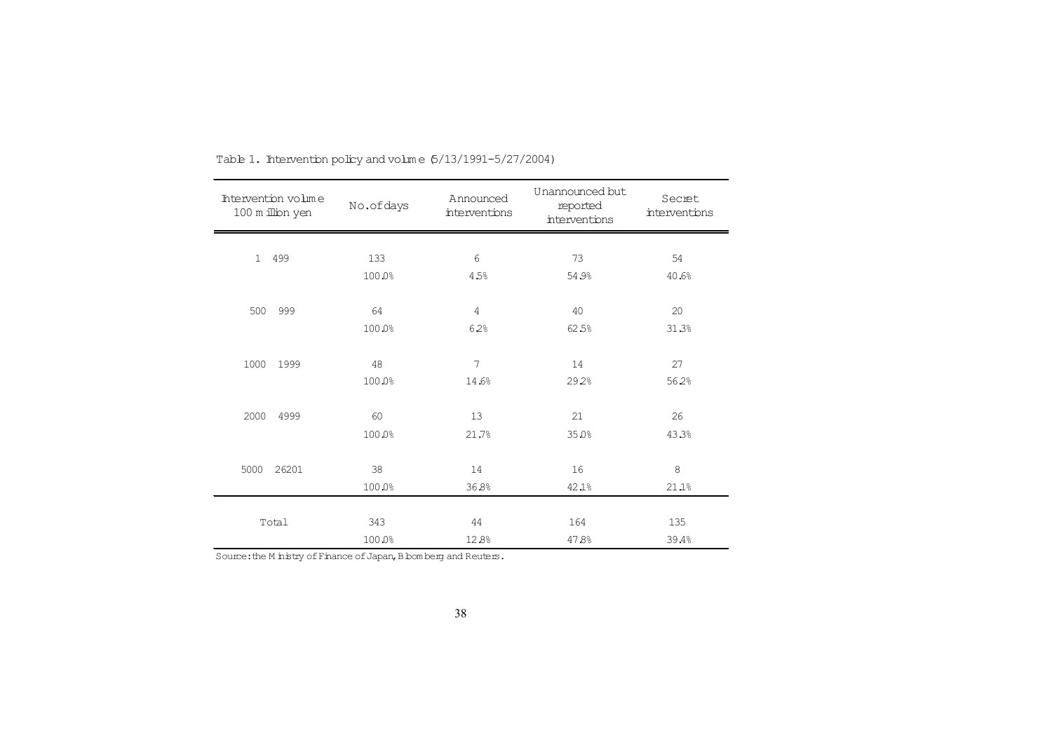Table 1. Intervention policy and volume (5/13/1991-5/27/2004)

| Intervention volume 100 million yen | No. of days | Announced interventions | Unannounced but reported interventions | Secret interventions |
|---|---|---|---|---|
| 1 499 | 133 | 6 | 73 | 54 |
| | 100.0% | 4.5% | 54.9% | 40.6% |
| 500 999 | 64 | 4 | 40 | 20 |
| | 100.0% | 6.2% | 62.5% | 31.3% |
| 1000 1999 | 48 | 7 | 14 | 27 |
| | 100.0% | 14.6% | 29.2% | 56.2% |
| 2000 4999 | 60 | 13 | 21 | 26 |
| | 100.0% | 21.7% | 35.0% | 43.3% |
| 5000 26201 | 38 | 14 | 16 | 8 |
| | 100.0% | 36.8% | 42.1% | 21.1% |
| Total | 343 | 44 | 164 | 135 |
| | 100.0% | 12.8% | 47.8% | 39.4% |

Source: the Ministry of Finance of Japan, Bloomberg and Reuters.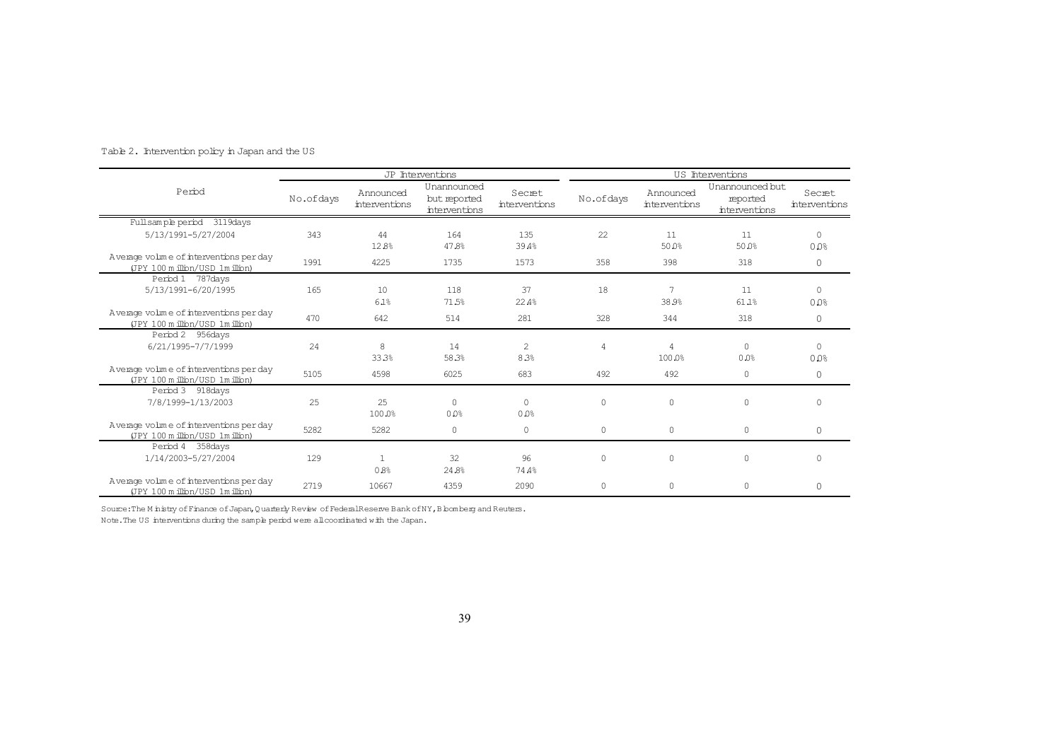Table 2. Intervention policy in Japan and the US

| Period | JP Interventions | | | | US Interventions | | | |
|---|---|---|---|---|---|---|---|---|
| | No. of days | Announced interventions | Unannounced but reported interventions | Secret interventions | No. of days | Announced interventions | Unannounced but reported interventions | Secret interventions |
| Full sample period 3119days | | | | | | | | |
| 5/13/1991-5/27/2004 | 343 | 44<br>12.8% | 164<br>47.8% | 135<br>39.4% | 22 | 11<br>50.0% | 11<br>50.0% | 0<br>0.0% |
| Average volume of interventions per day (JPY 100 million/USD 1 million) | 1991 | 4225 | 1735 | 1573 | 358 | 398 | 318 | 0 |
| Period 1 787days | | | | | | | | |
| 5/13/1991-6/20/1995 | 165 | 10<br>6.1% | 118<br>71.5% | 37<br>22.4% | 18 | 7<br>38.9% | 11<br>61.1% | 0<br>0.0% |
| Average volume of interventions per day (JPY 100 million/USD 1 million) | 470 | 642 | 514 | 281 | 328 | 344 | 318 | 0 |
| Period 2 956days | | | | | | | | |
| 6/21/1995-7/7/1999 | 24 | 8<br>33.3% | 14<br>58.3% | 2<br>8.3% | 4 | 4<br>100.0% | 0<br>0.0% | 0<br>0.0% |
| Average volume of interventions per day (JPY 100 million/USD 1 million) | 5105 | 4598 | 6025 | 683 | 492 | 492 | 0 | 0 |
| Period 3 918days | | | | | | | | |
| 7/8/1999-1/13/2003 | 25 | 25<br>100.0% | 0<br>0.0% | 0<br>0.0% | 0 | 0 | 0 | 0 |
| Average volume of interventions per day (JPY 100 million/USD 1 million) | 5282 | 5282 | 0 | 0 | 0 | 0 | 0 | 0 |
| Period 4 358days | | | | | | | | |
| 1/14/2003-5/27/2004 | 129 | 1<br>0.8% | 32<br>24.8% | 96<br>74.4% | 0 | 0 | 0 | 0 |
| Average volume of interventions per day (JPY 100 million/USD 1 million) | 2719 | 10667 | 4359 | 2090 | 0 | 0 | 0 | 0 |

Source: The Ministry of Finance of Japan, Quarterly Review of Federal Reserve Bank of NY, Bloomberg and Reuters.
Note. The US interventions during the sample period were all coordinated with the Japan.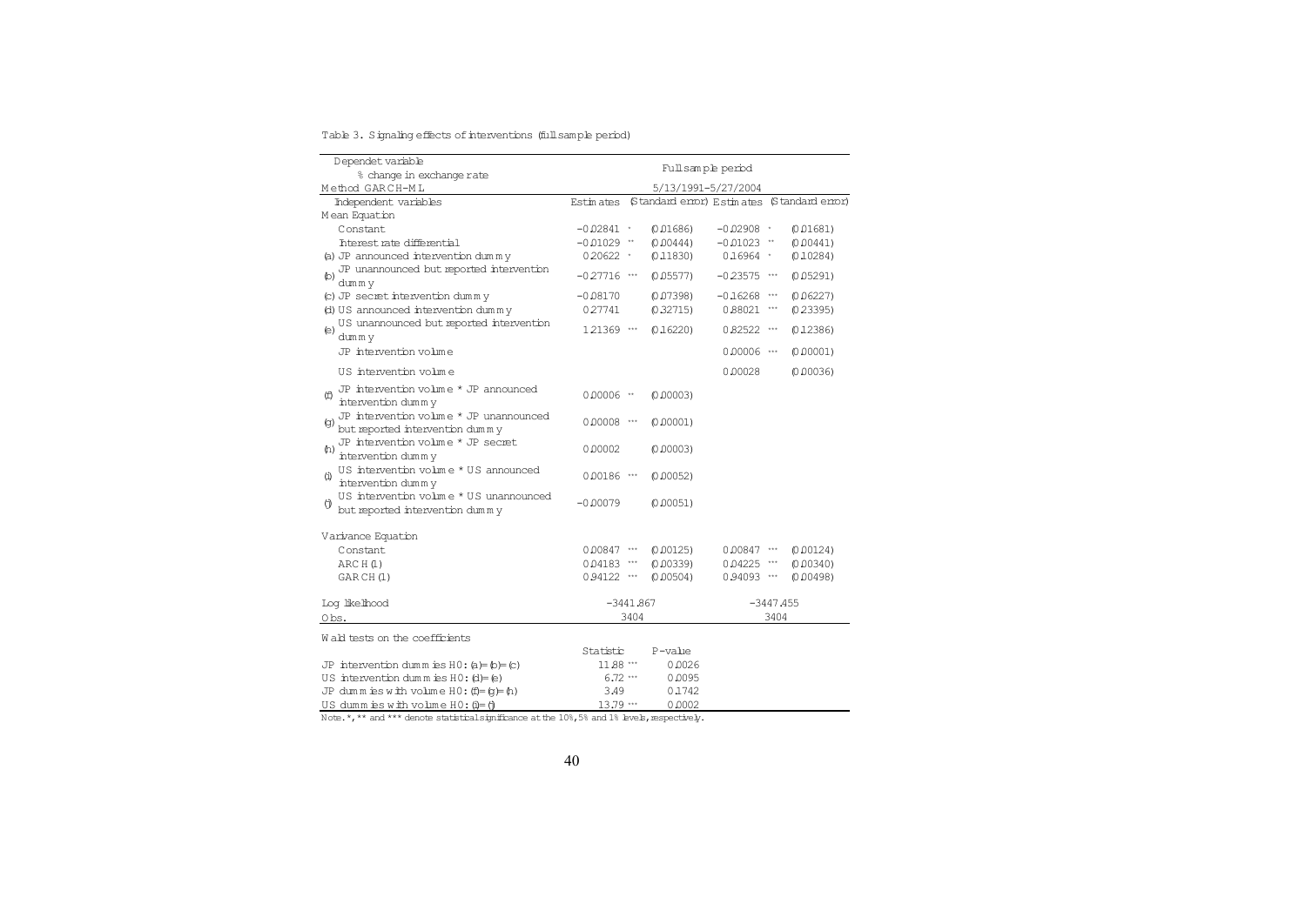Table 3. Signaling effects of interventions (full sample period)

| Dependet variable % change in exchange rate | Full sample period | | | |
|---|---|---|---|---|
| Method GARCH-ML | 5/13/1991-5/27/2004 | | | |
| Independent variables | Estimates | (Standard error) | Estimates | (Standard error) |
| Mean Equation | | | | |
| Constant | -0.02841 * | (0.01686) | -0.02908 * | (0.01681) |
| Interest rate differential | -0.01029 ** | (0.00444) | -0.01023 ** | (0.00441) |
| (a) JP announced intervention dummy | 0.20622 * | (0.11830) | 0.16964 * | (0.10284) |
| (b) JP unannounced but reported intervention dummy | -0.27716 *** | (0.05577) | -0.23575 *** | (0.05291) |
| (c) JP secret intervention dummy | -0.08170 | (0.07398) | -0.16268 *** | (0.06227) |
| (d) US announced intervention dummy | 0.27741 | (0.32715) | 0.88021 *** | (0.23395) |
| (e) US unannounced but reported intervention dummy | 1.21369 *** | (0.16220) | 0.82522 *** | (0.12386) |
| JP intervention volume | | | 0.00006 *** | (0.00001) |
| US intervention volume | | | 0.00028 | (0.00036) |
| (f) JP intervention volume * JP announced intervention dummy | 0.00006 ** | (0.00003) | | |
| (g) JP intervention volume * JP unannounced but reported intervention dummy | 0.00008 *** | (0.00001) | | |
| (h) JP intervention volume * JP secret intervention dummy | 0.00002 | (0.00003) | | |
| (i) US intervention volume * US announced intervention dummy | 0.00186 *** | (0.00052) | | |
| (j) US intervention volume * US unannounced but reported intervention dummy | -0.00079 | (0.00051) | | |
| Varivance Equation | | | | |
| Constant | 0.00847 *** | (0.00125) | 0.00847 *** | (0.00124) |
| ARCH(1) | 0.04183 *** | (0.00339) | 0.04225 *** | (0.00340) |
| GARCH(1) | 0.94122 *** | (0.00504) | 0.94093 *** | (0.00498) |
| Log likelihood | -3441.867 | | -3447.455 | |
| Obs. | 3404 | | 3404 | |

Wald tests on the coefficients

| | Statistic | P-value |
|---|---|---|
| JP intervention dummies H0: (a)=(b)=(c) | 11.88 *** | 0.0026 |
| US intervention dummies H0: (d)=(e) | 6.72 *** | 0.0095 |
| JP dummies with volume H0: (f)=(g)=(h) | 3.49 | 0.1742 |
| US dummies with volume H0: (i)=(j) | 13.79 *** | 0.0002 |

Note. *, ** and *** denote statistical significance at the 10%, 5% and 1% levels, respectively.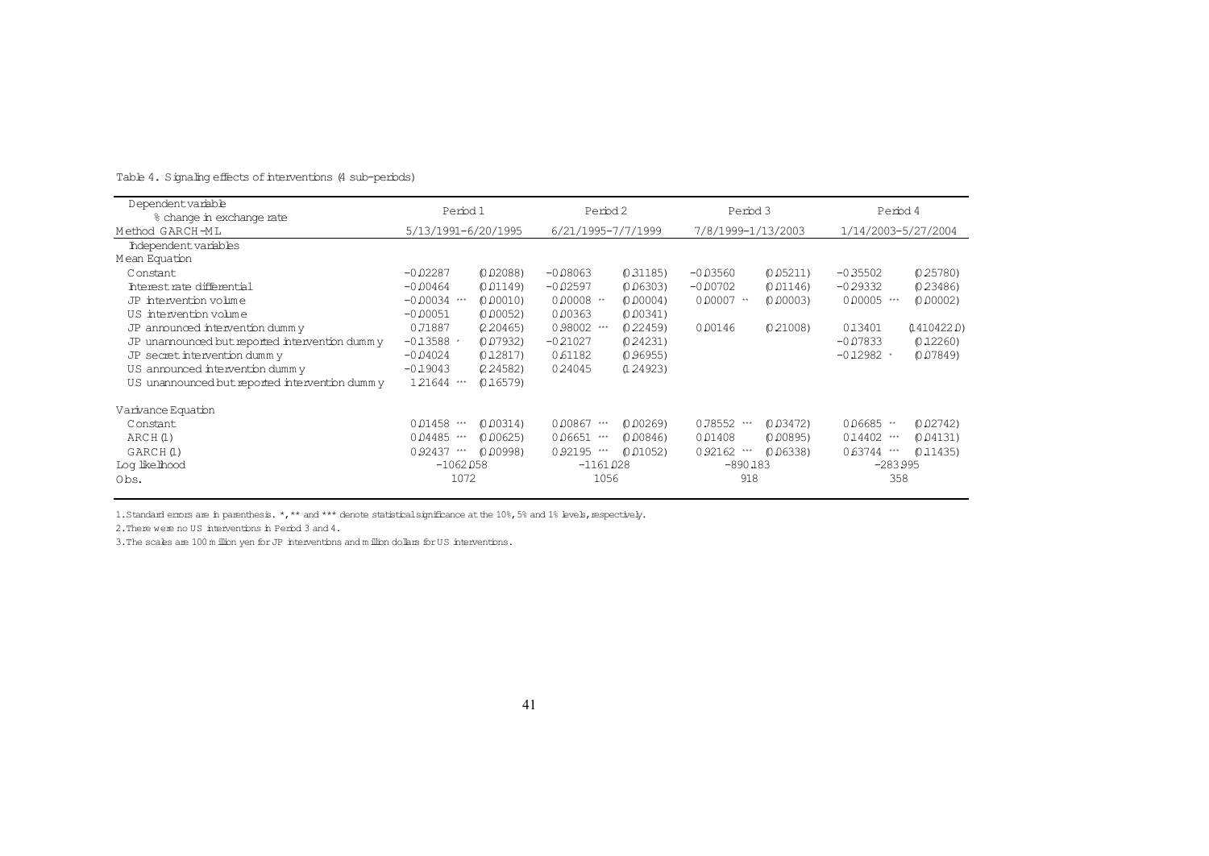Table 4. Signaling effects of interventions (4 sub-periods)

| Dependent variable<br>% change in exchange rate | Period 1 | | Period 2 | | Period 3 | | Period 4 | |
|---|---|---|---|---|---|---|---|---|
| Method GARCH-ML | 5/13/1991-6/20/1995 | | 6/21/1995-7/7/1999 | | 7/8/1999-1/13/2003 | | 1/14/2003-5/27/2004 | |
| Independent variables | | | | | | | | |
| Mean Equation | | | | | | | | |
| Constant | -0.02287 | (0.02088) | -0.08063 | (0.31185) | -0.03560 | (0.05211) | -0.35502 | (0.25780) |
| Interest rate differential | -0.00464 | (0.01149) | -0.02597 | (0.06303) | -0.00702 | (0.01146) | -0.29332 | (0.23486) |
| JP intervention volume | -0.00034 *** | (0.00010) | 0.00008 ** | (0.00004) | 0.00007 ** | (0.00003) | 0.00005 *** | (0.00002) |
| US intervention volume | -0.00051 | (0.00052) | 0.00363 | (0.00341) | | | | |
| JP announced intervention dummy | 0.71887 | (2.20465) | 0.98002 *** | (0.22459) | 0.00146 | (0.21008) | 0.13401 | (1410422.0) |
| JP unannounced but reported intervention dummy | -0.13588 * | (0.07932) | -0.21027 | (0.24231) | | | -0.07833 | (0.12260) |
| JP secret intervention dummy | -0.04024 | (0.12817) | 0.61182 | (0.96955) | | | -0.12982 * | (0.07849) |
| US announced intervention dummy | -0.19043 | (2.24582) | 0.24045 | (1.24923) | | | | |
| US unannounced but reported intervention dummy | 1.21644 *** | (0.16579) | | | | | | |
| Variance Equation | | | | | | | | |
| Constant | 0.01458 *** | (0.00314) | 0.00867 *** | (0.00269) | 0.78552 *** | (0.03472) | 0.06685 ** | (0.02742) |
| ARCH(1) | 0.04485 *** | (0.00625) | 0.06651 *** | (0.00846) | 0.01408 | (0.00895) | 0.14402 *** | (0.04131) |
| GARCH(1) | 0.92437 *** | (0.00998) | 0.92195 *** | (0.01052) | 0.92162 *** | (0.06338) | 0.63744 *** | (0.11435) |
| Log likelihood | -1062.058 | | -1161.028 | | -890.183 | | -283.995 | |
| Obs. | 1072 | | 1056 | | 918 | | 358 | |

1. Standard errors are in parenthesis. *, ** and *** denote statistical significance at the 10%, 5% and 1% levels, respectively.

2. There were no US interventions in Period 3 and 4.

3. The scales are 100 million yen for JP interventions and million dollars for US interventions.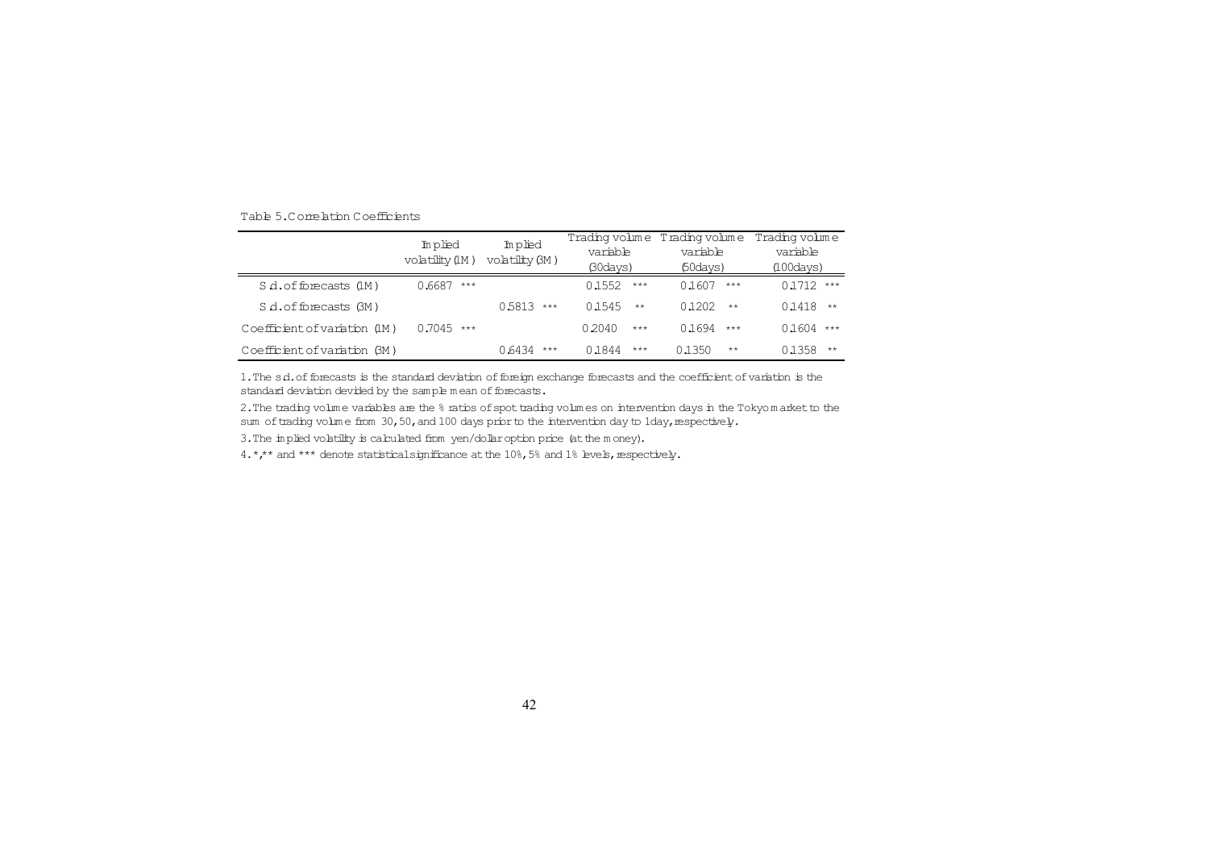Table 5. Correlation Coefficients

| | Implied volatility (1M) | Implied volatility (3M) | Trading volume variable (30days) | Trading volume variable (50days) | Trading volume variable (100days) |
|---|---|---|---|---|---|
| S.d. of forecasts (1M) | 0.6687 *** | | 0.1552 *** | 0.1607 *** | 0.1712 *** |
| S.d. of forecasts (3M) | | 0.5813 *** | 0.1545 ** | 0.1202 ** | 0.1418 ** |
| Coefficient of variation (1M) | 0.7045 *** | | 0.2040 *** | 0.1694 *** | 0.1604 *** |
| Coefficient of variation (3M) | | 0.6434 *** | 0.1844 *** | 0.1350 ** | 0.1358 ** |

1. The s.d. of forecasts is the standard deviation of foreign exchange forecasts and the coefficient of variation is the standard deviation devided by the sample mean of forecasts.

2. The trading volume variables are the % ratios of spot trading volumes on intervention days in the Tokyo market to the sum of trading volume from 30, 50, and 100 days prior to the intervention day to 1day, respectively.

3. The implied volatility is calculated from yen/dollar option price (at the money).

4. *, ** and *** denote statistical significance at the 10%, 5% and 1% levels, respectively.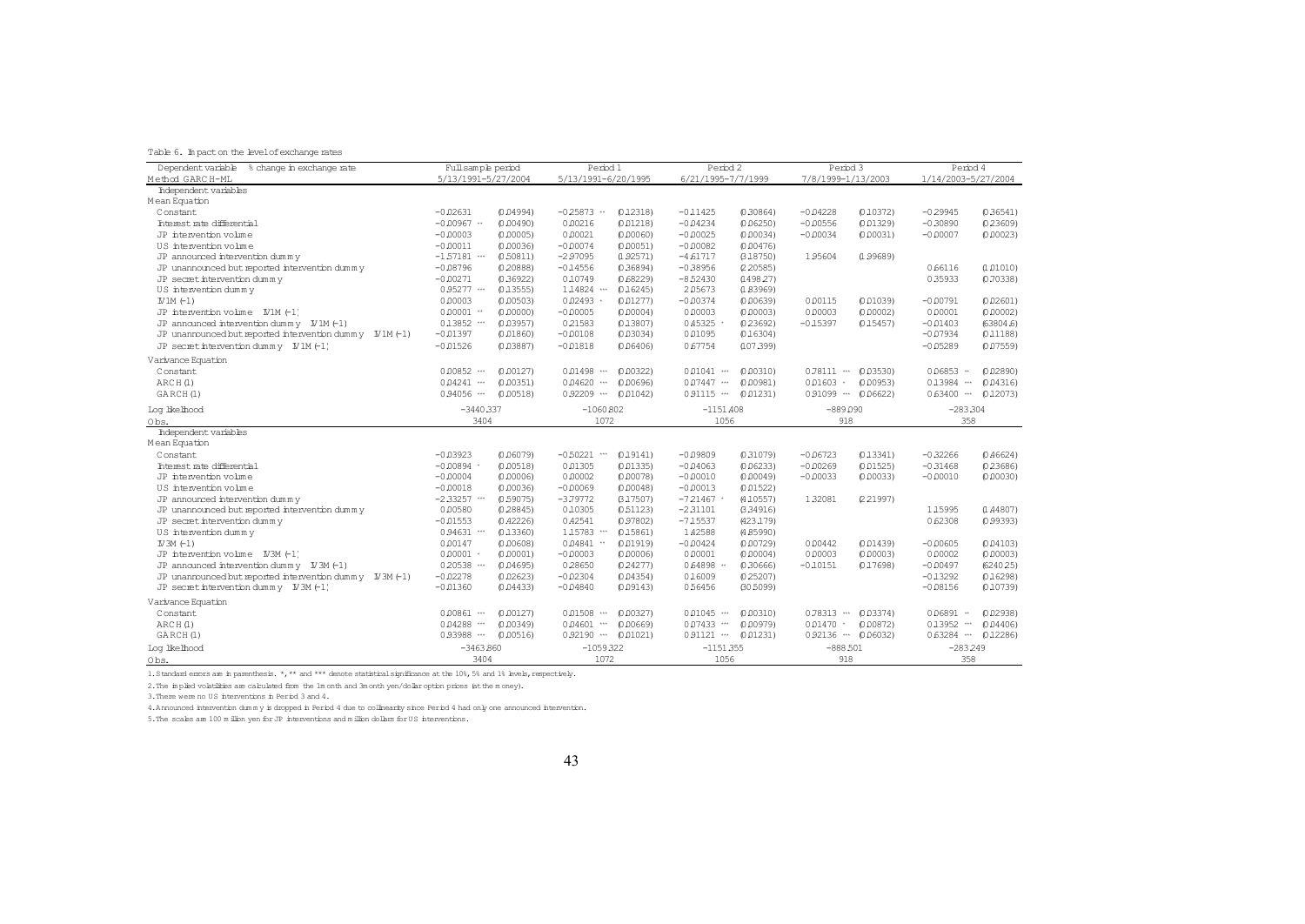Table 6. Impact on the level of exchange rates

| Dependent variable % change in exchange rate | Full sample period | | Period 1 | | Period 2 | | Period 3 | | Period 4 | |
|---|---|---|---|---|---|---|---|---|---|---|
| Method GARCH-ML | 5/13/1991-5/27/2004 | | 5/13/1991-6/20/1995 | | 6/21/1995-7/7/1999 | | 7/8/1999-1/13/2003 | | 1/14/2003-5/27/2004 | |
| Independent variables | | | | | | | | | | |
| Mean Equation | | | | | | | | | | |
| Constant | -0.02631 | (0.04994) | -0.25873 ** | (0.12318) | -0.11425 | (0.30864) | -0.04228 | (0.10372) | -0.29945 | (0.36541) |
| Interest rate differential | -0.00967 ** | (0.00490) | 0.00216 | (0.01218) | -0.04234 | (0.06250) | -0.00556 | (0.01329) | -0.30890 | (0.23609) |
| JP intervention volume | -0.00003 | (0.00005) | 0.00021 | (0.00060) | -0.00025 | (0.00034) | -0.00034 | (0.00031) | -0.00007 | (0.00023) |
| US intervention volume | -0.00011 | (0.00036) | -0.00074 | (0.00051) | -0.00082 | (0.00476) | | | | |
| JP announced intervention dummy | -1.57181 *** | (0.50811) | -2.97095 | (1.92571) | -4.61717 | (3.18750) | 1.95604 | (1.99689) | | |
| JP unannounced but reported intervention dummy | -0.08796 | (0.20888) | -0.14556 | (0.36894) | -0.38956 | (2.20585) | | | 0.66116 | (1.01010) |
| JP secret intervention dummy | -0.00271 | (0.36922) | 0.10749 | (0.68229) | -8.52430 | (1498.27) | | | 0.35933 | (0.70338) |
| US intervention dummy | 0.95277 *** | (0.13555) | 1.14824 *** | (0.16245) | 2.05673 | (1.83969) | | | | |
| IV1M (-1) | 0.00003 | (0.00503) | 0.02493 * | (0.01277) | -0.00374 | (0.00639) | 0.00115 | (0.01039) | -0.00791 | (0.02601) |
| JP intervention volume IV1M (-1) | 0.00001 ** | (0.00000) | -0.00005 | (0.00004) | 0.00003 | (0.00003) | 0.00003 | (0.00002) | 0.00001 | (0.00002) |
| JP announced intervention dummy IV1M (-1) | 0.13852 *** | (0.03957) | 0.21583 | (0.13807) | 0.45325 * | (0.23692) | -0.15397 | (0.15457) | -0.01403 | (63804.6) |
| JP unannounced but reported intervention dummy IV1M (-1) | -0.01397 | (0.01860) | -0.00108 | (0.03034) | 0.01095 | (0.16304) | | | -0.07934 | (0.11188) |
| JP secret intervention dummy IV1M (-1) | -0.01526 | (0.03887) | -0.01818 | (0.06406) | 0.67754 | (107.399) | | | -0.05289 | (0.07559) |
| Variance Equation | | | | | | | | | | |
| Constant | 0.00852 *** | (0.00127) | 0.01498 *** | (0.00322) | 0.01041 *** | (0.00310) | 0.78111 *** | (0.03530) | 0.06853 ** | (0.02890) |
| ARCH (1) | 0.04241 *** | (0.00351) | 0.04620 *** | (0.00696) | 0.07447 *** | (0.00981) | 0.01603 * | (0.00953) | 0.13984 *** | (0.04316) |
| GARCH (1) | 0.94056 *** | (0.00518) | 0.92209 *** | (0.01042) | 0.91115 *** | (0.01231) | 0.91099 *** | (0.06622) | 0.63400 *** | (0.12073) |
| Log likelihood | -3440.337 | | -1060.802 | | -1151.408 | | -889.090 | | -283.304 | |
| Obs. | 3404 | | 1072 | | 1056 | | 918 | | 358 | |
| Independent variables | | | | | | | | | | |
| Mean Equation | | | | | | | | | | |
| Constant | -0.03923 | (0.06079) | -0.50221 *** | (0.19141) | -0.09809 | (0.31079) | -0.06723 | (0.13341) | -0.32266 | (0.46624) |
| Interest rate differential | -0.00894 * | (0.00518) | 0.01305 | (0.01335) | -0.04063 | (0.06233) | -0.00269 | (0.01525) | -0.31468 | (0.23686) |
| JP intervention volume | -0.00004 | (0.00006) | 0.00002 | (0.00078) | -0.00010 | (0.00049) | -0.00033 | (0.00033) | -0.00010 | (0.00030) |
| US intervention volume | -0.00018 | (0.00036) | -0.00069 | (0.00048) | -0.00013 | (0.01522) | | | | |
| JP announced intervention dummy | -2.33257 *** | (0.59075) | -3.79772 | (3.17507) | -7.21467 * | (4.10557) | 1.32081 | (2.21997) | | |
| JP unannounced but reported intervention dummy | 0.00580 | (0.28845) | 0.10305 | (0.51123) | -2.31101 | (3.34916) | | | 1.15995 | (1.44807) |
| JP secret intervention dummy | -0.01553 | (0.42226) | 0.42541 | (0.97802) | -7.15537 | (423.179) | | | 0.62308 | (0.99393) |
| US intervention dummy | 0.94631 *** | (0.13360) | 1.15783 *** | (0.15861) | 1.42588 | (4.85990) | | | | |
| IV3M (-1) | 0.00147 | (0.00608) | 0.04841 ** | (0.01919) | -0.00424 | (0.00729) | 0.00442 | (0.01439) | -0.00605 | (0.04103) |
| JP intervention volume IV3M (-1) | 0.00001 * | (0.00001) | -0.00003 | (0.00006) | 0.00001 | (0.00004) | 0.00003 | (0.00003) | 0.00002 | (0.00003) |
| JP announced intervention dummy IV3M (-1) | 0.20538 *** | (0.04695) | 0.28650 | (0.24277) | 0.64898 ** | (0.30666) | -0.10151 | (0.17698) | -0.00497 | (62402.5) |
| JP unannounced but reported intervention dummy IV3M (-1) | -0.02278 | (0.02623) | -0.02304 | (0.04354) | 0.16009 | (0.25207) | | | -0.13292 | (0.16298) |
| JP secret intervention dummy IV3M (-1) | -0.01360 | (0.04433) | -0.04840 | (0.09143) | 0.56456 | (30.5099) | | | -0.08156 | (0.10739) |
| Variance Equation | | | | | | | | | | |
| Constant | 0.00861 *** | (0.00127) | 0.01508 *** | (0.00327) | 0.01045 *** | (0.00310) | 0.78313 *** | (0.03374) | 0.06891 ** | (0.02938) |
| ARCH (1) | 0.04288 *** | (0.00349) | 0.04601 *** | (0.00669) | 0.07433 *** | (0.00979) | 0.01470 * | (0.00872) | 0.13952 *** | (0.04406) |
| GARCH (1) | 0.93988 *** | (0.00516) | 0.92190 *** | (0.01021) | 0.91121 *** | (0.01231) | 0.92136 *** | (0.06032) | 0.63284 *** | (0.12286) |
| Log likelihood | -3463.860 | | -1059.322 | | -1151.355 | | -888.501 | | -283.249 | |
| Obs. | 3404 | | 1072 | | 1056 | | 918 | | 358 | |

1. Standard errors are in parenthesis. *, ** and *** denote statistical significance at the 10%, 5% and 1% levels, respectively.

2. The implied volatilities are calculated from the 1month and 3month yen/dollar option prices (at the money).

3. There were no US interventions in Period 3 and 4.

4. Announced intervention dummy is dropped in Period 4 due to collinearity since Period 4 had only one announced intervention.

5. The scales are 100 million yen for JP interventions and million dollars for US interventions.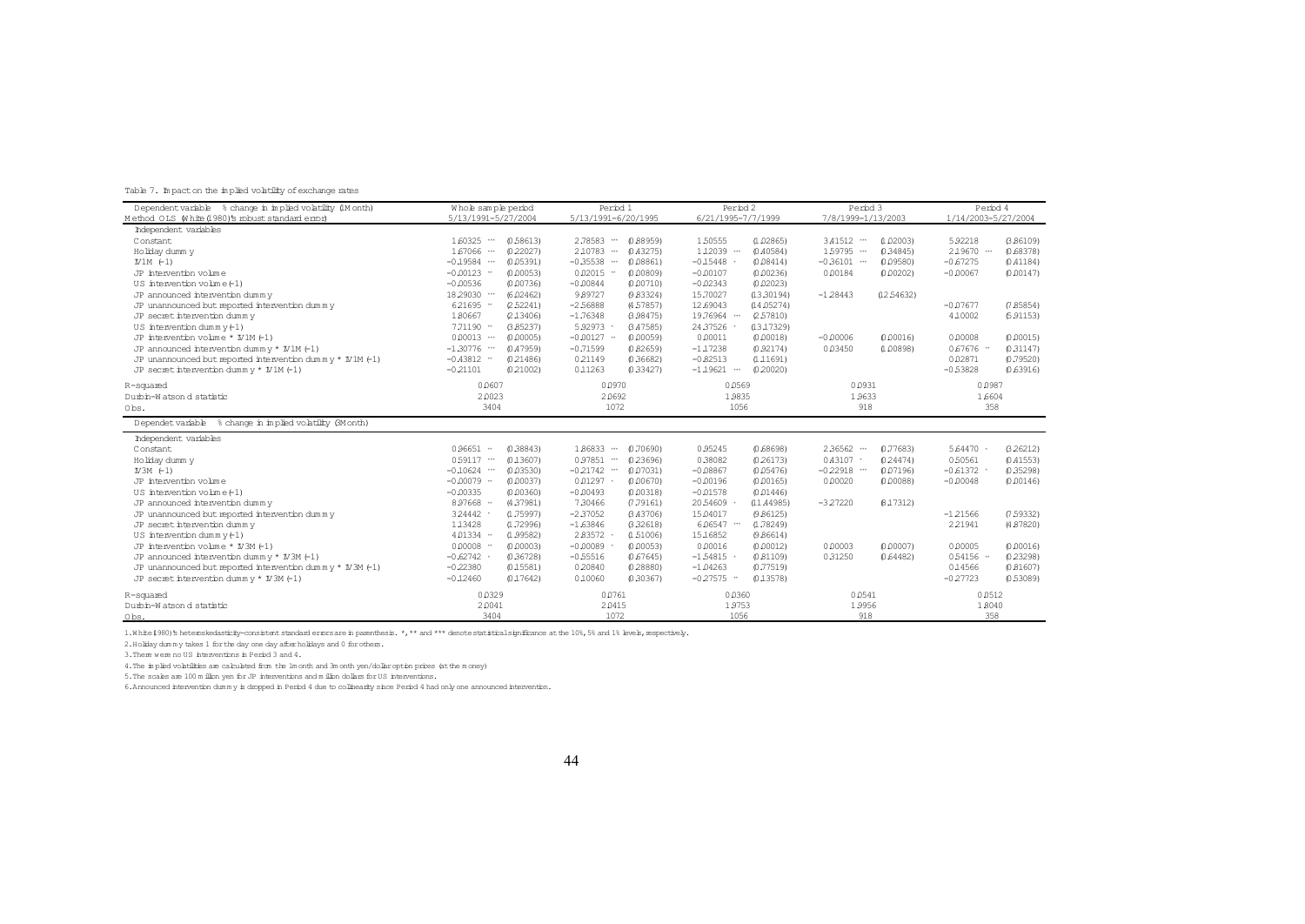Table 7. Impact on the implied volatility of exchange rates

| Dependent variable % change in implied volatility (1Month) Method OLS (White(1980)'s robust standard error) | Whole sample period 5/13/1991-5/27/2004 | | Period 1 5/13/1991-6/20/1995 | | Period 2 6/21/1995-7/7/1999 | | Period 3 7/8/1999-1/13/2003 | | Period 4 1/14/2003-5/27/2004 | |
|---|---|---|---|---|---|---|---|---|---|---|
| Independent variables | | | | | | | | | | |
| Constant | 1.60325 *** | (0.58613) | 2.78583 *** | (0.88959) | 1.50555 | (1.02865) | 3.41512 *** | (1.02003) | 5.92218 | (3.86109) |
| Holiday dummy | 1.67066 *** | (0.22027) | 2.10783 *** | (0.43275) | 1.12039 *** | (0.40584) | 1.59795 *** | (0.34845) | 2.19670 *** | (0.68378) |
| IV1M (-1) | -0.19584 *** | (0.05391) | -0.35538 *** | (0.08861) | -0.15448 * | (0.08414) | -0.36101 *** | (0.09580) | -0.67275 | (0.41184) |
| JP intervention volume | -0.00123 ** | (0.00053) | 0.02015 ** | (0.00809) | -0.00107 | (0.00236) | 0.00184 | (0.00202) | -0.00067 | (0.00147) |
| US intervention volume (-1) | -0.00536 | (0.00736) | -0.00844 | (0.00710) | -0.02343 | (0.02023) | | | | |
| JP announced intervention dummy | 18.29030 *** | (6.02462) | 9.89727 | (9.83324) | 15.70027 | (13.30194) | -1.28443 | (12.54632) | | |
| JP unannounced but reported intervention dummy | 6.21695 ** | (2.52241) | -2.56888 | (4.57857) | 12.69043 | (14.05274) | | | -0.07677 | (7.85854) |
| JP secret intervention dummy | 1.80667 | (2.13406) | -1.76348 | (3.98475) | 19.76964 *** | (2.57810) | | | 4.10002 | (5.91153) |
| US intervention dummy (-1) | 7.71190 ** | (3.85237) | 5.92973 * | (3.47585) | 24.37526 * | (13.17329) | | | | |
| JP intervention volume * IV1M (-1) | 0.00013 *** | (0.00005) | -0.00127 ** | (0.00059) | 0.00011 | (0.00018) | -0.00006 | (0.00016) | 0.00008 | (0.00015) |
| JP announced intervention dummy * IV1M (-1) | -1.30776 *** | (0.47959) | -0.71599 | (0.82659) | -1.17238 | (0.92174) | 0.03450 | (1.00898) | 0.67676 ** | (0.31147) |
| JP unannounced but reported intervention dummy * IV1M (-1) | -0.43812 ** | (0.21486) | 0.21149 | (0.36682) | -0.82513 | (1.11691) | | | 0.02871 | (0.79520) |
| JP secret intervention dummy * IV1M (-1) | -0.21101 | (0.21002) | 0.11263 | (0.33427) | -1.19621 *** | (0.20020) | | | -0.53828 | (0.63916) |
| R-squared | 0.0607 | | 0.0970 | | 0.0569 | | 0.0931 | | 0.0987 | |
| Durbin-Watson d statistic | 2.0023 | | 2.0692 | | 1.9835 | | 1.9633 | | 1.6604 | |
| Obs. | 3404 | | 1072 | | 1056 | | 918 | | 358 | |
| Dependet variable % change in implied volatility (3Month) | | | | | | | | | | |
| Independent variables | | | | | | | | | | |
| Constant | 0.96651 ** | (0.38843) | 1.86833 *** | (0.70690) | 0.95245 | (0.68698) | 2.36562 *** | (0.77683) | 5.64470 * | (3.26212) |
| Holiday dummy | 0.59117 *** | (0.13607) | 0.97851 *** | (0.23696) | 0.38082 | (0.26173) | 0.43107 * | (0.24474) | 0.50561 | (0.41553) |
| IV3M (-1) | -0.10624 *** | (0.03530) | -0.21742 *** | (0.07031) | -0.08867 | (0.05476) | -0.22918 *** | (0.07196) | -0.61372 * | (0.35298) |
| JP intervention volume | -0.00079 ** | (0.00037) | 0.01297 * | (0.00670) | -0.00196 | (0.00165) | 0.00020 | (0.00088) | -0.00048 | (0.00146) |
| US intervention volume (-1) | -0.00335 | (0.00360) | -0.00493 | (0.00318) | -0.01578 | (0.01446) | | | | |
| JP announced intervention dummy | 8.97668 ** | (4.37981) | 7.30466 | (7.79161) | 20.54609 * | (11.44985) | -3.27220 | (8.17312) | | |
| JP unannounced but reported intervention dummy | 3.24442 * | (1.75997) | -2.37052 | (3.43706) | 15.04017 | (9.86125) | | | -1.21566 | (7.59332) |
| JP secret intervention dummy | 1.13428 | (1.72996) | -1.63846 | (3.32618) | 6.06547 *** | (1.78249) | | | 2.21941 | (4.87820) |
| US intervention dummy (-1) | 4.01334 ** | (1.99582) | 2.83572 * | (1.51006) | 15.16852 | (9.86614) | | | | |
| JP intervention volume * IV3M (-1) | 0.00008 ** | (0.00003) | -0.00089 * | (0.00053) | 0.00016 | (0.00012) | 0.00003 | (0.00007) | 0.00005 | (0.00016) |
| JP announced intervention dummy * IV3M (-1) | -0.62742 * | (0.36728) | -0.55516 | (0.67645) | -1.54815 * | (0.81109) | 0.31250 | (0.64482) | 0.54156 ** | (0.23298) |
| JP unannounced but reported intervention dummy * IV3M (-1) | -0.22380 | (0.15581) | 0.20840 | (0.28880) | -1.04263 | (0.77519) | | | 0.14566 | (0.81607) |
| JP secret intervention dummy * IV3M (-1) | -0.12460 | (0.17642) | 0.10060 | (0.30367) | -0.27575 ** | (0.13578) | | | -0.27723 | (0.53089) |
| R-squared | 0.0329 | | 0.0761 | | 0.0360 | | 0.0541 | | 0.0512 | |
| Durbin-Watson d statistic | 2.0041 | | 2.0415 | | 1.9753 | | 1.9956 | | 1.8040 | |
| Obs. | 3404 | | 1072 | | 1056 | | 918 | | 358 | |

1. White (1980)'s heteroskedasticity-consistent standard errors are in parenthesis. *, ** and *** denote statistical significance at the 10%, 5% and 1% levels, respectively.

2. Holiday dummy takes 1 for the day one day after holidays and 0 for others.

3. There were no US interventions in Period 3 and 4.

4. The implied volatilities are calculated from the 1month and 3month yen/dollar option prices (at the money)

5. The scales are 100 million yen for JP interventions and million dollars for US interventions.

6. Announced intervention dummy is dropped in Period 4 due to collinearity since Period 4 had only one announced intervention.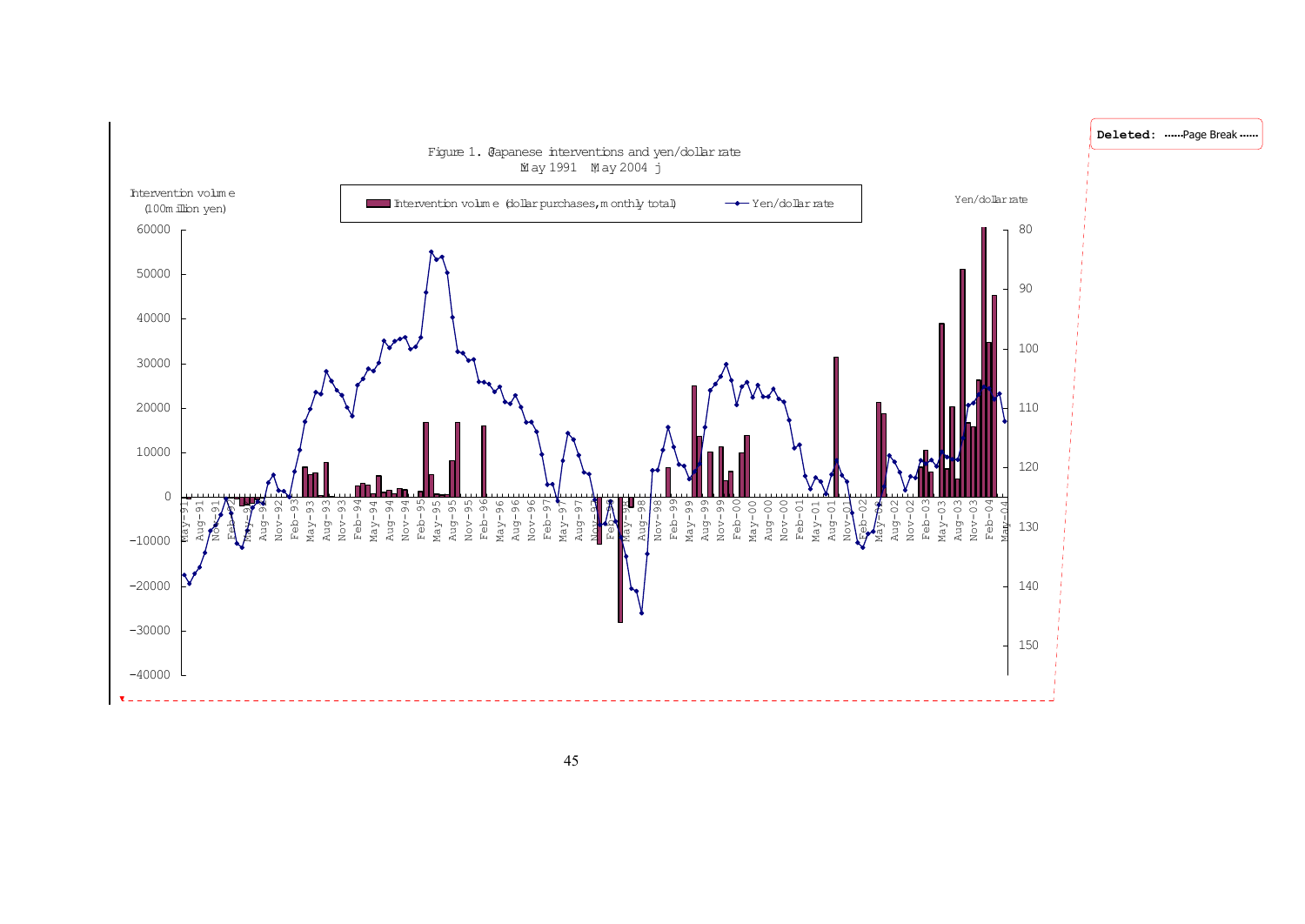Figure 1. (Japanese interventions and yen/dollar rate May 1991 – May 2004)

Intervention volume (100million yen)

Intervention volume (dollar purchases, monthly total)

Yen/dollar rate

Yen/dollar rate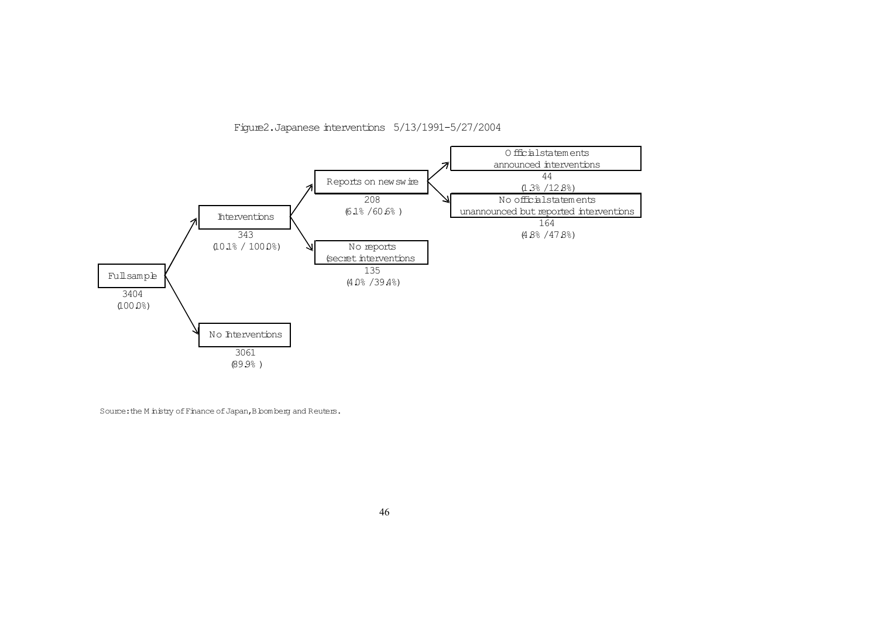Figure2. Japanese interventions 5/13/1991-5/27/2004

- Full sample: 3404 (100.0%)
  - Interventions: 343 (10.1% / 100.0%)
    - Reports on newswire: 208 (6.1% / 60.6%)
      - Official statements announced interventions: 44 (1.3% / 12.8%)
      - No official statements unannounced but reported interventions: 164 (4.8% / 47.8%)
    - No reports (secret interventions): 135 (4.0% / 39.4%)
  - No Interventions: 3061 (89.9%)

Source: the Ministry of Finance of Japan, Bloomberg and Reuters.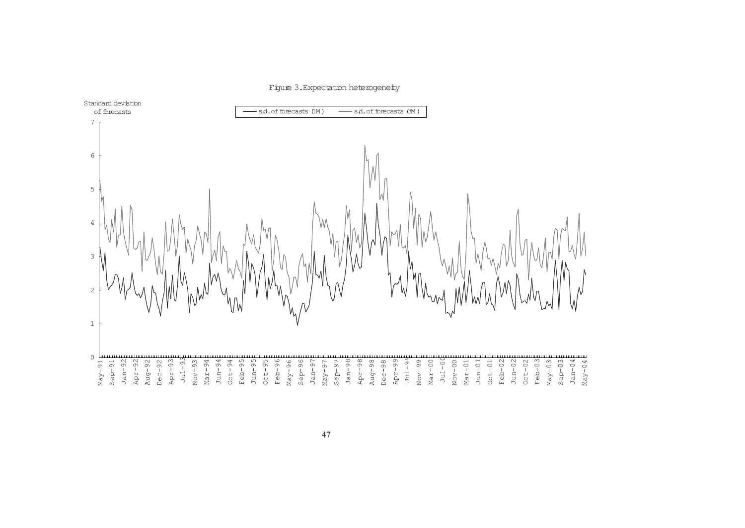Figure 3. Expectation heterogeneity

Standard deviation of forecasts

s.d. of forecasts (1M) — s.d. of forecasts (3M)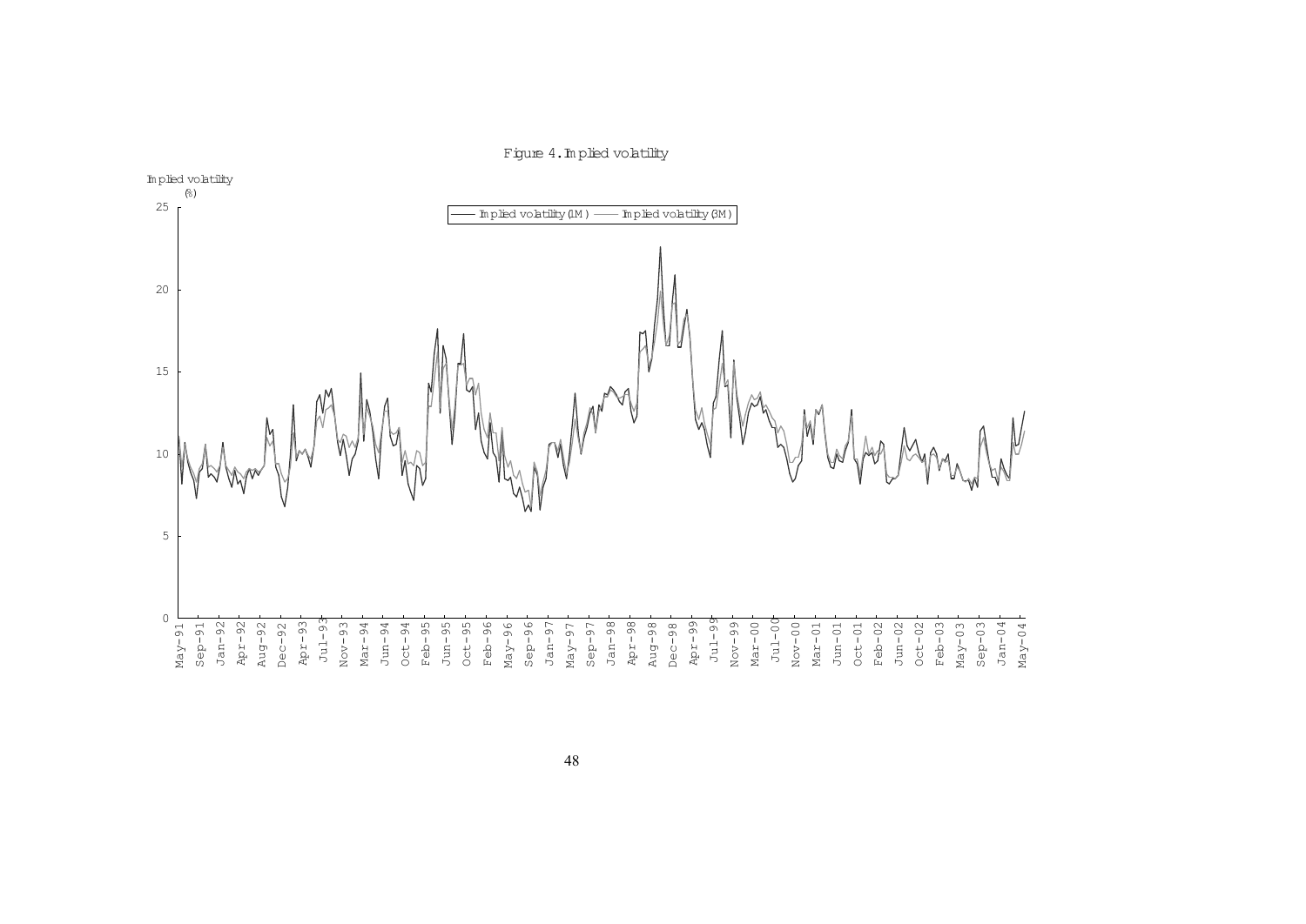Figure 4. Implied volatility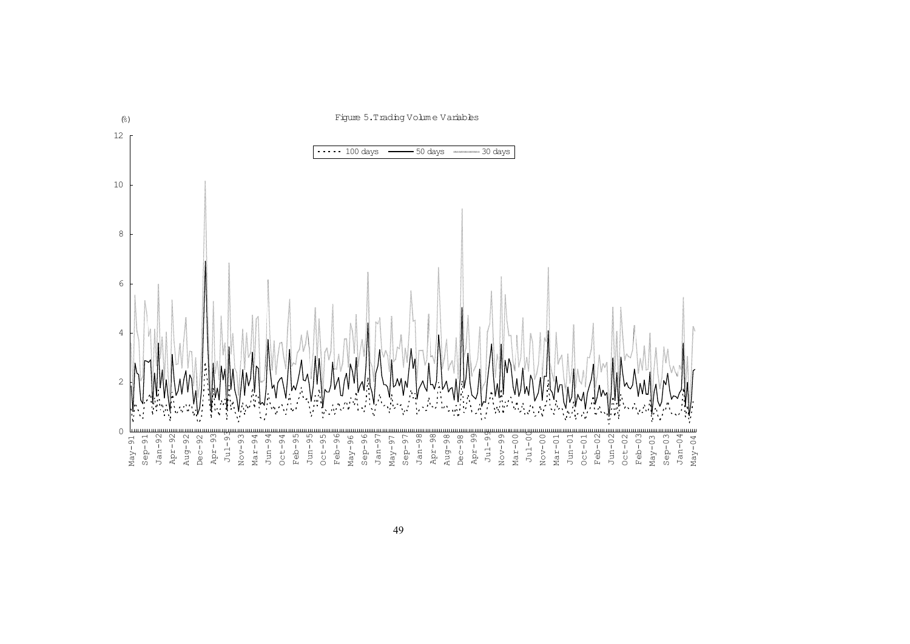Figure 5. Trading Volume Variables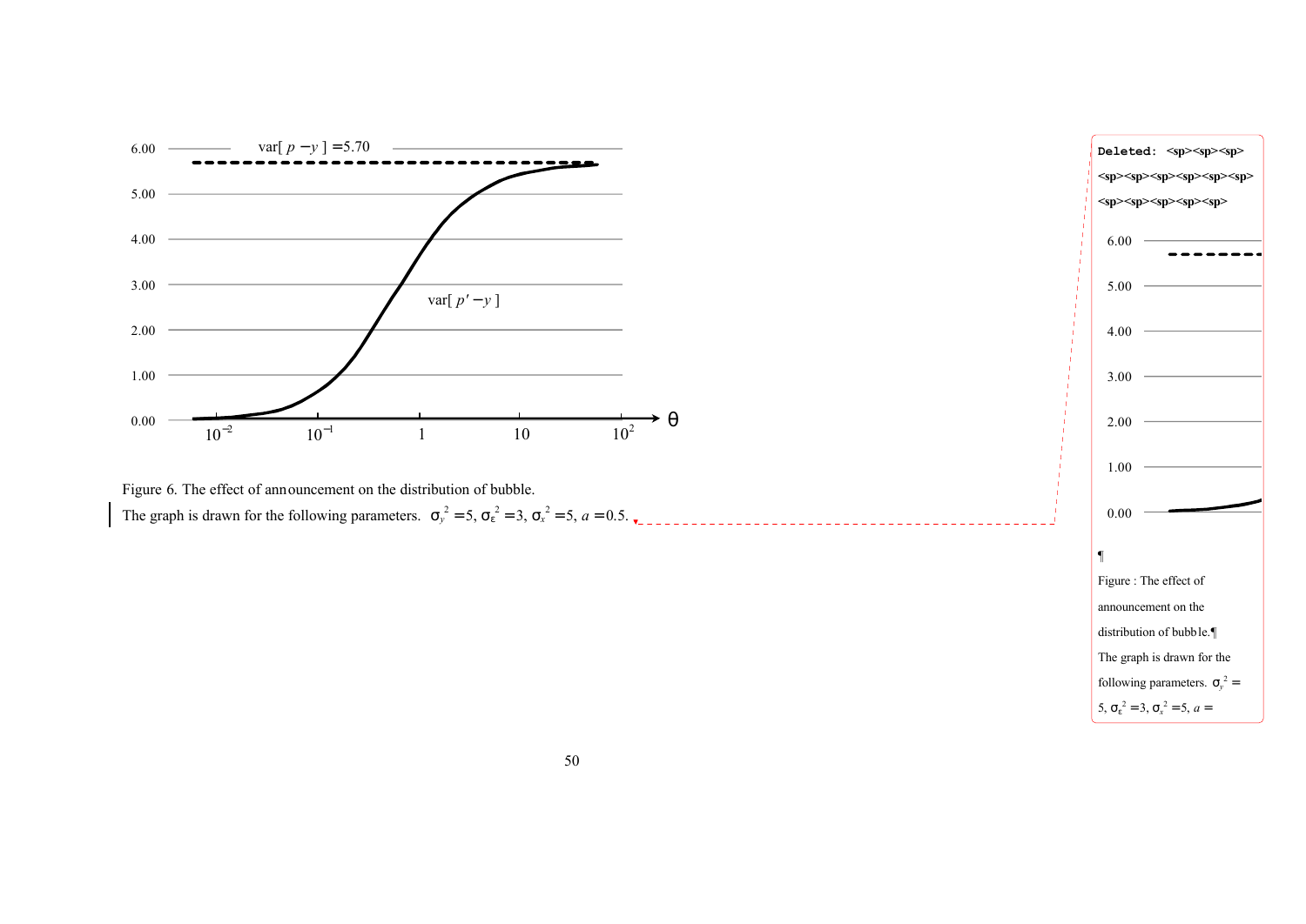6.00

5.00

4.00

3.00

2.00

1.00

0.00

var[ $p - y$ ] =5.70

var[ $p' - y$ ]

$10^{-2}$ $10^{-1}$ 1 10 $10^{2}$ θ

Figure 6. The effect of announcement on the distribution of bubble.

The graph is drawn for the following parameters. $\sigma_y^2 = 5$, $\sigma_\varepsilon^2 = 3$, $\sigma_x^2 = 5$, $a = 0.5$.